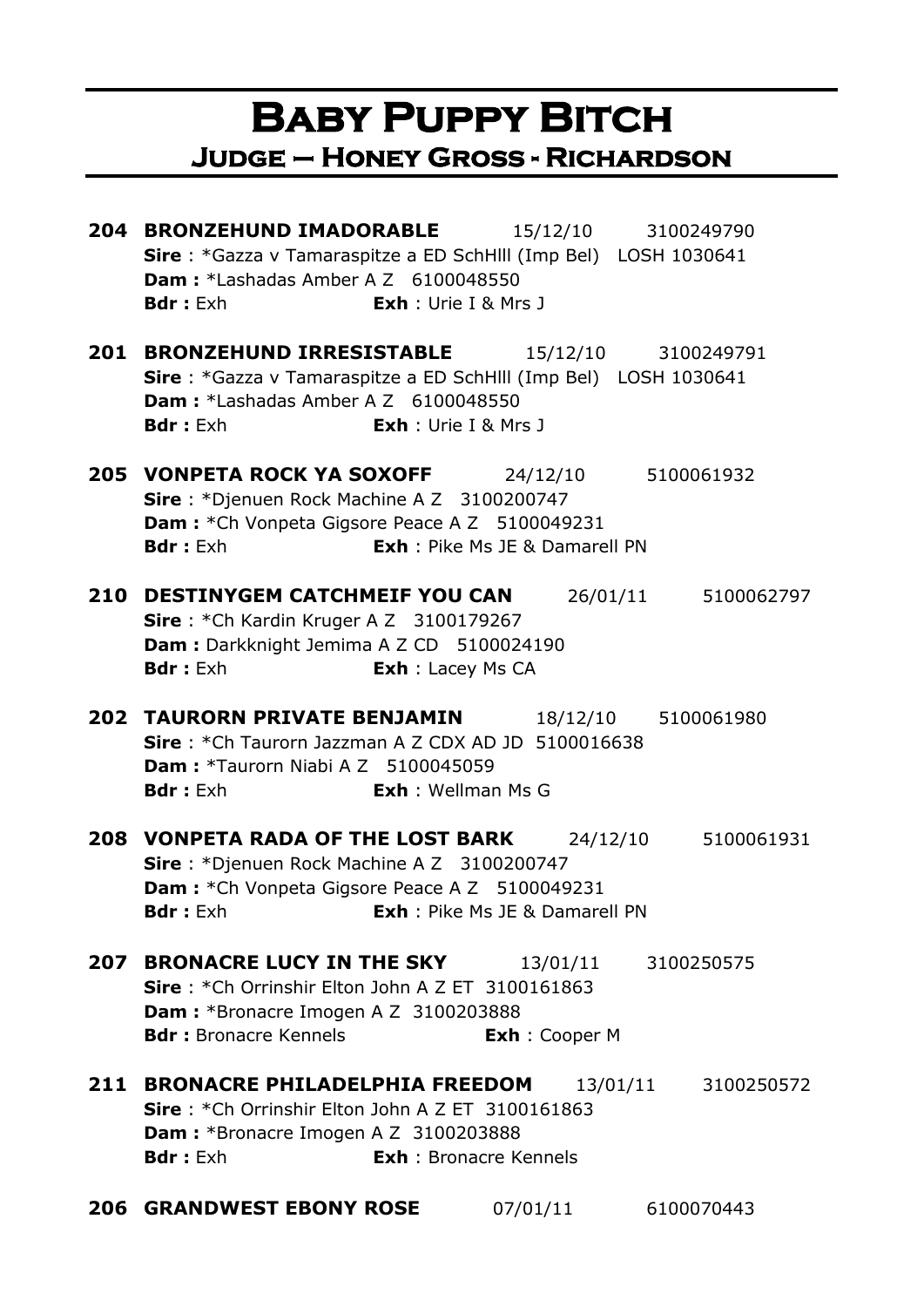# Baby Puppy Bitch

## Judge – Honey Gross - Richardson

**204 BRONZEHUND IMADORABLE** 15/12/10 3100249790
**Sire** : *Gazza v Tamaraspitze a ED SchHIII (Imp Bel) LOSH 1030641
**Dam :** *Lashadas Amber A Z 6100048550
**Bdr :** Exh **Exh** : Urie I & Mrs J

**201 BRONZEHUND IRRESISTABLE** 15/12/10 3100249791
**Sire** : *Gazza v Tamaraspitze a ED SchHIII (Imp Bel) LOSH 1030641
**Dam :** *Lashadas Amber A Z 6100048550
**Bdr :** Exh **Exh** : Urie I & Mrs J

**205 VONPETA ROCK YA SOXOFF** 24/12/10 5100061932
**Sire** : *Djenuen Rock Machine A Z 3100200747
**Dam :** *Ch Vonpeta Gigsore Peace A Z 5100049231
**Bdr :** Exh **Exh** : Pike Ms JE & Damarell PN

**210 DESTINYGEM CATCHMEIF YOU CAN** 26/01/11 5100062797
**Sire** : *Ch Kardin Kruger A Z 3100179267
**Dam :** Darkknight Jemima A Z CD 5100024190
**Bdr :** Exh **Exh** : Lacey Ms CA

**202 TAURORN PRIVATE BENJAMIN** 18/12/10 5100061980
**Sire** : *Ch Taurorn Jazzman A Z CDX AD JD 5100016638
**Dam :** *Taurorn Niabi A Z 5100045059
**Bdr :** Exh **Exh** : Wellman Ms G

**208 VONPETA RADA OF THE LOST BARK** 24/12/10 5100061931
**Sire** : *Djenuen Rock Machine A Z 3100200747
**Dam :** *Ch Vonpeta Gigsore Peace A Z 5100049231
**Bdr :** Exh **Exh** : Pike Ms JE & Damarell PN

**207 BRONACRE LUCY IN THE SKY** 13/01/11 3100250575
**Sire** : *Ch Orrinshir Elton John A Z ET 3100161863
**Dam :** *Bronacre Imogen A Z 3100203888
**Bdr :** Bronacre Kennels **Exh** : Cooper M

**211 BRONACRE PHILADELPHIA FREEDOM** 13/01/11 3100250572
**Sire** : *Ch Orrinshir Elton John A Z ET 3100161863
**Dam :** *Bronacre Imogen A Z 3100203888
**Bdr :** Exh **Exh** : Bronacre Kennels

**206 GRANDWEST EBONY ROSE** 07/01/11 6100070443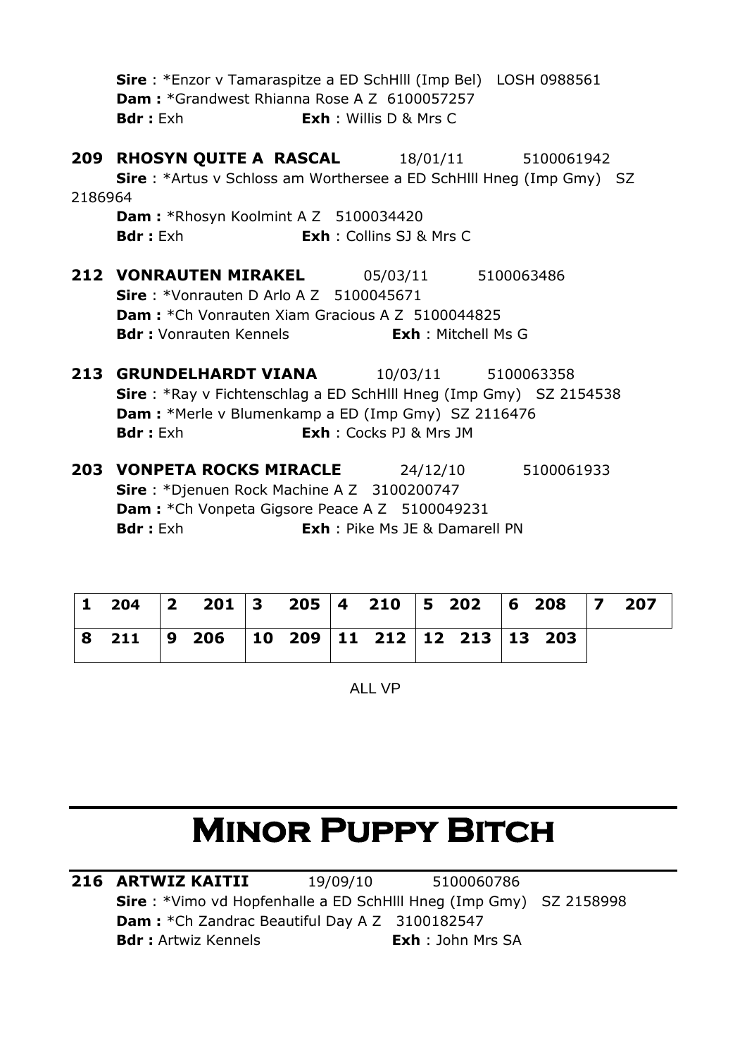**Sire** : *Enzor v Tamaraspitze a ED SchHlll (Imp Bel) LOSH 0988561
**Dam :** *Grandwest Rhianna Rose A Z 6100057257
**Bdr :** Exh **Exh** : Willis D & Mrs C

**209 RHOSYN QUITE A RASCAL** 18/01/11 5100061942
**Sire** : *Artus v Schloss am Worthersee a ED SchHlll Hneg (Imp Gmy) SZ 2186964
**Dam :** *Rhosyn Koolmint A Z 5100034420
**Bdr :** Exh **Exh** : Collins SJ & Mrs C

**212 VONRAUTEN MIRAKEL** 05/03/11 5100063486
**Sire** : *Vonrauten D Arlo A Z 5100045671
**Dam :** *Ch Vonrauten Xiam Gracious A Z 5100044825
**Bdr :** Vonrauten Kennels **Exh** : Mitchell Ms G

**213 GRUNDELHARDT VIANA** 10/03/11 5100063358
**Sire** : *Ray v Fichtenschlag a ED SchHlll Hneg (Imp Gmy) SZ 2154538
**Dam :** *Merle v Blumenkamp a ED (Imp Gmy) SZ 2116476
**Bdr :** Exh **Exh** : Cocks PJ & Mrs JM

**203 VONPETA ROCKS MIRACLE** 24/12/10 5100061933
**Sire** : *Djenuen Rock Machine A Z 3100200747
**Dam :** *Ch Vonpeta Gigsore Peace A Z 5100049231
**Bdr :** Exh **Exh** : Pike Ms JE & Damarell PN

| 1 204 | 2 201 | 3 205 | 4 210 | 5 202 | 6 208 | 7 207 |
|---|---|---|---|---|---|---|
| 8 211 | 9 206 | 10 209 | 11 212 | 12 213 | 13 203 | |

ALL VP

# Minor Puppy Bitch

**216 ARTWIZ KAITII** 19/09/10 5100060786
**Sire** : *Vimo vd Hopfenhalle a ED SchHlll Hneg (Imp Gmy) SZ 2158998
**Dam :** *Ch Zandrac Beautiful Day A Z 3100182547
**Bdr :** Artwiz Kennels **Exh** : John Mrs SA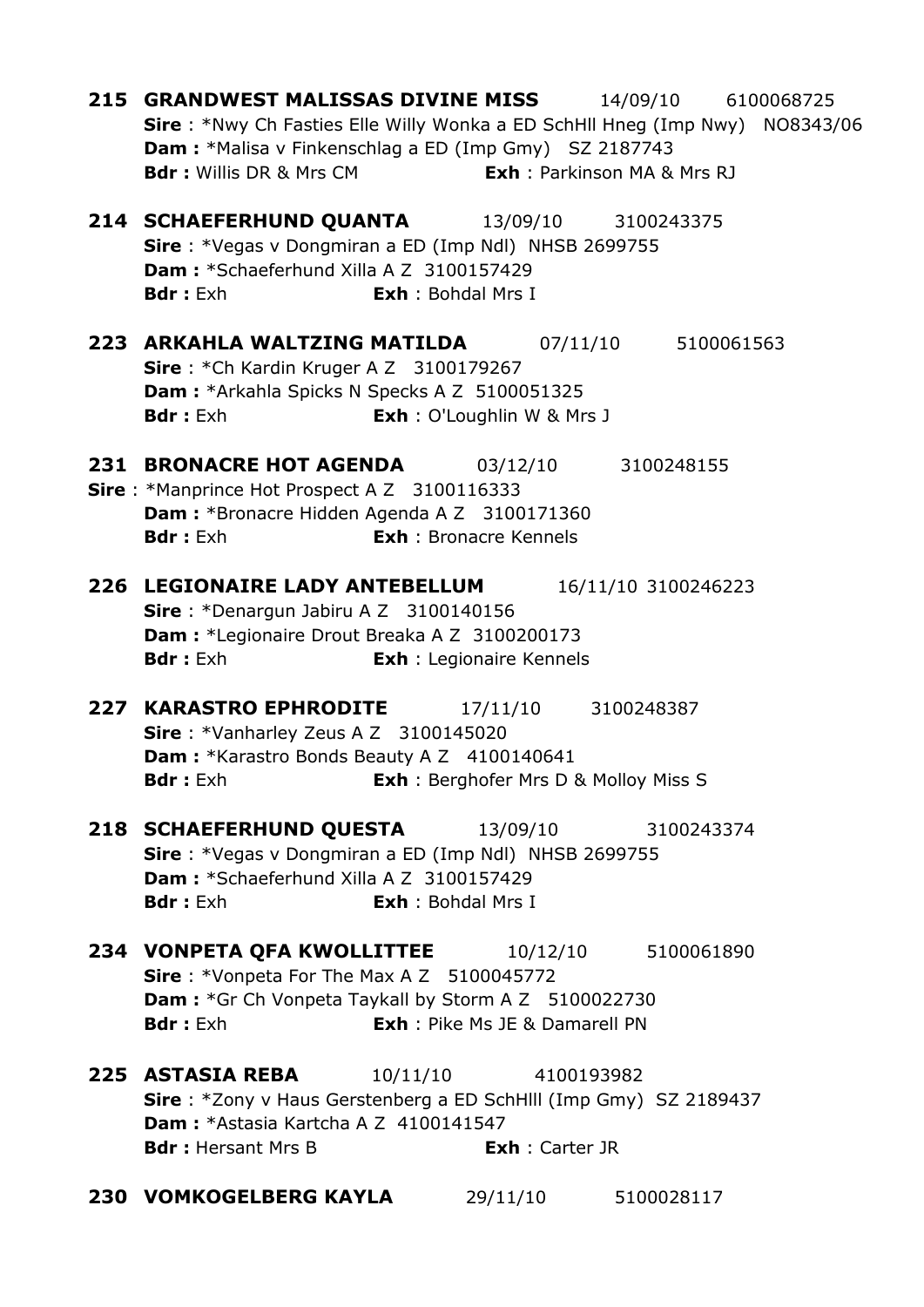**215 GRANDWEST MALISSAS DIVINE MISS** 14/09/10 6100068725
**Sire** : *Nwy Ch Fasties Elle Willy Wonka a ED SchHll Hneg (Imp Nwy) NO8343/06
**Dam :** *Malisa v Finkenschlag a ED (Imp Gmy) SZ 2187743
**Bdr :** Willis DR & Mrs CM **Exh** : Parkinson MA & Mrs RJ

**214 SCHAEFERHUND QUANTA** 13/09/10 3100243375
**Sire** : *Vegas v Dongmiran a ED (Imp Ndl) NHSB 2699755
**Dam :** *Schaeferhund Xilla A Z 3100157429
**Bdr :** Exh **Exh** : Bohdal Mrs I

**223 ARKAHLA WALTZING MATILDA** 07/11/10 5100061563
**Sire** : *Ch Kardin Kruger A Z 3100179267
**Dam :** *Arkahla Spicks N Specks A Z 5100051325
**Bdr :** Exh **Exh** : O'Loughlin W & Mrs J

**231 BRONACRE HOT AGENDA** 03/12/10 3100248155
**Sire** : *Manprince Hot Prospect A Z 3100116333
**Dam :** *Bronacre Hidden Agenda A Z 3100171360
**Bdr :** Exh **Exh** : Bronacre Kennels

**226 LEGIONAIRE LADY ANTEBELLUM** 16/11/10 3100246223
**Sire** : *Denargun Jabiru A Z 3100140156
**Dam :** *Legionaire Drout Breaka A Z 3100200173
**Bdr :** Exh **Exh** : Legionaire Kennels

**227 KARASTRO EPHRODITE** 17/11/10 3100248387
**Sire** : *Vanharley Zeus A Z 3100145020
**Dam :** *Karastro Bonds Beauty A Z 4100140641
**Bdr :** Exh **Exh** : Berghofer Mrs D & Molloy Miss S

**218 SCHAEFERHUND QUESTA** 13/09/10 3100243374
**Sire** : *Vegas v Dongmiran a ED (Imp Ndl) NHSB 2699755
**Dam :** *Schaeferhund Xilla A Z 3100157429
**Bdr :** Exh **Exh** : Bohdal Mrs I

**234 VONPETA QFA KWOLLITTEE** 10/12/10 5100061890
**Sire** : *Vonpeta For The Max A Z 5100045772
**Dam :** *Gr Ch Vonpeta Taykall by Storm A Z 5100022730
**Bdr :** Exh **Exh** : Pike Ms JE & Damarell PN

**225 ASTASIA REBA** 10/11/10 4100193982
**Sire** : *Zony v Haus Gerstenberg a ED SchHlll (Imp Gmy) SZ 2189437
**Dam :** *Astasia Kartcha A Z 4100141547
**Bdr :** Hersant Mrs B **Exh** : Carter JR

**230 VOMKOGELBERG KAYLA** 29/11/10 5100028117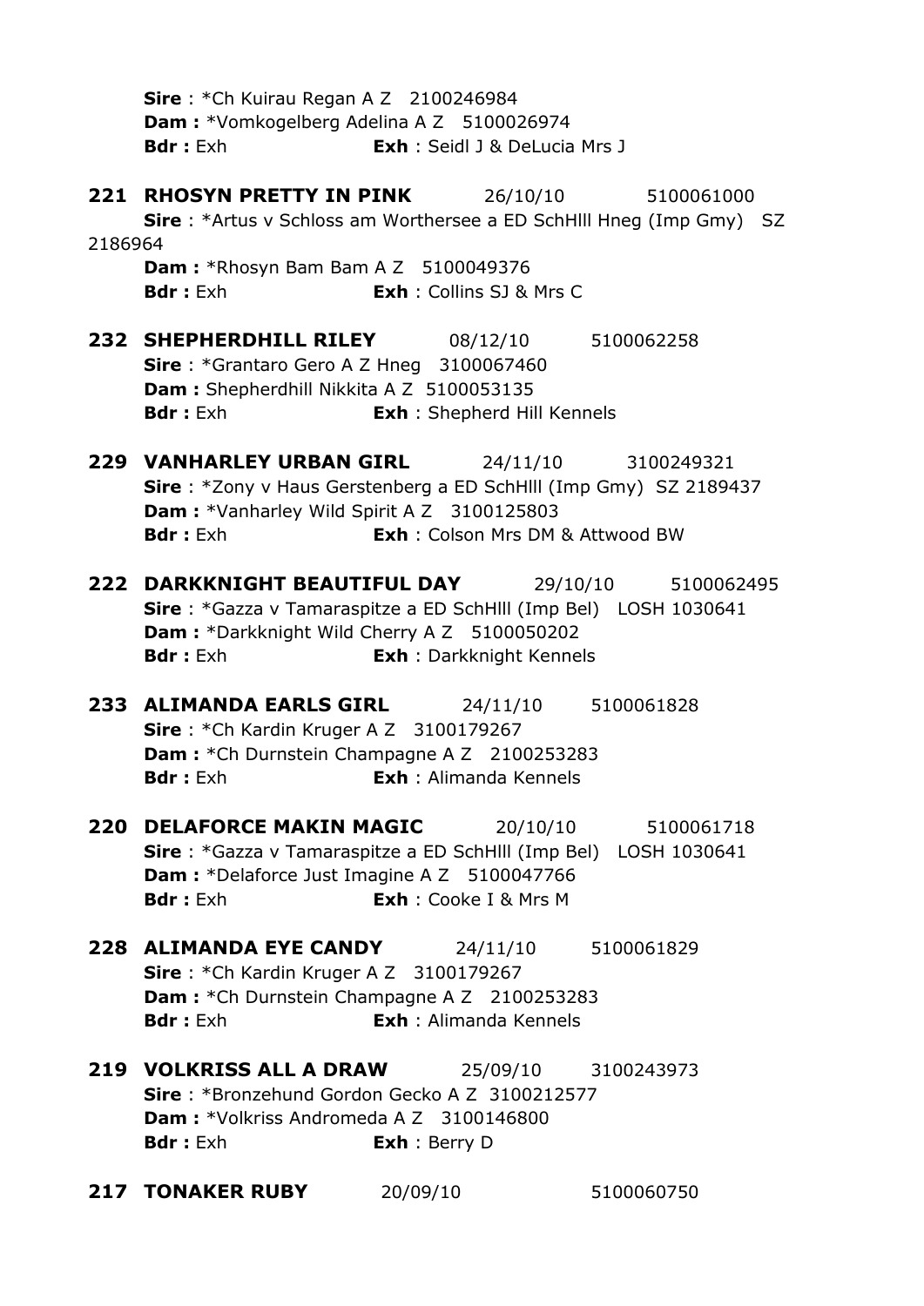**Sire** : *Ch Kuirau Regan A Z 2100246984
**Dam :** *Vomkogelberg Adelina A Z 5100026974
**Bdr :** Exh **Exh** : Seidl J & DeLucia Mrs J

**221 RHOSYN PRETTY IN PINK** 26/10/10 5100061000
**Sire** : *Artus v Schloss am Worthersee a ED SchHlll Hneg (Imp Gmy) SZ 2186964
**Dam :** *Rhosyn Bam Bam A Z 5100049376
**Bdr :** Exh **Exh** : Collins SJ & Mrs C

**232 SHEPHERDHILL RILEY** 08/12/10 5100062258
**Sire** : *Grantaro Gero A Z Hneg 3100067460
**Dam :** Shepherdhill Nikkita A Z 5100053135
**Bdr :** Exh **Exh** : Shepherd Hill Kennels

**229 VANHARLEY URBAN GIRL** 24/11/10 3100249321
**Sire** : *Zony v Haus Gerstenberg a ED SchHlll (Imp Gmy) SZ 2189437
**Dam :** *Vanharley Wild Spirit A Z 3100125803
**Bdr :** Exh **Exh** : Colson Mrs DM & Attwood BW

**222 DARKKNIGHT BEAUTIFUL DAY** 29/10/10 5100062495
**Sire** : *Gazza v Tamaraspitze a ED SchHlll (Imp Bel) LOSH 1030641
**Dam :** *Darkknight Wild Cherry A Z 5100050202
**Bdr :** Exh **Exh** : Darkknight Kennels

**233 ALIMANDA EARLS GIRL** 24/11/10 5100061828
**Sire** : *Ch Kardin Kruger A Z 3100179267
**Dam :** *Ch Durnstein Champagne A Z 2100253283
**Bdr :** Exh **Exh** : Alimanda Kennels

**220 DELAFORCE MAKIN MAGIC** 20/10/10 5100061718
**Sire** : *Gazza v Tamaraspitze a ED SchHlll (Imp Bel) LOSH 1030641
**Dam :** *Delaforce Just Imagine A Z 5100047766
**Bdr :** Exh **Exh** : Cooke I & Mrs M

**228 ALIMANDA EYE CANDY** 24/11/10 5100061829
**Sire** : *Ch Kardin Kruger A Z 3100179267
**Dam :** *Ch Durnstein Champagne A Z 2100253283
**Bdr :** Exh **Exh** : Alimanda Kennels

**219 VOLKRISS ALL A DRAW** 25/09/10 3100243973
**Sire** : *Bronzehund Gordon Gecko A Z 3100212577
**Dam :** *Volkriss Andromeda A Z 3100146800
**Bdr :** Exh **Exh** : Berry D

**217 TONAKER RUBY** 20/09/10 5100060750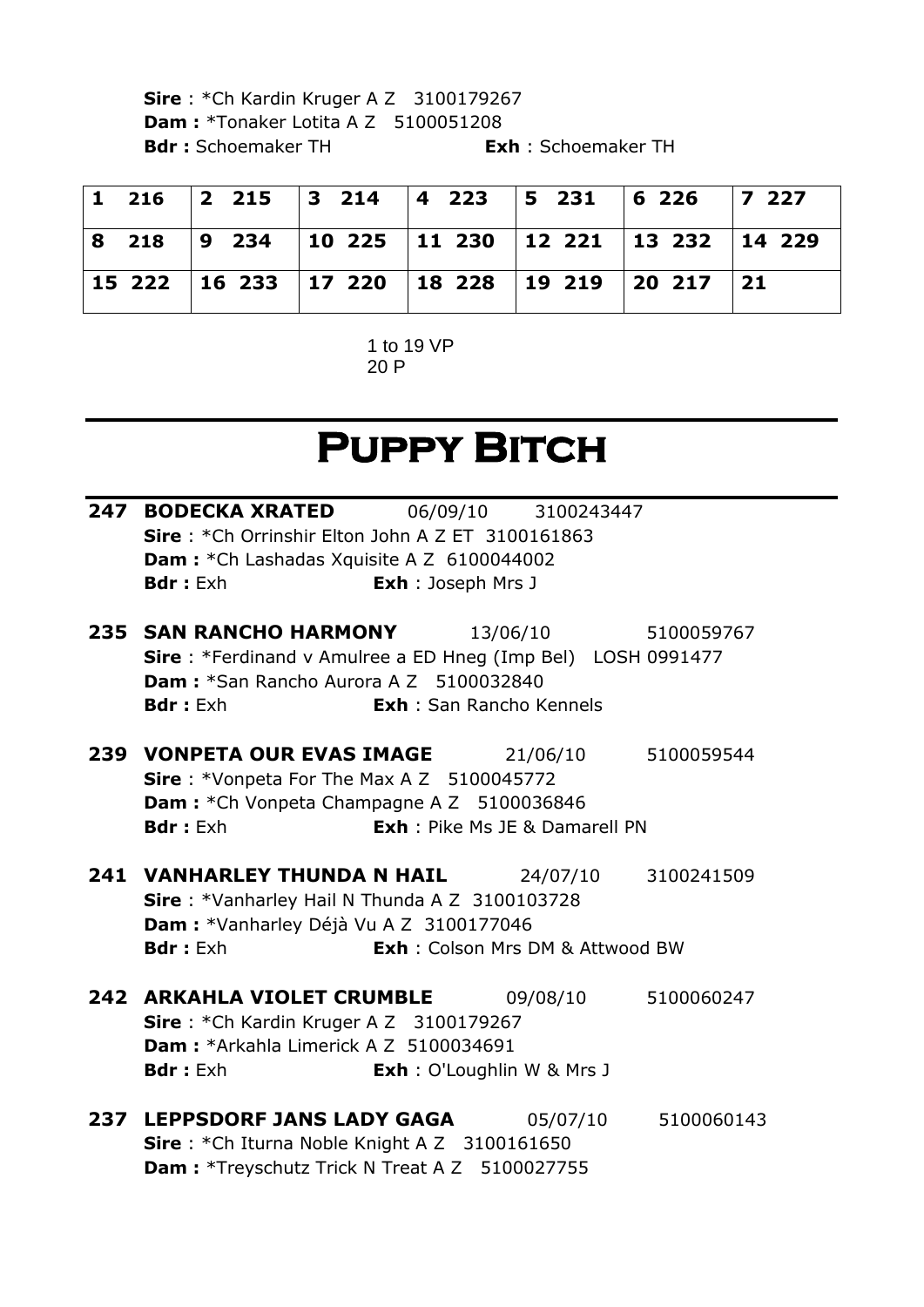**Sire** : *Ch Kardin Kruger A Z 3100179267
**Dam :** *Tonaker Lotita A Z 5100051208
**Bdr :** Schoemaker TH **Exh** : Schoemaker TH

| | | | | | | |
|---|---|---|---|---|---|---|
| **1 216** | **2 215** | **3 214** | **4 223** | **5 231** | **6 226** | **7 227** |
| **8 218** | **9 234** | **10 225** | **11 230** | **12 221** | **13 232** | **14 229** |
| **15 222** | **16 233** | **17 220** | **18 228** | **19 219** | **20 217** | **21** |

1 to 19 VP
20 P

# Puppy Bitch

**247 BODECKA XRATED** 06/09/10 3100243447
**Sire** : *Ch Orrinshir Elton John A Z ET 3100161863
**Dam :** *Ch Lashadas Xquisite A Z 6100044002
**Bdr :** Exh **Exh** : Joseph Mrs J

**235 SAN RANCHO HARMONY** 13/06/10 5100059767
**Sire** : *Ferdinand v Amulree a ED Hneg (Imp Bel) LOSH 0991477
**Dam :** *San Rancho Aurora A Z 5100032840
**Bdr :** Exh **Exh** : San Rancho Kennels

**239 VONPETA OUR EVAS IMAGE** 21/06/10 5100059544
**Sire** : *Vonpeta For The Max A Z 5100045772
**Dam :** *Ch Vonpeta Champagne A Z 5100036846
**Bdr :** Exh **Exh** : Pike Ms JE & Damarell PN

**241 VANHARLEY THUNDA N HAIL** 24/07/10 3100241509
**Sire** : *Vanharley Hail N Thunda A Z 3100103728
**Dam :** *Vanharley Déjà Vu A Z 3100177046
**Bdr :** Exh **Exh** : Colson Mrs DM & Attwood BW

**242 ARKAHLA VIOLET CRUMBLE** 09/08/10 5100060247
**Sire** : *Ch Kardin Kruger A Z 3100179267
**Dam :** *Arkahla Limerick A Z 5100034691
**Bdr :** Exh **Exh** : O'Loughlin W & Mrs J

**237 LEPPSDORF JANS LADY GAGA** 05/07/10 5100060143
**Sire** : *Ch Iturna Noble Knight A Z 3100161650
**Dam :** *Treyschutz Trick N Treat A Z 5100027755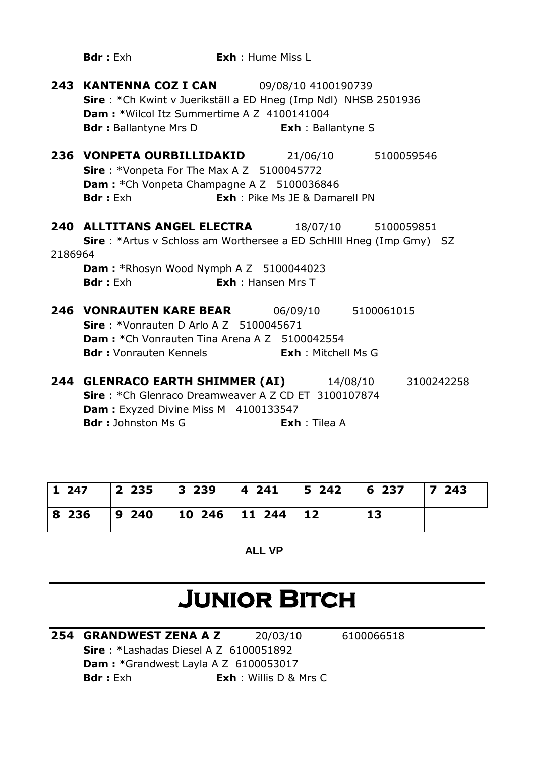**Bdr :** Exh **Exh** : Hume Miss L

**243 KANTENNA COZ I CAN** 09/08/10 4100190739
**Sire** : *Ch Kwint v Juerikställ a ED Hneg (Imp Ndl) NHSB 2501936
**Dam :** *Wilcol Itz Summertime A Z 4100141004
**Bdr :** Ballantyne Mrs D **Exh** : Ballantyne S

**236 VONPETA OURBILLIDAKID** 21/06/10 5100059546
**Sire** : *Vonpeta For The Max A Z 5100045772
**Dam :** *Ch Vonpeta Champagne A Z 5100036846
**Bdr :** Exh **Exh** : Pike Ms JE & Damarell PN

**240 ALLTITANS ANGEL ELECTRA** 18/07/10 5100059851
**Sire** : *Artus v Schloss am Worthersee a ED SchHlll Hneg (Imp Gmy) SZ 2186964
**Dam :** *Rhosyn Wood Nymph A Z 5100044023
**Bdr :** Exh **Exh** : Hansen Mrs T

**246 VONRAUTEN KARE BEAR** 06/09/10 5100061015
**Sire** : *Vonrauten D Arlo A Z 5100045671
**Dam :** *Ch Vonrauten Tina Arena A Z 5100042554
**Bdr :** Vonrauten Kennels **Exh** : Mitchell Ms G

**244 GLENRACO EARTH SHIMMER (AI)** 14/08/10 3100242258
**Sire** : *Ch Glenraco Dreamweaver A Z CD ET 3100107874
**Dam :** Exyzed Divine Miss M 4100133547
**Bdr :** Johnston Ms G **Exh** : Tilea A

| 1 247 | 2 235 | 3 239 | 4 241 | 5 242 | 6 237 | 7 243 |
|---|---|---|---|---|---|---|
| 8 236 | 9 240 | 10 246 | 11 244 | 12 | 13 | |

**ALL VP**

# Junior Bitch

**254 GRANDWEST ZENA A Z** 20/03/10 6100066518
**Sire** : *Lashadas Diesel A Z 6100051892
**Dam :** *Grandwest Layla A Z 6100053017
**Bdr :** Exh **Exh** : Willis D & Mrs C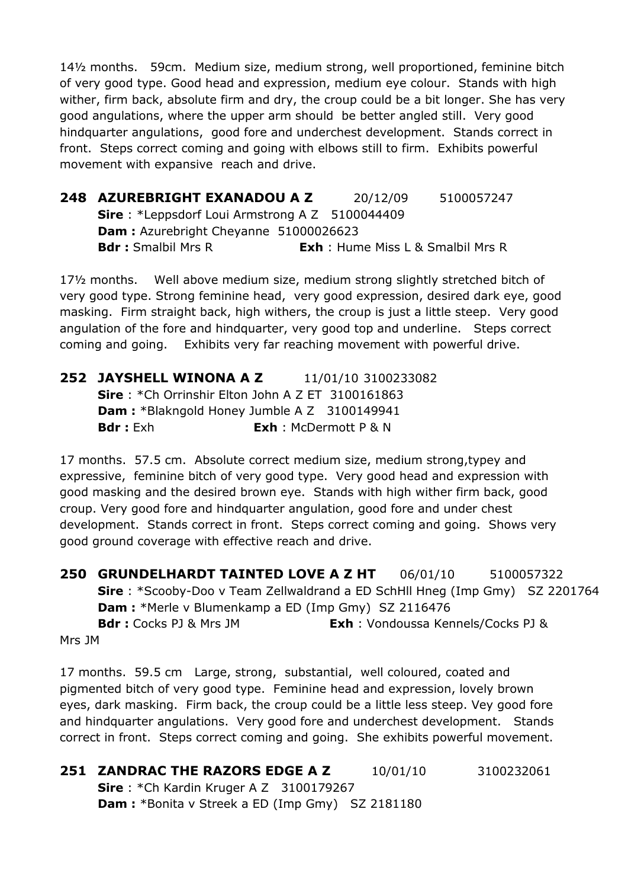14½ months.  59cm.  Medium size, medium strong, well proportioned, feminine bitch of very good type. Good head and expression, medium eye colour.  Stands with high wither, firm back, absolute firm and dry, the croup could be a bit longer. She has very good angulations, where the upper arm should  be better angled still.  Very good hindquarter angulations,  good fore and underchest development.  Stands correct in front.  Steps correct coming and going with elbows still to firm.  Exhibits powerful movement with expansive  reach and drive.

**248  AZUREBRIGHT EXANADOU A Z**  20/12/09  5100057247
**Sire** : *Leppsdorf Loui Armstrong A Z  5100044409
**Dam :** Azurebright Cheyanne  51000026623
**Bdr :** Smalbil Mrs R  **Exh** : Hume Miss L & Smalbil Mrs R

17½ months.  Well above medium size, medium strong slightly stretched bitch of very good type. Strong feminine head,  very good expression, desired dark eye, good masking.  Firm straight back, high withers, the croup is just a little steep.  Very good angulation of the fore and hindquarter, very good top and underline.  Steps correct coming and going.  Exhibits very far reaching movement with powerful drive.

**252  JAYSHELL WINONA A Z**  11/01/10 3100233082
**Sire** : *Ch Orrinshir Elton John A Z ET  3100161863
**Dam :** *Blakngold Honey Jumble A Z  3100149941
**Bdr :** Exh  **Exh** : McDermott P & N

17 months.  57.5 cm.  Absolute correct medium size, medium strong,typey and expressive,  feminine bitch of very good type.  Very good head and expression with good masking and the desired brown eye.  Stands with high wither firm back, good croup. Very good fore and hindquarter angulation, good fore and under chest development.  Stands correct in front.  Steps correct coming and going.  Shows very good ground coverage with effective reach and drive.

**250  GRUNDELHARDT TAINTED LOVE A Z HT**  06/01/10  5100057322
**Sire** : *Scooby-Doo v Team Zellwaldrand a ED SchHll Hneg (Imp Gmy)  SZ 2201764
**Dam :** *Merle v Blumenkamp a ED (Imp Gmy)  SZ 2116476
**Bdr :** Cocks PJ & Mrs JM  **Exh** : Vondoussa Kennels/Cocks PJ & Mrs JM

17 months.  59.5 cm  Large, strong,  substantial,  well coloured, coated and pigmented bitch of very good type.  Feminine head and expression, lovely brown eyes, dark masking.  Firm back, the croup could be a little less steep. Vey good fore and hindquarter angulations.  Very good fore and underchest development.  Stands correct in front.  Steps correct coming and going.  She exhibits powerful movement.

**251  ZANDRAC THE RAZORS EDGE A Z**  10/01/10  3100232061
**Sire** : *Ch Kardin Kruger A Z  3100179267
**Dam :** *Bonita v Streek a ED (Imp Gmy)  SZ 2181180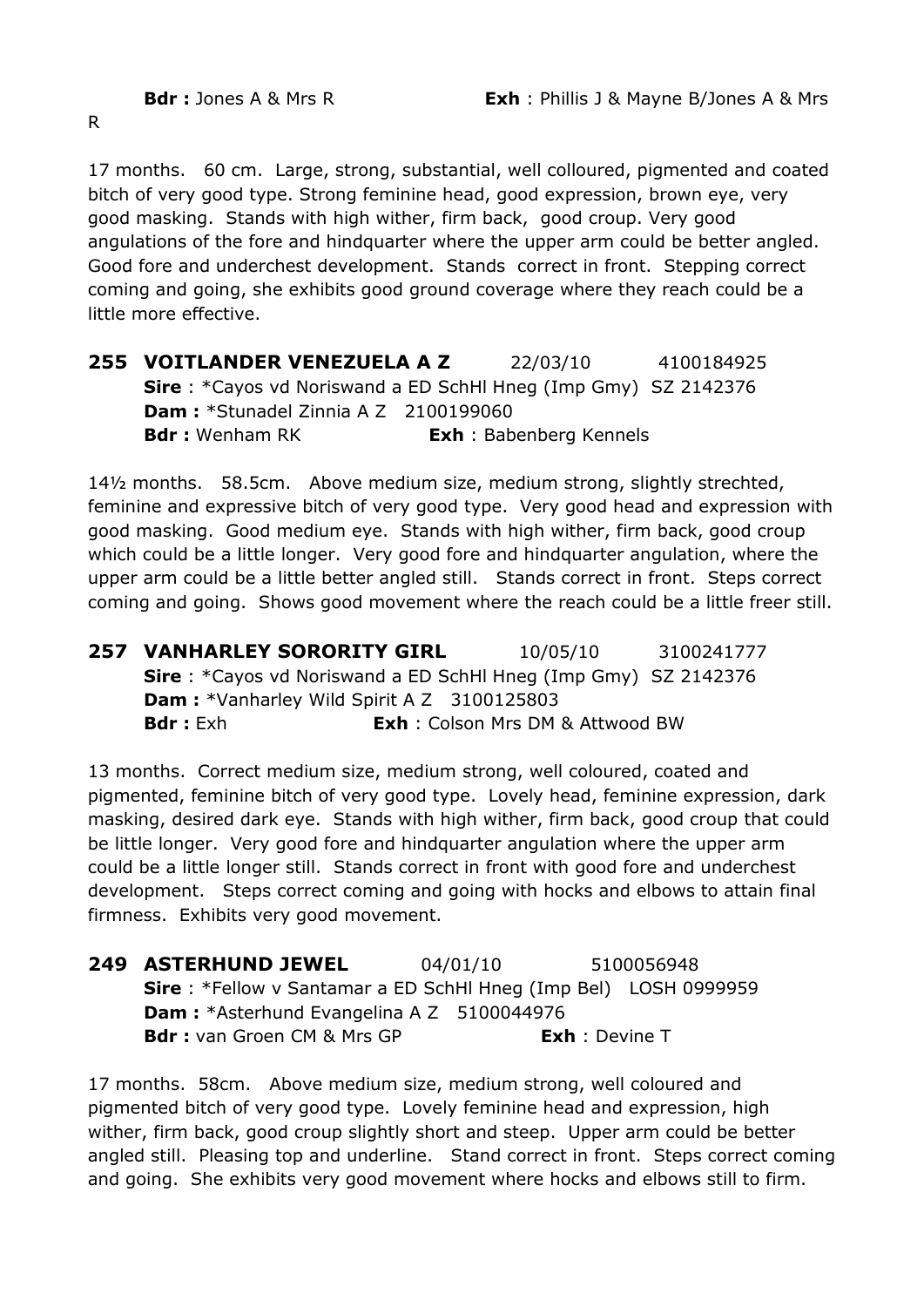**Bdr :** Jones A & Mrs R **Exh** : Phillis J & Mayne B/Jones A & Mrs R

17 months. 60 cm. Large, strong, substantial, well colloured, pigmented and coated bitch of very good type. Strong feminine head, good expression, brown eye, very good masking. Stands with high wither, firm back, good croup. Very good angulations of the fore and hindquarter where the upper arm could be better angled. Good fore and underchest development. Stands correct in front. Stepping correct coming and going, she exhibits good ground coverage where they reach could be a little more effective.

**255 VOITLANDER VENEZUELA A Z** 22/03/10 4100184925
**Sire** : *Cayos vd Noriswand a ED SchHl Hneg (Imp Gmy) SZ 2142376
**Dam :** *Stunadel Zinnia A Z 2100199060
**Bdr :** Wenham RK **Exh** : Babenberg Kennels

14½ months. 58.5cm. Above medium size, medium strong, slightly strechted, feminine and expressive bitch of very good type. Very good head and expression with good masking. Good medium eye. Stands with high wither, firm back, good croup which could be a little longer. Very good fore and hindquarter angulation, where the upper arm could be a little better angled still. Stands correct in front. Steps correct coming and going. Shows good movement where the reach could be a little freer still.

**257 VANHARLEY SORORITY GIRL** 10/05/10 3100241777
**Sire** : *Cayos vd Noriswand a ED SchHl Hneg (Imp Gmy) SZ 2142376
**Dam :** *Vanharley Wild Spirit A Z 3100125803
**Bdr :** Exh **Exh** : Colson Mrs DM & Attwood BW

13 months. Correct medium size, medium strong, well coloured, coated and pigmented, feminine bitch of very good type. Lovely head, feminine expression, dark masking, desired dark eye. Stands with high wither, firm back, good croup that could be little longer. Very good fore and hindquarter angulation where the upper arm could be a little longer still. Stands correct in front with good fore and underchest development. Steps correct coming and going with hocks and elbows to attain final firmness. Exhibits very good movement.

**249 ASTERHUND JEWEL** 04/01/10 5100056948
**Sire** : *Fellow v Santamar a ED SchHl Hneg (Imp Bel) LOSH 0999959
**Dam :** *Asterhund Evangelina A Z 5100044976
**Bdr :** van Groen CM & Mrs GP **Exh** : Devine T

17 months. 58cm. Above medium size, medium strong, well coloured and pigmented bitch of very good type. Lovely feminine head and expression, high wither, firm back, good croup slightly short and steep. Upper arm could be better angled still. Pleasing top and underline. Stand correct in front. Steps correct coming and going. She exhibits very good movement where hocks and elbows still to firm.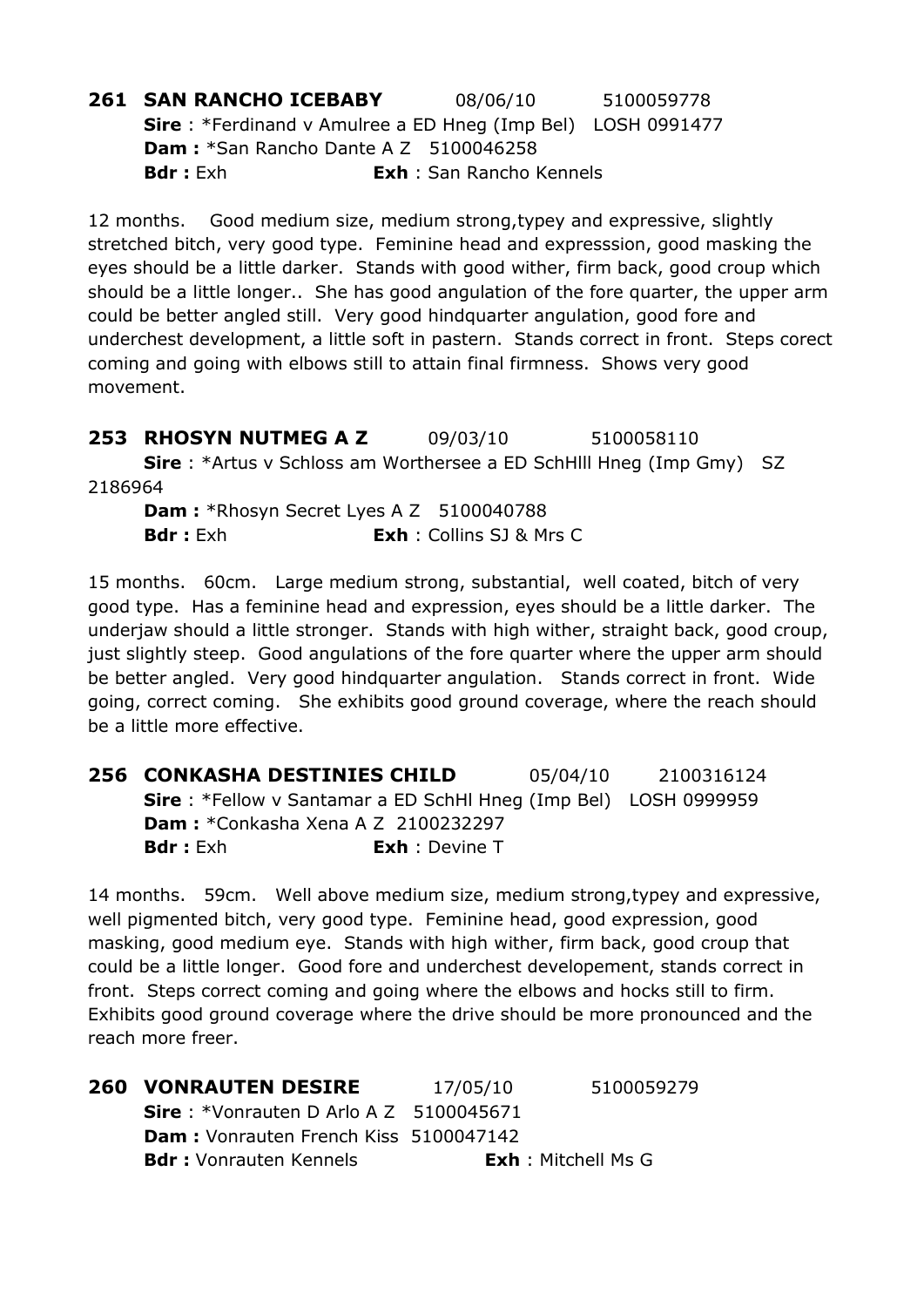**261 SAN RANCHO ICEBABY** 08/06/10 5100059778
**Sire** : *Ferdinand v Amulree a ED Hneg (Imp Bel) LOSH 0991477
**Dam :** *San Rancho Dante A Z 5100046258
**Bdr :** Exh **Exh** : San Rancho Kennels

12 months. Good medium size, medium strong,typey and expressive, slightly stretched bitch, very good type. Feminine head and expresssion, good masking the eyes should be a little darker. Stands with good wither, firm back, good croup which should be a little longer.. She has good angulation of the fore quarter, the upper arm could be better angled still. Very good hindquarter angulation, good fore and underchest development, a little soft in pastern. Stands correct in front. Steps corect coming and going with elbows still to attain final firmness. Shows very good movement.

**253 RHOSYN NUTMEG A Z** 09/03/10 5100058110
**Sire** : *Artus v Schloss am Worthersee a ED SchHlll Hneg (Imp Gmy) SZ 2186964
**Dam :** *Rhosyn Secret Lyes A Z 5100040788
**Bdr :** Exh **Exh** : Collins SJ & Mrs C

15 months. 60cm. Large medium strong, substantial, well coated, bitch of very good type. Has a feminine head and expression, eyes should be a little darker. The underjaw should a little stronger. Stands with high wither, straight back, good croup, just slightly steep. Good angulations of the fore quarter where the upper arm should be better angled. Very good hindquarter angulation. Stands correct in front. Wide going, correct coming. She exhibits good ground coverage, where the reach should be a little more effective.

**256 CONKASHA DESTINIES CHILD** 05/04/10 2100316124
**Sire** : *Fellow v Santamar a ED SchHl Hneg (Imp Bel) LOSH 0999959
**Dam :** *Conkasha Xena A Z 2100232297
**Bdr :** Exh **Exh** : Devine T

14 months. 59cm. Well above medium size, medium strong,typey and expressive, well pigmented bitch, very good type. Feminine head, good expression, good masking, good medium eye. Stands with high wither, firm back, good croup that could be a little longer. Good fore and underchest developement, stands correct in front. Steps correct coming and going where the elbows and hocks still to firm. Exhibits good ground coverage where the drive should be more pronounced and the reach more freer.

**260 VONRAUTEN DESIRE** 17/05/10 5100059279
**Sire** : *Vonrauten D Arlo A Z 5100045671
**Dam :** Vonrauten French Kiss 5100047142
**Bdr :** Vonrauten Kennels **Exh** : Mitchell Ms G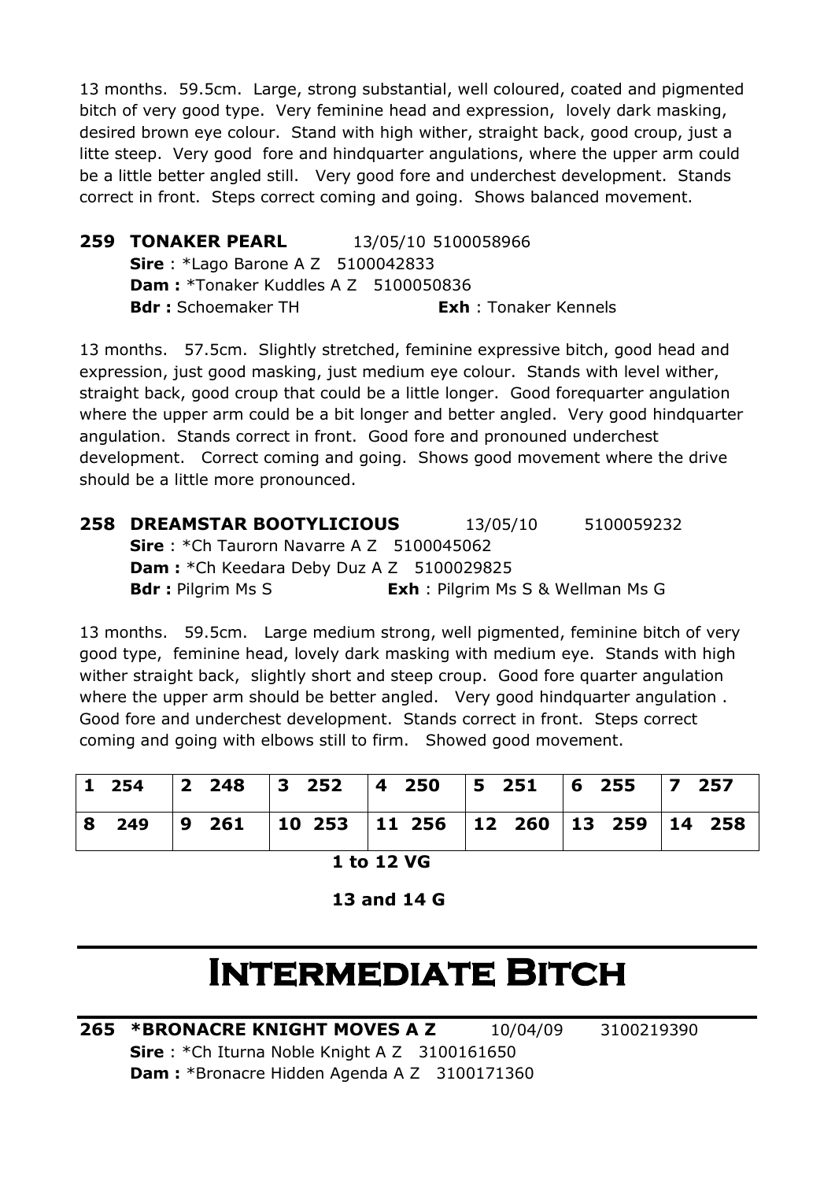13 months. 59.5cm. Large, strong substantial, well coloured, coated and pigmented bitch of very good type. Very feminine head and expression, lovely dark masking, desired brown eye colour. Stand with high wither, straight back, good croup, just a litte steep. Very good fore and hindquarter angulations, where the upper arm could be a little better angled still. Very good fore and underchest development. Stands correct in front. Steps correct coming and going. Shows balanced movement.

**259 TONAKER PEARL** 13/05/10 5100058966
**Sire** : *Lago Barone A Z 5100042833
**Dam :** *Tonaker Kuddles A Z 5100050836
**Bdr :** Schoemaker TH **Exh** : Tonaker Kennels

13 months. 57.5cm. Slightly stretched, feminine expressive bitch, good head and expression, just good masking, just medium eye colour. Stands with level wither, straight back, good croup that could be a little longer. Good forequarter angulation where the upper arm could be a bit longer and better angled. Very good hindquarter angulation. Stands correct in front. Good fore and pronouned underchest development. Correct coming and going. Shows good movement where the drive should be a little more pronounced.

**258 DREAMSTAR BOOTYLICIOUS** 13/05/10 5100059232
**Sire** : *Ch Taurorn Navarre A Z 5100045062
**Dam :** *Ch Keedara Deby Duz A Z 5100029825
**Bdr :** Pilgrim Ms S **Exh** : Pilgrim Ms S & Wellman Ms G

13 months. 59.5cm. Large medium strong, well pigmented, feminine bitch of very good type, feminine head, lovely dark masking with medium eye. Stands with high wither straight back, slightly short and steep croup. Good fore quarter angulation where the upper arm should be better angled. Very good hindquarter angulation . Good fore and underchest development. Stands correct in front. Steps correct coming and going with elbows still to firm. Showed good movement.

| | | | | | | |
|---|---|---|---|---|---|---|
| **1 254** | **2 248** | **3 252** | **4 250** | **5 251** | **6 255** | **7 257** |
| **8 249** | **9 261** | **10 253** | **11 256** | **12 260** | **13 259** | **14 258** |

**1 to 12 VG**

**13 and 14 G**

# Intermediate Bitch

**265 *BRONACRE KNIGHT MOVES A Z** 10/04/09 3100219390
**Sire** : *Ch Iturna Noble Knight A Z 3100161650
**Dam :** *Bronacre Hidden Agenda A Z 3100171360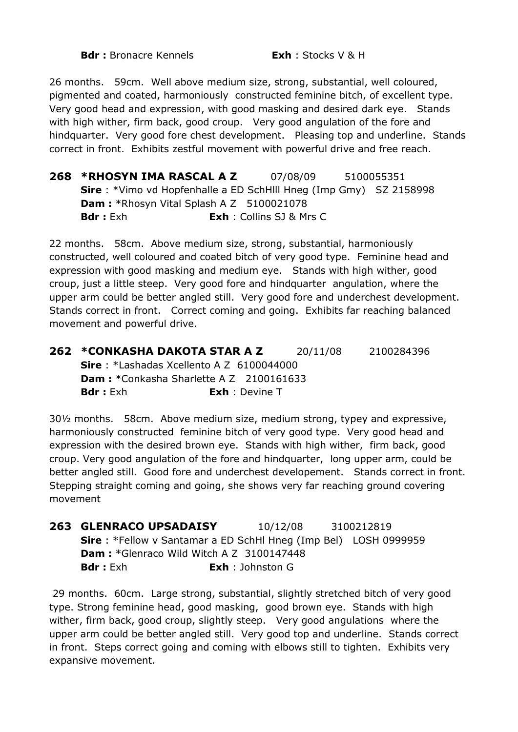**Bdr :** Bronacre Kennels **Exh** : Stocks V & H

26 months. 59cm. Well above medium size, strong, substantial, well coloured, pigmented and coated, harmoniously constructed feminine bitch, of excellent type. Very good head and expression, with good masking and desired dark eye. Stands with high wither, firm back, good croup. Very good angulation of the fore and hindquarter. Very good fore chest development. Pleasing top and underline. Stands correct in front. Exhibits zestful movement with powerful drive and free reach.

**268 *RHOSYN IMA RASCAL A Z** 07/08/09 5100055351
**Sire** : *Vimo vd Hopfenhalle a ED SchHlll Hneg (Imp Gmy) SZ 2158998
**Dam :** *Rhosyn Vital Splash A Z 5100021078
**Bdr :** Exh **Exh** : Collins SJ & Mrs C

22 months. 58cm. Above medium size, strong, substantial, harmoniously constructed, well coloured and coated bitch of very good type. Feminine head and expression with good masking and medium eye. Stands with high wither, good croup, just a little steep. Very good fore and hindquarter angulation, where the upper arm could be better angled still. Very good fore and underchest development. Stands correct in front. Correct coming and going. Exhibits far reaching balanced movement and powerful drive.

**262 *CONKASHA DAKOTA STAR A Z** 20/11/08 2100284396
**Sire** : *Lashadas Xcellento A Z 6100044000
**Dam :** *Conkasha Sharlette A Z 2100161633
**Bdr :** Exh **Exh** : Devine T

30½ months. 58cm. Above medium size, medium strong, typey and expressive, harmoniously constructed feminine bitch of very good type. Very good head and expression with the desired brown eye. Stands with high wither, firm back, good croup. Very good angulation of the fore and hindquarter, long upper arm, could be better angled still. Good fore and underchest developement. Stands correct in front. Stepping straight coming and going, she shows very far reaching ground covering movement

**263 GLENRACO UPSADAISY** 10/12/08 3100212819
**Sire** : *Fellow v Santamar a ED SchHl Hneg (Imp Bel) LOSH 0999959
**Dam :** *Glenraco Wild Witch A Z 3100147448
**Bdr :** Exh **Exh** : Johnston G

29 months. 60cm. Large strong, substantial, slightly stretched bitch of very good type. Strong feminine head, good masking, good brown eye. Stands with high wither, firm back, good croup, slightly steep. Very good angulations where the upper arm could be better angled still. Very good top and underline. Stands correct in front. Steps correct going and coming with elbows still to tighten. Exhibits very expansive movement.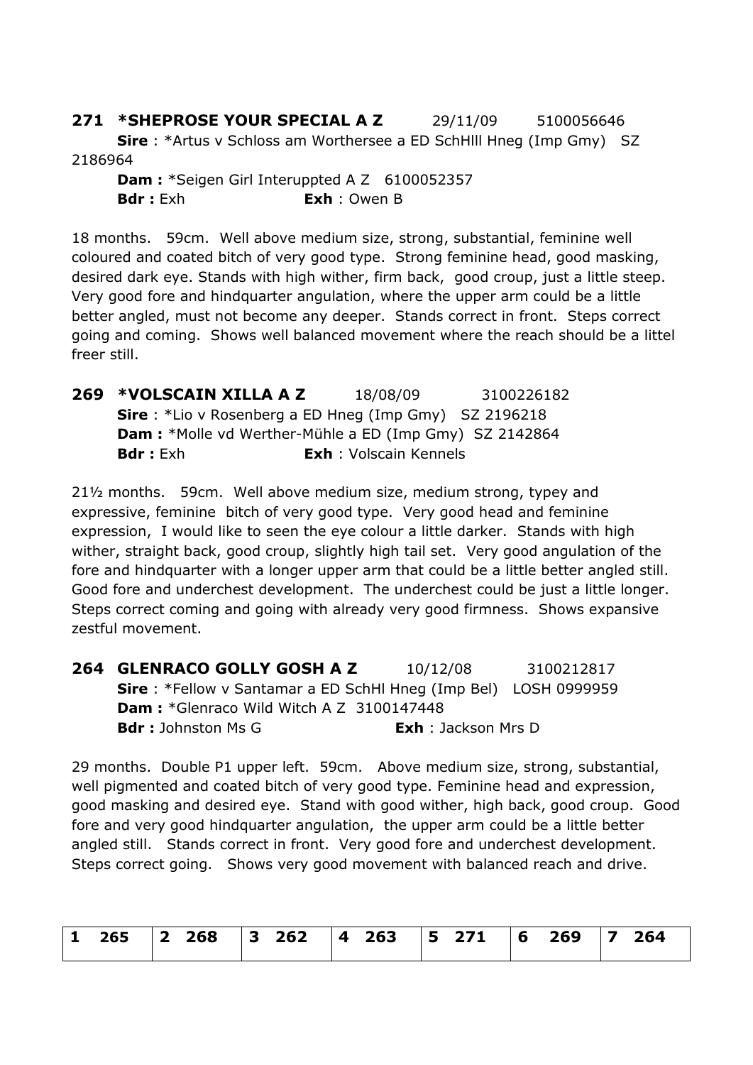**271 \*SHEPROSE YOUR SPECIAL A Z** 29/11/09 5100056646

**Sire** : \*Artus v Schloss am Worthersee a ED SchHlll Hneg (Imp Gmy) SZ 2186964

**Dam :** \*Seigen Girl Interuppted A Z 6100052357

**Bdr :** Exh **Exh** : Owen B

18 months. 59cm. Well above medium size, strong, substantial, feminine well coloured and coated bitch of very good type. Strong feminine head, good masking, desired dark eye. Stands with high wither, firm back, good croup, just a little steep. Very good fore and hindquarter angulation, where the upper arm could be a little better angled, must not become any deeper. Stands correct in front. Steps correct going and coming. Shows well balanced movement where the reach should be a littel freer still.

**269 \*VOLSCAIN XILLA A Z** 18/08/09 3100226182

**Sire** : \*Lio v Rosenberg a ED Hneg (Imp Gmy) SZ 2196218

**Dam :** \*Molle vd Werther-Mühle a ED (Imp Gmy) SZ 2142864

**Bdr :** Exh **Exh** : Volscain Kennels

21½ months. 59cm. Well above medium size, medium strong, typey and expressive, feminine bitch of very good type. Very good head and feminine expression, I would like to seen the eye colour a little darker. Stands with high wither, straight back, good croup, slightly high tail set. Very good angulation of the fore and hindquarter with a longer upper arm that could be a little better angled still. Good fore and underchest development. The underchest could be just a little longer. Steps correct coming and going with already very good firmness. Shows expansive zestful movement.

**264 GLENRACO GOLLY GOSH A Z** 10/12/08 3100212817

**Sire** : \*Fellow v Santamar a ED SchHl Hneg (Imp Bel) LOSH 0999959

**Dam :** \*Glenraco Wild Witch A Z 3100147448

**Bdr :** Johnston Ms G **Exh** : Jackson Mrs D

29 months. Double P1 upper left. 59cm. Above medium size, strong, substantial, well pigmented and coated bitch of very good type. Feminine head and expression, good masking and desired eye. Stand with good wither, high back, good croup. Good fore and very good hindquarter angulation, the upper arm could be a little better angled still. Stands correct in front. Very good fore and underchest development. Steps correct going. Shows very good movement with balanced reach and drive.

| 1 265 | 2 268 | 3 262 | 4 263 | 5 271 | 6 269 | 7 264 |
|---|---|---|---|---|---|---|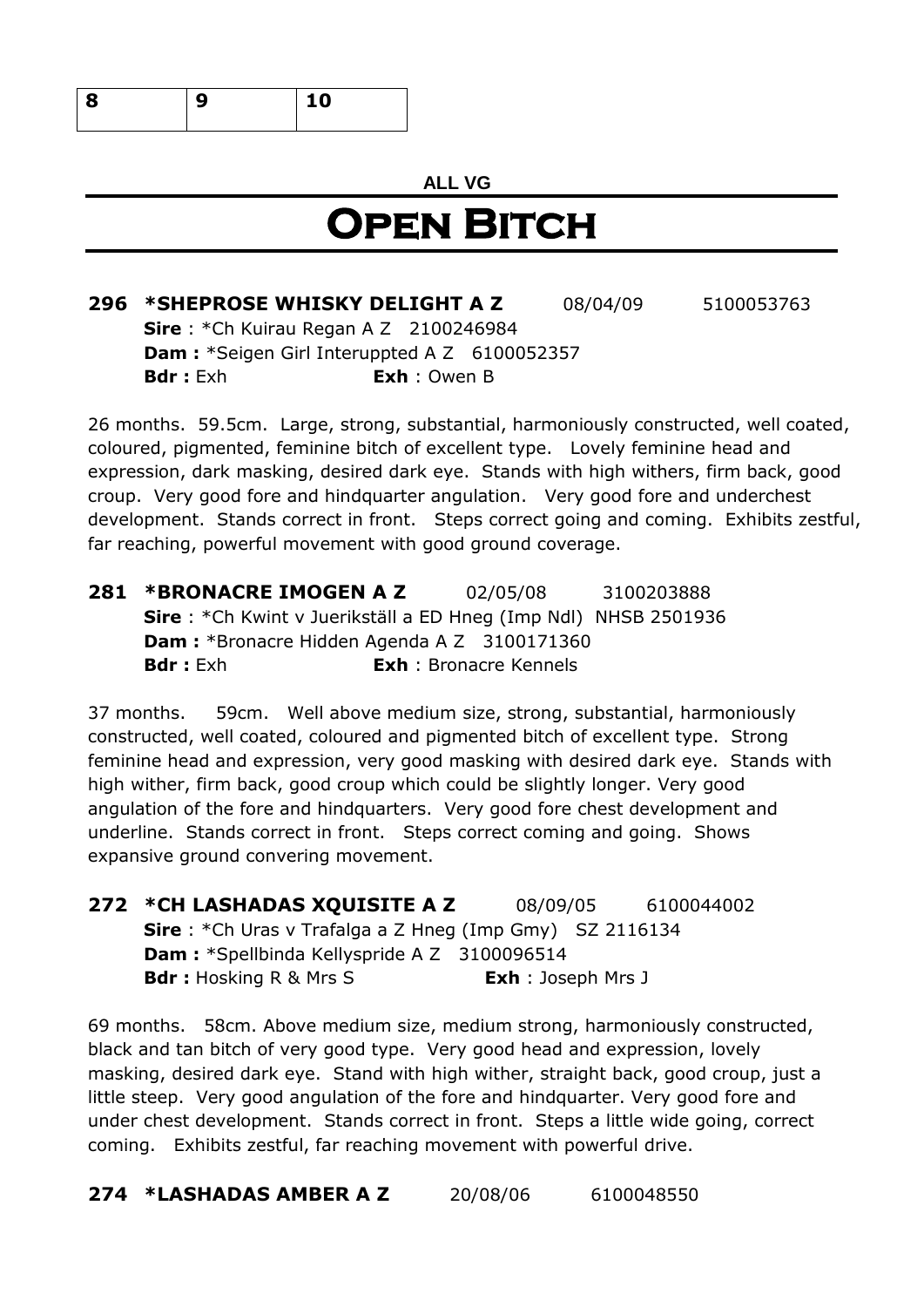| 8 | 9 | 10 |
|---|---|---|

**ALL VG**

# Open Bitch

**296 *SHEPROSE WHISKY DELIGHT A Z** 08/04/09 5100053763
**Sire** : *Ch Kuirau Regan A Z 2100246984
**Dam :** *Seigen Girl Interuppted A Z 6100052357
**Bdr :** Exh **Exh** : Owen B

26 months. 59.5cm. Large, strong, substantial, harmoniously constructed, well coated, coloured, pigmented, feminine bitch of excellent type. Lovely feminine head and expression, dark masking, desired dark eye. Stands with high withers, firm back, good croup. Very good fore and hindquarter angulation. Very good fore and underchest development. Stands correct in front. Steps correct going and coming. Exhibits zestful, far reaching, powerful movement with good ground coverage.

**281 *BRONACRE IMOGEN A Z** 02/05/08 3100203888
**Sire** : *Ch Kwint v Juerikställ a ED Hneg (Imp Ndl) NHSB 2501936
**Dam :** *Bronacre Hidden Agenda A Z 3100171360
**Bdr :** Exh **Exh** : Bronacre Kennels

37 months. 59cm. Well above medium size, strong, substantial, harmoniously constructed, well coated, coloured and pigmented bitch of excellent type. Strong feminine head and expression, very good masking with desired dark eye. Stands with high wither, firm back, good croup which could be slightly longer. Very good angulation of the fore and hindquarters. Very good fore chest development and underline. Stands correct in front. Steps correct coming and going. Shows expansive ground convering movement.

**272 *CH LASHADAS XQUISITE A Z** 08/09/05 6100044002
**Sire** : *Ch Uras v Trafalga a Z Hneg (Imp Gmy) SZ 2116134
**Dam :** *Spellbinda Kellyspride A Z 3100096514
**Bdr :** Hosking R & Mrs S **Exh** : Joseph Mrs J

69 months. 58cm. Above medium size, medium strong, harmoniously constructed, black and tan bitch of very good type. Very good head and expression, lovely masking, desired dark eye. Stand with high wither, straight back, good croup, just a little steep. Very good angulation of the fore and hindquarter. Very good fore and under chest development. Stands correct in front. Steps a little wide going, correct coming. Exhibits zestful, far reaching movement with powerful drive.

**274 *LASHADAS AMBER A Z** 20/08/06 6100048550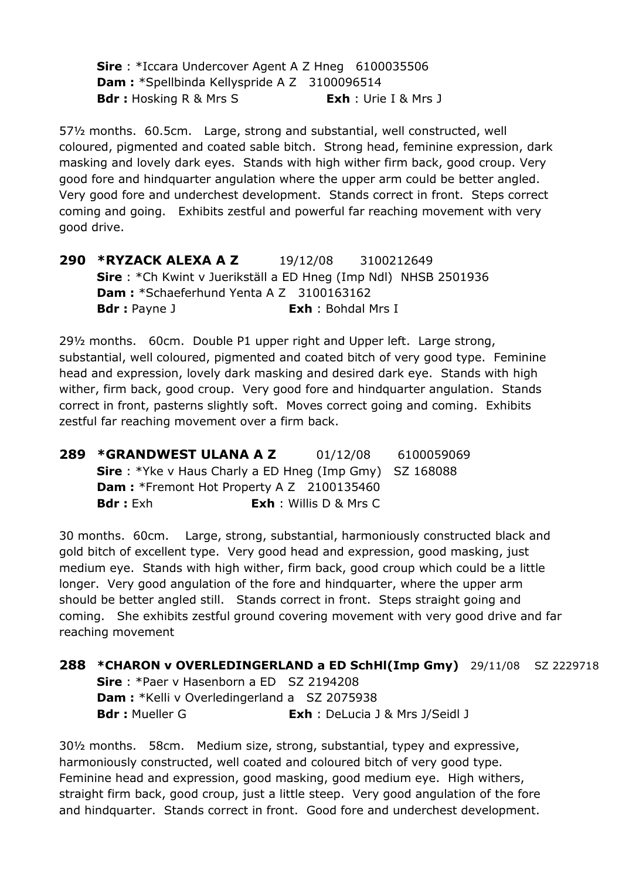**Sire** : *Iccara Undercover Agent A Z Hneg   6100035506
**Dam :** *Spellbinda Kellyspride A Z   3100096514
**Bdr :** Hosking R & Mrs S   **Exh** : Urie I & Mrs J

57½ months.  60.5cm.  Large, strong and substantial, well constructed, well coloured, pigmented and coated sable bitch. Strong head, feminine expression, dark masking and lovely dark eyes. Stands with high wither firm back, good croup. Very good fore and hindquarter angulation where the upper arm could be better angled. Very good fore and underchest development. Stands correct in front. Steps correct coming and going. Exhibits zestful and powerful far reaching movement with very good drive.

**290  *RYZACK ALEXA A Z**   19/12/08   3100212649
**Sire** : *Ch Kwint v Juerikställ a ED Hneg (Imp Ndl)  NHSB 2501936
**Dam :** *Schaeferhund Yenta A Z   3100163162
**Bdr :** Payne J   **Exh** : Bohdal Mrs I

29½ months.  60cm.  Double P1 upper right and Upper left.  Large strong, substantial, well coloured, pigmented and coated bitch of very good type. Feminine head and expression, lovely dark masking and desired dark eye. Stands with high wither, firm back, good croup. Very good fore and hindquarter angulation. Stands correct in front, pasterns slightly soft. Moves correct going and coming. Exhibits zestful far reaching movement over a firm back.

**289  *GRANDWEST ULANA A Z**   01/12/08   6100059069
**Sire** : *Yke v Haus Charly a ED Hneg (Imp Gmy)  SZ 168088
**Dam :** *Fremont Hot Property A Z   2100135460
**Bdr :** Exh   **Exh** : Willis D & Mrs C

30 months.  60cm.  Large, strong, substantial, harmoniously constructed black and gold bitch of excellent type. Very good head and expression, good masking, just medium eye. Stands with high wither, firm back, good croup which could be a little longer. Very good angulation of the fore and hindquarter, where the upper arm should be better angled still. Stands correct in front. Steps straight going and coming. She exhibits zestful ground covering movement with very good drive and far reaching movement

**288  *CHARON v OVERLEDINGERLAND a ED SchHl(Imp Gmy)**   29/11/08   SZ 2229718
**Sire** : *Paer v Hasenborn a ED   SZ 2194208
**Dam :** *Kelli v Overledingerland a   SZ 2075938
**Bdr :** Mueller G   **Exh** : DeLucia J & Mrs J/Seidl J

30½ months.  58cm.  Medium size, strong, substantial, typey and expressive, harmoniously constructed, well coated and coloured bitch of very good type. Feminine head and expression, good masking, good medium eye. High withers, straight firm back, good croup, just a little steep. Very good angulation of the fore and hindquarter. Stands correct in front. Good fore and underchest development.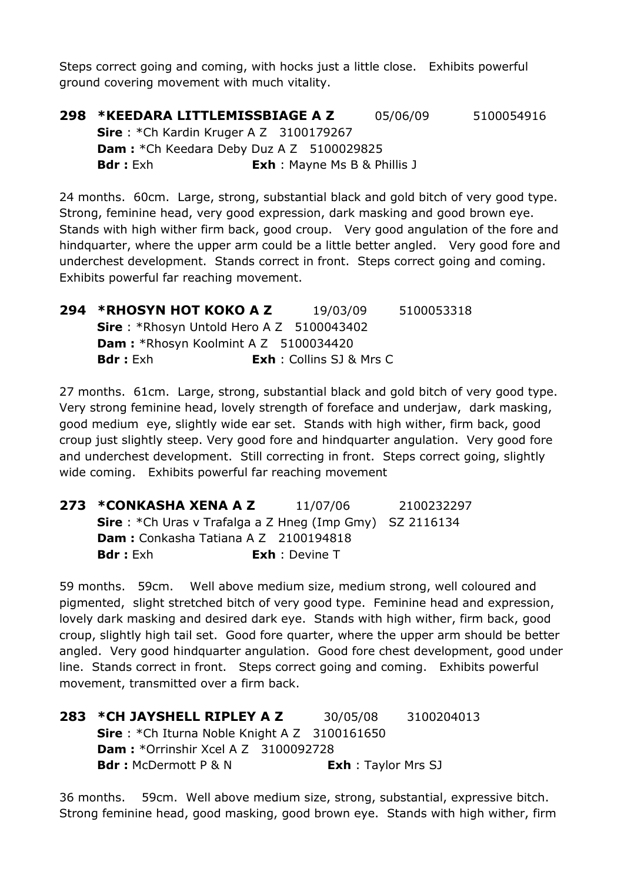Steps correct going and coming, with hocks just a little close. Exhibits powerful ground covering movement with much vitality.

**298 *KEEDARA LITTLEMISSBIAGE A Z** 05/06/09 5100054916
**Sire** : *Ch Kardin Kruger A Z 3100179267
**Dam :** *Ch Keedara Deby Duz A Z 5100029825
**Bdr :** Exh **Exh** : Mayne Ms B & Phillis J

24 months. 60cm. Large, strong, substantial black and gold bitch of very good type. Strong, feminine head, very good expression, dark masking and good brown eye. Stands with high wither firm back, good croup. Very good angulation of the fore and hindquarter, where the upper arm could be a little better angled. Very good fore and underchest development. Stands correct in front. Steps correct going and coming. Exhibits powerful far reaching movement.

**294 *RHOSYN HOT KOKO A Z** 19/03/09 5100053318
**Sire** : *Rhosyn Untold Hero A Z 5100043402
**Dam :** *Rhosyn Koolmint A Z 5100034420
**Bdr :** Exh **Exh** : Collins SJ & Mrs C

27 months. 61cm. Large, strong, substantial black and gold bitch of very good type. Very strong feminine head, lovely strength of foreface and underjaw, dark masking, good medium eye, slightly wide ear set. Stands with high wither, firm back, good croup just slightly steep. Very good fore and hindquarter angulation. Very good fore and underchest development. Still correcting in front. Steps correct going, slightly wide coming. Exhibits powerful far reaching movement

**273 *CONKASHA XENA A Z** 11/07/06 2100232297
**Sire** : *Ch Uras v Trafalga a Z Hneg (Imp Gmy) SZ 2116134
**Dam :** Conkasha Tatiana A Z 2100194818
**Bdr :** Exh **Exh** : Devine T

59 months. 59cm. Well above medium size, medium strong, well coloured and pigmented, slight stretched bitch of very good type. Feminine head and expression, lovely dark masking and desired dark eye. Stands with high wither, firm back, good croup, slightly high tail set. Good fore quarter, where the upper arm should be better angled. Very good hindquarter angulation. Good fore chest development, good under line. Stands correct in front. Steps correct going and coming. Exhibits powerful movement, transmitted over a firm back.

**283 *CH JAYSHELL RIPLEY A Z** 30/05/08 3100204013
**Sire** : *Ch Iturna Noble Knight A Z 3100161650
**Dam :** *Orrinshir Xcel A Z 3100092728
**Bdr :** McDermott P & N **Exh** : Taylor Mrs SJ

36 months. 59cm. Well above medium size, strong, substantial, expressive bitch. Strong feminine head, good masking, good brown eye. Stands with high wither, firm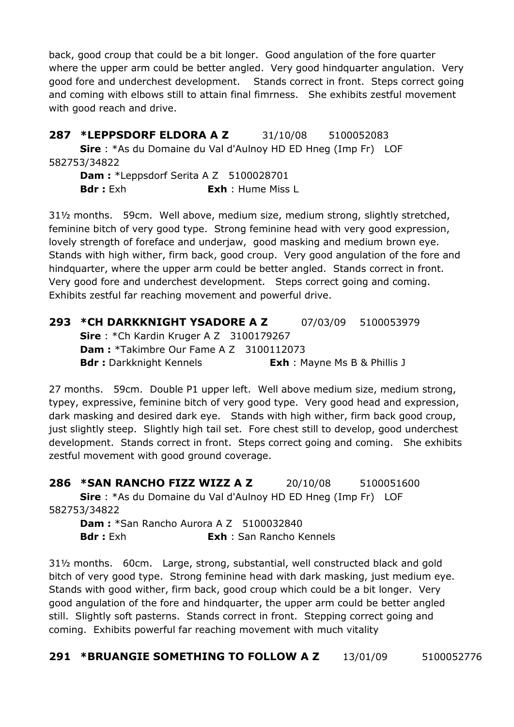back, good croup that could be a bit longer. Good angulation of the fore quarter where the upper arm could be better angled. Very good hindquarter angulation. Very good fore and underchest development. Stands correct in front. Steps correct going and coming with elbows still to attain final fimrness. She exhibits zestful movement with good reach and drive.

**287 *LEPPSDORF ELDORA A Z** 31/10/08 5100052083
**Sire** : *As du Domaine du Val d'Aulnoy HD ED Hneg (Imp Fr) LOF 582753/34822
**Dam :** *Leppsdorf Serita A Z 5100028701
**Bdr :** Exh **Exh** : Hume Miss L

31½ months. 59cm. Well above, medium size, medium strong, slightly stretched, feminine bitch of very good type. Strong feminine head with very good expression, lovely strength of foreface and underjaw, good masking and medium brown eye. Stands with high wither, firm back, good croup. Very good angulation of the fore and hindquarter, where the upper arm could be better angled. Stands correct in front. Very good fore and underchest development. Steps correct going and coming. Exhibits zestful far reaching movement and powerful drive.

**293 *CH DARKKNIGHT YSADORE A Z** 07/03/09 5100053979
**Sire** : *Ch Kardin Kruger A Z 3100179267
**Dam :** *Takimbre Our Fame A Z 3100112073
**Bdr :** Darkknight Kennels **Exh** : Mayne Ms B & Phillis J

27 months. 59cm. Double P1 upper left. Well above medium size, medium strong, typey, expressive, feminine bitch of very good type. Very good head and expression, dark masking and desired dark eye. Stands with high wither, firm back good croup, just slightly steep. Slightly high tail set. Fore chest still to develop, good underchest development. Stands correct in front. Steps correct going and coming. She exhibits zestful movement with good ground coverage.

**286 *SAN RANCHO FIZZ WIZZ A Z** 20/10/08 5100051600
**Sire** : *As du Domaine du Val d'Aulnoy HD ED Hneg (Imp Fr) LOF 582753/34822
**Dam :** *San Rancho Aurora A Z 5100032840
**Bdr :** Exh **Exh** : San Rancho Kennels

31½ months. 60cm. Large, strong, substantial, well constructed black and gold bitch of very good type. Strong feminine head with dark masking, just medium eye. Stands with good wither, firm back, good croup which could be a bit longer. Very good angulation of the fore and hindquarter, the upper arm could be better angled still. Slightly soft pasterns. Stands correct in front. Stepping correct going and coming. Exhibits powerful far reaching movement with much vitality

**291 *BRUANGIE SOMETHING TO FOLLOW A Z** 13/01/09 5100052776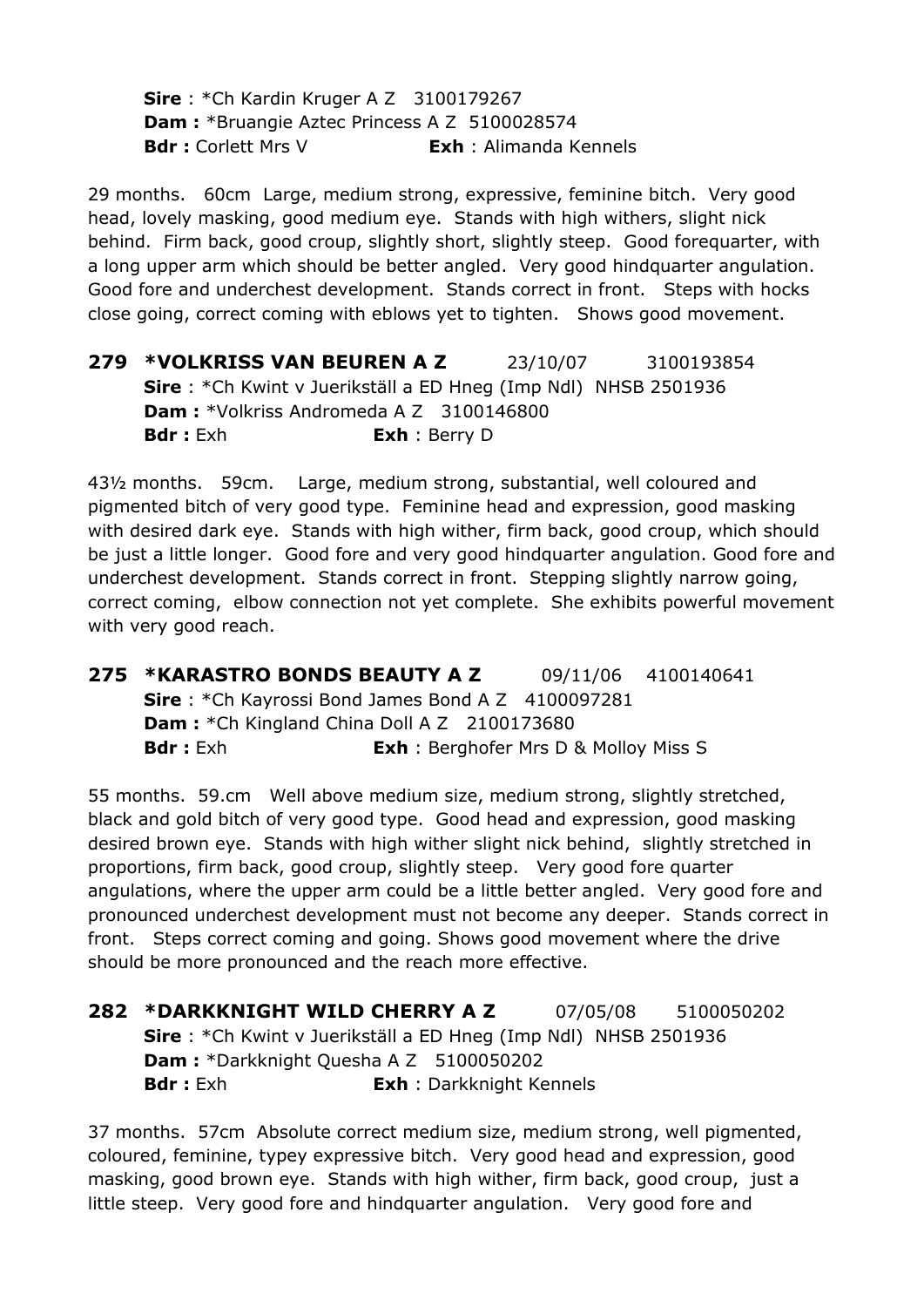**Sire** : *Ch Kardin Kruger A Z 3100179267
**Dam :** *Bruangie Aztec Princess A Z 5100028574
**Bdr :** Corlett Mrs V **Exh** : Alimanda Kennels

29 months. 60cm Large, medium strong, expressive, feminine bitch. Very good head, lovely masking, good medium eye. Stands with high withers, slight nick behind. Firm back, good croup, slightly short, slightly steep. Good forequarter, with a long upper arm which should be better angled. Very good hindquarter angulation. Good fore and underchest development. Stands correct in front. Steps with hocks close going, correct coming with eblows yet to tighten. Shows good movement.

**279 *VOLKRISS VAN BEUREN A Z** 23/10/07 3100193854
**Sire** : *Ch Kwint v Juerikställ a ED Hneg (Imp Ndl) NHSB 2501936
**Dam :** *Volkriss Andromeda A Z 3100146800
**Bdr :** Exh **Exh** : Berry D

43½ months. 59cm. Large, medium strong, substantial, well coloured and pigmented bitch of very good type. Feminine head and expression, good masking with desired dark eye. Stands with high wither, firm back, good croup, which should be just a little longer. Good fore and very good hindquarter angulation. Good fore and underchest development. Stands correct in front. Stepping slightly narrow going, correct coming, elbow connection not yet complete. She exhibits powerful movement with very good reach.

**275 *KARASTRO BONDS BEAUTY A Z** 09/11/06 4100140641
**Sire** : *Ch Kayrossi Bond James Bond A Z 4100097281
**Dam :** *Ch Kingland China Doll A Z 2100173680
**Bdr :** Exh **Exh** : Berghofer Mrs D & Molloy Miss S

55 months. 59.cm Well above medium size, medium strong, slightly stretched, black and gold bitch of very good type. Good head and expression, good masking desired brown eye. Stands with high wither slight nick behind, slightly stretched in proportions, firm back, good croup, slightly steep. Very good fore quarter angulations, where the upper arm could be a little better angled. Very good fore and pronounced underchest development must not become any deeper. Stands correct in front. Steps correct coming and going. Shows good movement where the drive should be more pronounced and the reach more effective.

**282 *DARKKNIGHT WILD CHERRY A Z** 07/05/08 5100050202
**Sire** : *Ch Kwint v Juerikställ a ED Hneg (Imp Ndl) NHSB 2501936
**Dam :** *Darkknight Quesha A Z 5100050202
**Bdr :** Exh **Exh** : Darkknight Kennels

37 months. 57cm Absolute correct medium size, medium strong, well pigmented, coloured, feminine, typey expressive bitch. Very good head and expression, good masking, good brown eye. Stands with high wither, firm back, good croup, just a little steep. Very good fore and hindquarter angulation. Very good fore and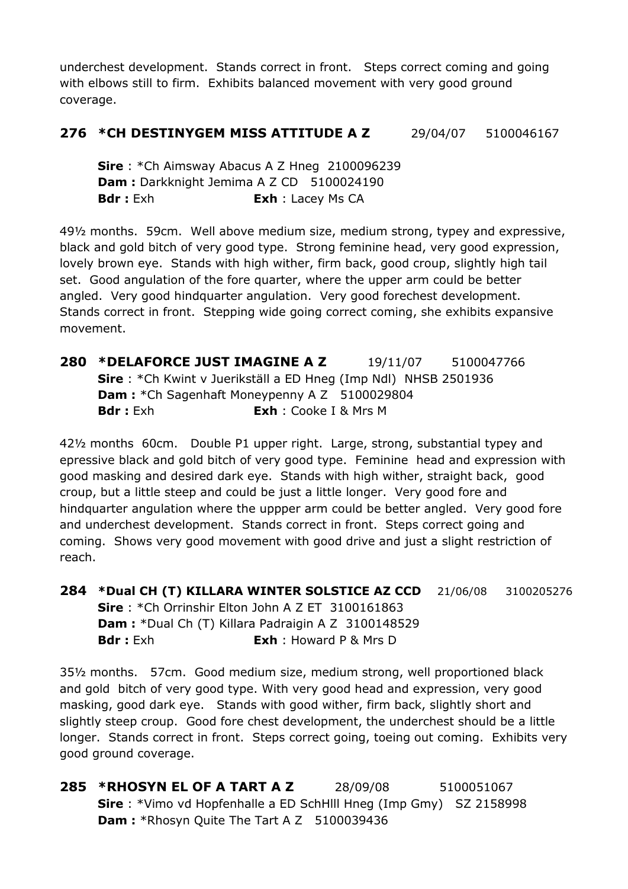underchest development. Stands correct in front. Steps correct coming and going with elbows still to firm. Exhibits balanced movement with very good ground coverage.

**276 *CH DESTINYGEM MISS ATTITUDE A Z** 29/04/07 5100046167

**Sire** : *Ch Aimsway Abacus A Z Hneg 2100096239
**Dam :** Darkknight Jemima A Z CD 5100024190
**Bdr :** Exh **Exh** : Lacey Ms CA

49½ months. 59cm. Well above medium size, medium strong, typey and expressive, black and gold bitch of very good type. Strong feminine head, very good expression, lovely brown eye. Stands with high wither, firm back, good croup, slightly high tail set. Good angulation of the fore quarter, where the upper arm could be better angled. Very good hindquarter angulation. Very good forechest development. Stands correct in front. Stepping wide going correct coming, she exhibits expansive movement.

**280 *DELAFORCE JUST IMAGINE A Z** 19/11/07 5100047766
**Sire** : *Ch Kwint v Juerikställ a ED Hneg (Imp Ndl) NHSB 2501936
**Dam :** *Ch Sagenhaft Moneypenny A Z 5100029804
**Bdr :** Exh **Exh** : Cooke I & Mrs M

42½ months 60cm. Double P1 upper right. Large, strong, substantial typey and epressive black and gold bitch of very good type. Feminine head and expression with good masking and desired dark eye. Stands with high wither, straight back, good croup, but a little steep and could be just a little longer. Very good fore and hindquarter angulation where the uppper arm could be better angled. Very good fore and underchest development. Stands correct in front. Steps correct going and coming. Shows very good movement with good drive and just a slight restriction of reach.

**284 *Dual CH (T) KILLARA WINTER SOLSTICE AZ CCD** 21/06/08 3100205276
**Sire** : *Ch Orrinshir Elton John A Z ET 3100161863
**Dam :** *Dual Ch (T) Killara Padraigin A Z 3100148529
**Bdr :** Exh **Exh** : Howard P & Mrs D

35½ months. 57cm. Good medium size, medium strong, well proportioned black and gold bitch of very good type. With very good head and expression, very good masking, good dark eye. Stands with good wither, firm back, slightly short and slightly steep croup. Good fore chest development, the underchest should be a little longer. Stands correct in front. Steps correct going, toeing out coming. Exhibits very good ground coverage.

**285 *RHOSYN EL OF A TART A Z** 28/09/08 5100051067
**Sire** : *Vimo vd Hopfenhalle a ED SchHlll Hneg (Imp Gmy) SZ 2158998
**Dam :** *Rhosyn Quite The Tart A Z 5100039436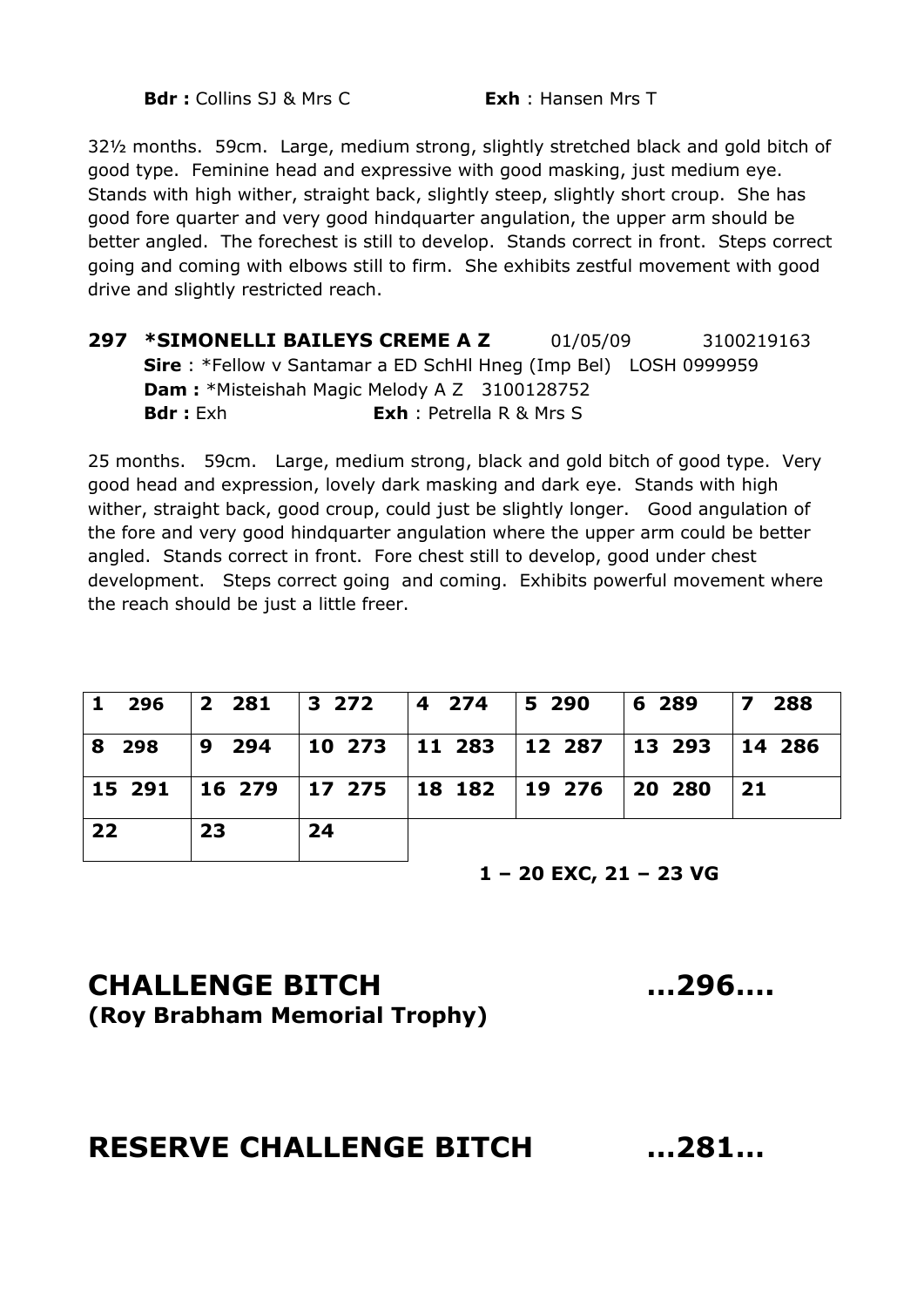**Bdr :** Collins SJ & Mrs C **Exh** : Hansen Mrs T

32½ months. 59cm. Large, medium strong, slightly stretched black and gold bitch of good type. Feminine head and expressive with good masking, just medium eye. Stands with high wither, straight back, slightly steep, slightly short croup. She has good fore quarter and very good hindquarter angulation, the upper arm should be better angled. The forechest is still to develop. Stands correct in front. Steps correct going and coming with elbows still to firm. She exhibits zestful movement with good drive and slightly restricted reach.

**297 *SIMONELLI BAILEYS CREME A Z** 01/05/09 3100219163
**Sire** : *Fellow v Santamar a ED SchHl Hneg (Imp Bel) LOSH 0999959
**Dam :** *Misteishah Magic Melody A Z 3100128752
**Bdr :** Exh **Exh** : Petrella R & Mrs S

25 months. 59cm. Large, medium strong, black and gold bitch of good type. Very good head and expression, lovely dark masking and dark eye. Stands with high wither, straight back, good croup, could just be slightly longer. Good angulation of the fore and very good hindquarter angulation where the upper arm could be better angled. Stands correct in front. Fore chest still to develop, good under chest development. Steps correct going and coming. Exhibits powerful movement where the reach should be just a little freer.

| | | | | | | |
|---|---|---|---|---|---|---|
| **1 296** | **2 281** | **3 272** | **4 274** | **5 290** | **6 289** | **7 288** |
| **8 298** | **9 294** | **10 273** | **11 283** | **12 287** | **13 293** | **14 286** |
| **15 291** | **16 279** | **17 275** | **18 182** | **19 276** | **20 280** | **21** |
| **22** | **23** | **24** | | | | |

**1 – 20 EXC, 21 – 23 VG**

## CHALLENGE BITCH ...296....
**(Roy Brabham Memorial Trophy)**

## RESERVE CHALLENGE BITCH ...281...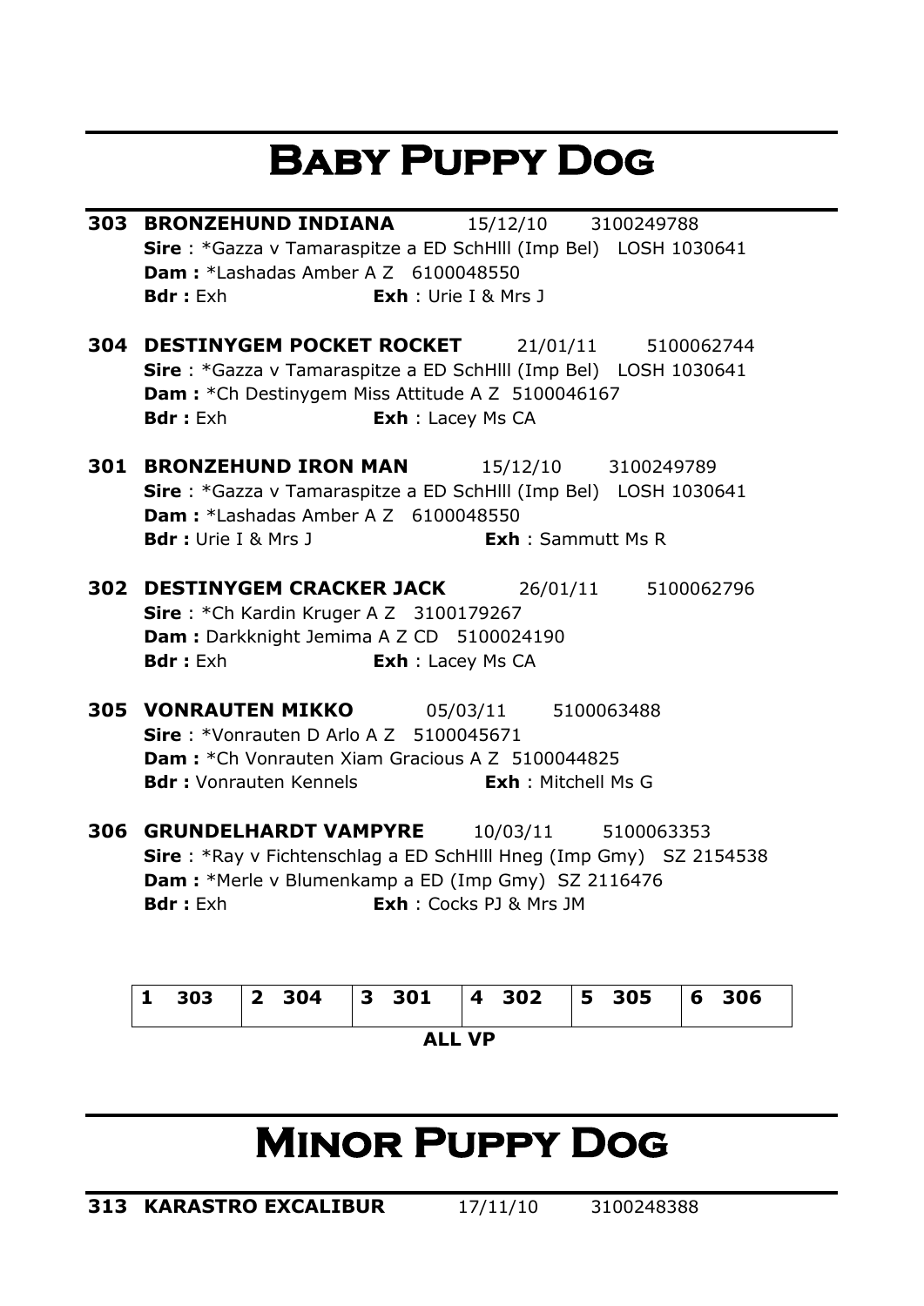# Baby Puppy Dog

**303 BRONZEHUND INDIANA** 15/12/10 3100249788
**Sire** : *Gazza v Tamaraspitze a ED SchHlll (Imp Bel) LOSH 1030641
**Dam :** *Lashadas Amber A Z 6100048550
**Bdr :** Exh **Exh** : Urie I & Mrs J

**304 DESTINYGEM POCKET ROCKET** 21/01/11 5100062744
**Sire** : *Gazza v Tamaraspitze a ED SchHlll (Imp Bel) LOSH 1030641
**Dam :** *Ch Destinygem Miss Attitude A Z 5100046167
**Bdr :** Exh **Exh** : Lacey Ms CA

**301 BRONZEHUND IRON MAN** 15/12/10 3100249789
**Sire** : *Gazza v Tamaraspitze a ED SchHlll (Imp Bel) LOSH 1030641
**Dam :** *Lashadas Amber A Z 6100048550
**Bdr :** Urie I & Mrs J **Exh** : Sammutt Ms R

**302 DESTINYGEM CRACKER JACK** 26/01/11 5100062796
**Sire** : *Ch Kardin Kruger A Z 3100179267
**Dam :** Darkknight Jemima A Z CD 5100024190
**Bdr :** Exh **Exh** : Lacey Ms CA

**305 VONRAUTEN MIKKO** 05/03/11 5100063488
**Sire** : *Vonrauten D Arlo A Z 5100045671
**Dam :** *Ch Vonrauten Xiam Gracious A Z 5100044825
**Bdr :** Vonrauten Kennels **Exh** : Mitchell Ms G

**306 GRUNDELHARDT VAMPYRE** 10/03/11 5100063353
**Sire** : *Ray v Fichtenschlag a ED SchHlll Hneg (Imp Gmy) SZ 2154538
**Dam :** *Merle v Blumenkamp a ED (Imp Gmy) SZ 2116476
**Bdr :** Exh **Exh** : Cocks PJ & Mrs JM

| 1 303 | 2 304 | 3 301 | 4 302 | 5 305 | 6 306 |
|---|---|---|---|---|---|

**ALL VP**

# Minor Puppy Dog

**313 KARASTRO EXCALIBUR** 17/11/10 3100248388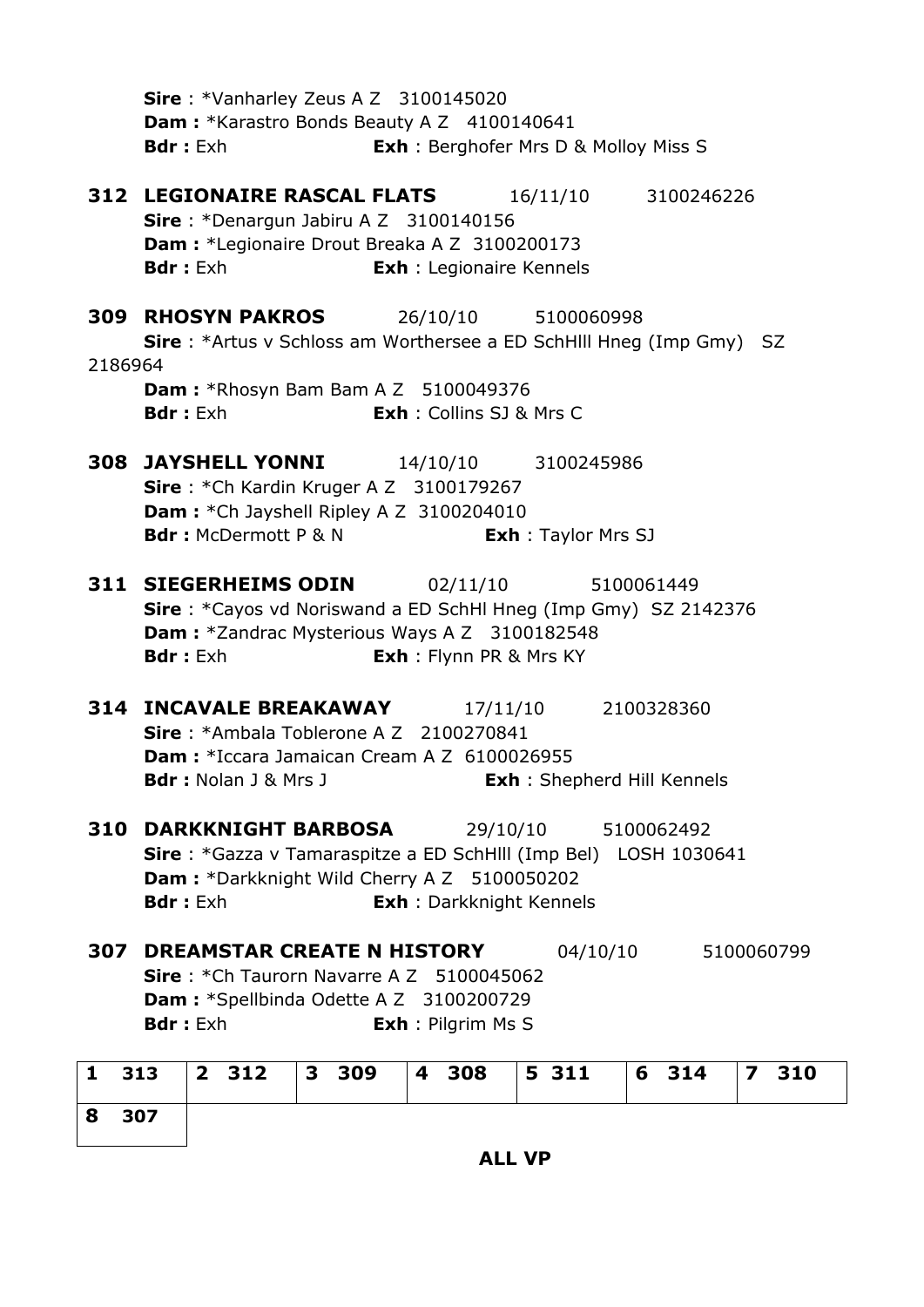Sire : *Vanharley Zeus A Z 3100145020
**Dam :** *Karastro Bonds Beauty A Z 4100140641
**Bdr :** Exh **Exh** : Berghofer Mrs D & Molloy Miss S

**312 LEGIONAIRE RASCAL FLATS** 16/11/10 3100246226
**Sire** : *Denargun Jabiru A Z 3100140156
**Dam :** *Legionaire Drout Breaka A Z 3100200173
**Bdr :** Exh **Exh** : Legionaire Kennels

**309 RHOSYN PAKROS** 26/10/10 5100060998
**Sire** : *Artus v Schloss am Worthersee a ED SchHlll Hneg (Imp Gmy) SZ 2186964
**Dam :** *Rhosyn Bam Bam A Z 5100049376
**Bdr :** Exh **Exh** : Collins SJ & Mrs C

**308 JAYSHELL YONNI** 14/10/10 3100245986
**Sire** : *Ch Kardin Kruger A Z 3100179267
**Dam :** *Ch Jayshell Ripley A Z 3100204010
**Bdr :** McDermott P & N **Exh** : Taylor Mrs SJ

**311 SIEGERHEIMS ODIN** 02/11/10 5100061449
**Sire** : *Cayos vd Noriswand a ED SchHl Hneg (Imp Gmy) SZ 2142376
**Dam :** *Zandrac Mysterious Ways A Z 3100182548
**Bdr :** Exh **Exh** : Flynn PR & Mrs KY

**314 INCAVALE BREAKAWAY** 17/11/10 2100328360
**Sire** : *Ambala Toblerone A Z 2100270841
**Dam :** *Iccara Jamaican Cream A Z 6100026955
**Bdr :** Nolan J & Mrs J **Exh** : Shepherd Hill Kennels

**310 DARKKNIGHT BARBOSA** 29/10/10 5100062492
**Sire** : *Gazza v Tamaraspitze a ED SchHlll (Imp Bel) LOSH 1030641
**Dam :** *Darkknight Wild Cherry A Z 5100050202
**Bdr :** Exh **Exh** : Darkknight Kennels

**307 DREAMSTAR CREATE N HISTORY** 04/10/10 5100060799
**Sire** : *Ch Taurorn Navarre A Z 5100045062
**Dam :** *Spellbinda Odette A Z 3100200729
**Bdr :** Exh **Exh** : Pilgrim Ms S

| 1 313 | 2 312 | 3 309 | 4 308 | 5 311 | 6 314 | 7 310 |
|---|---|---|---|---|---|---|
| 8 307 | | | | | | |

**ALL VP**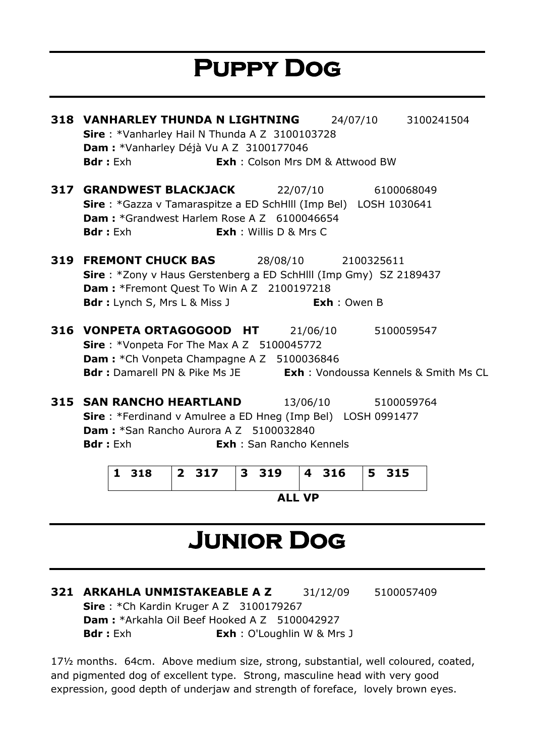# Puppy Dog

**318 VANHARLEY THUNDA N LIGHTNING** 24/07/10 3100241504
**Sire** : *Vanharley Hail N Thunda A Z 3100103728
**Dam :** *Vanharley Déjà Vu A Z 3100177046
**Bdr :** Exh **Exh** : Colson Mrs DM & Attwood BW

**317 GRANDWEST BLACKJACK** 22/07/10 6100068049
**Sire** : *Gazza v Tamaraspitze a ED SchHIII (Imp Bel) LOSH 1030641
**Dam :** *Grandwest Harlem Rose A Z 6100046654
**Bdr :** Exh **Exh** : Willis D & Mrs C

**319 FREMONT CHUCK BAS** 28/08/10 2100325611
**Sire** : *Zony v Haus Gerstenberg a ED SchHIII (Imp Gmy) SZ 2189437
**Dam :** *Fremont Quest To Win A Z 2100197218
**Bdr :** Lynch S, Mrs L & Miss J **Exh** : Owen B

**316 VONPETA ORTAGOGOOD HT** 21/06/10 5100059547
**Sire** : *Vonpeta For The Max A Z 5100045772
**Dam :** *Ch Vonpeta Champagne A Z 5100036846
**Bdr :** Damarell PN & Pike Ms JE **Exh** : Vondoussa Kennels & Smith Ms CL

**315 SAN RANCHO HEARTLAND** 13/06/10 5100059764
**Sire** : *Ferdinand v Amulree a ED Hneg (Imp Bel) LOSH 0991477
**Dam :** *San Rancho Aurora A Z 5100032840
**Bdr :** Exh **Exh** : San Rancho Kennels

| 1 318 | 2 317 | 3 319 | 4 316 | 5 315 |
|---|---|---|---|---|

**ALL VP**

# Junior Dog

**321 ARKAHLA UNMISTAKEABLE A Z** 31/12/09 5100057409
**Sire** : *Ch Kardin Kruger A Z 3100179267
**Dam :** *Arkahla Oil Beef Hooked A Z 5100042927
**Bdr :** Exh **Exh** : O'Loughlin W & Mrs J

17½ months. 64cm. Above medium size, strong, substantial, well coloured, coated, and pigmented dog of excellent type. Strong, masculine head with very good expression, good depth of underjaw and strength of foreface, lovely brown eyes.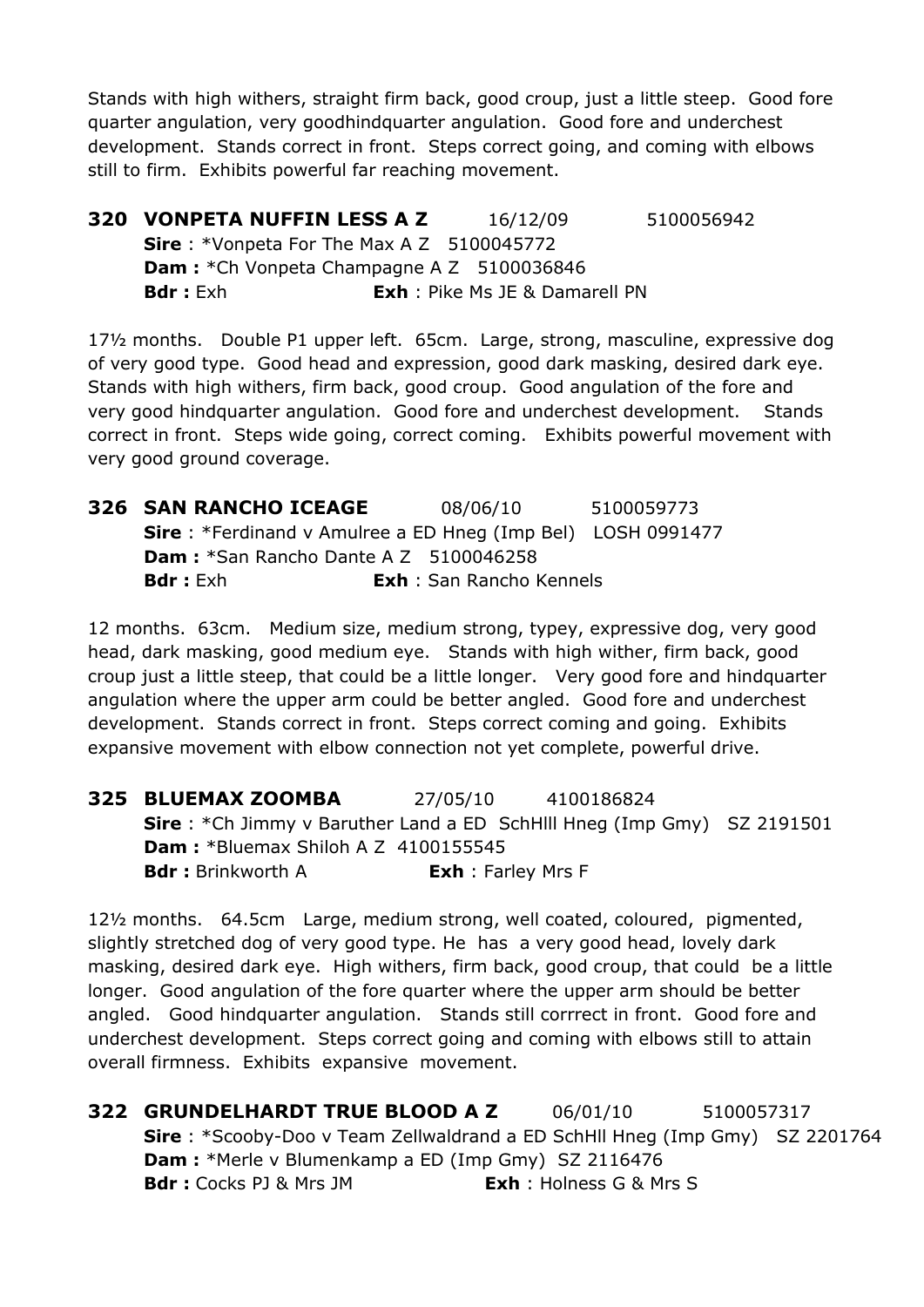Stands with high withers, straight firm back, good croup, just a little steep. Good fore quarter angulation, very goodhindquarter angulation. Good fore and underchest development. Stands correct in front. Steps correct going, and coming with elbows still to firm. Exhibits powerful far reaching movement.

**320 VONPETA NUFFIN LESS A Z** 16/12/09 5100056942
**Sire** : *Vonpeta For The Max A Z 5100045772
**Dam :** *Ch Vonpeta Champagne A Z 5100036846
**Bdr :** Exh **Exh** : Pike Ms JE & Damarell PN

17½ months. Double P1 upper left. 65cm. Large, strong, masculine, expressive dog of very good type. Good head and expression, good dark masking, desired dark eye. Stands with high withers, firm back, good croup. Good angulation of the fore and very good hindquarter angulation. Good fore and underchest development. Stands correct in front. Steps wide going, correct coming. Exhibits powerful movement with very good ground coverage.

**326 SAN RANCHO ICEAGE** 08/06/10 5100059773
**Sire** : *Ferdinand v Amulree a ED Hneg (Imp Bel) LOSH 0991477
**Dam :** *San Rancho Dante A Z 5100046258
**Bdr :** Exh **Exh** : San Rancho Kennels

12 months. 63cm. Medium size, medium strong, typey, expressive dog, very good head, dark masking, good medium eye. Stands with high wither, firm back, good croup just a little steep, that could be a little longer. Very good fore and hindquarter angulation where the upper arm could be better angled. Good fore and underchest development. Stands correct in front. Steps correct coming and going. Exhibits expansive movement with elbow connection not yet complete, powerful drive.

**325 BLUEMAX ZOOMBA** 27/05/10 4100186824
**Sire** : *Ch Jimmy v Baruther Land a ED SchHlll Hneg (Imp Gmy) SZ 2191501
**Dam :** *Bluemax Shiloh A Z 4100155545
**Bdr :** Brinkworth A **Exh** : Farley Mrs F

12½ months. 64.5cm Large, medium strong, well coated, coloured, pigmented, slightly stretched dog of very good type. He has a very good head, lovely dark masking, desired dark eye. High withers, firm back, good croup, that could be a little longer. Good angulation of the fore quarter where the upper arm should be better angled. Good hindquarter angulation. Stands still corrrect in front. Good fore and underchest development. Steps correct going and coming with elbows still to attain overall firmness. Exhibits expansive movement.

**322 GRUNDELHARDT TRUE BLOOD A Z** 06/01/10 5100057317
**Sire** : *Scooby-Doo v Team Zellwaldrand a ED SchHll Hneg (Imp Gmy) SZ 2201764
**Dam :** *Merle v Blumenkamp a ED (Imp Gmy) SZ 2116476
**Bdr :** Cocks PJ & Mrs JM **Exh** : Holness G & Mrs S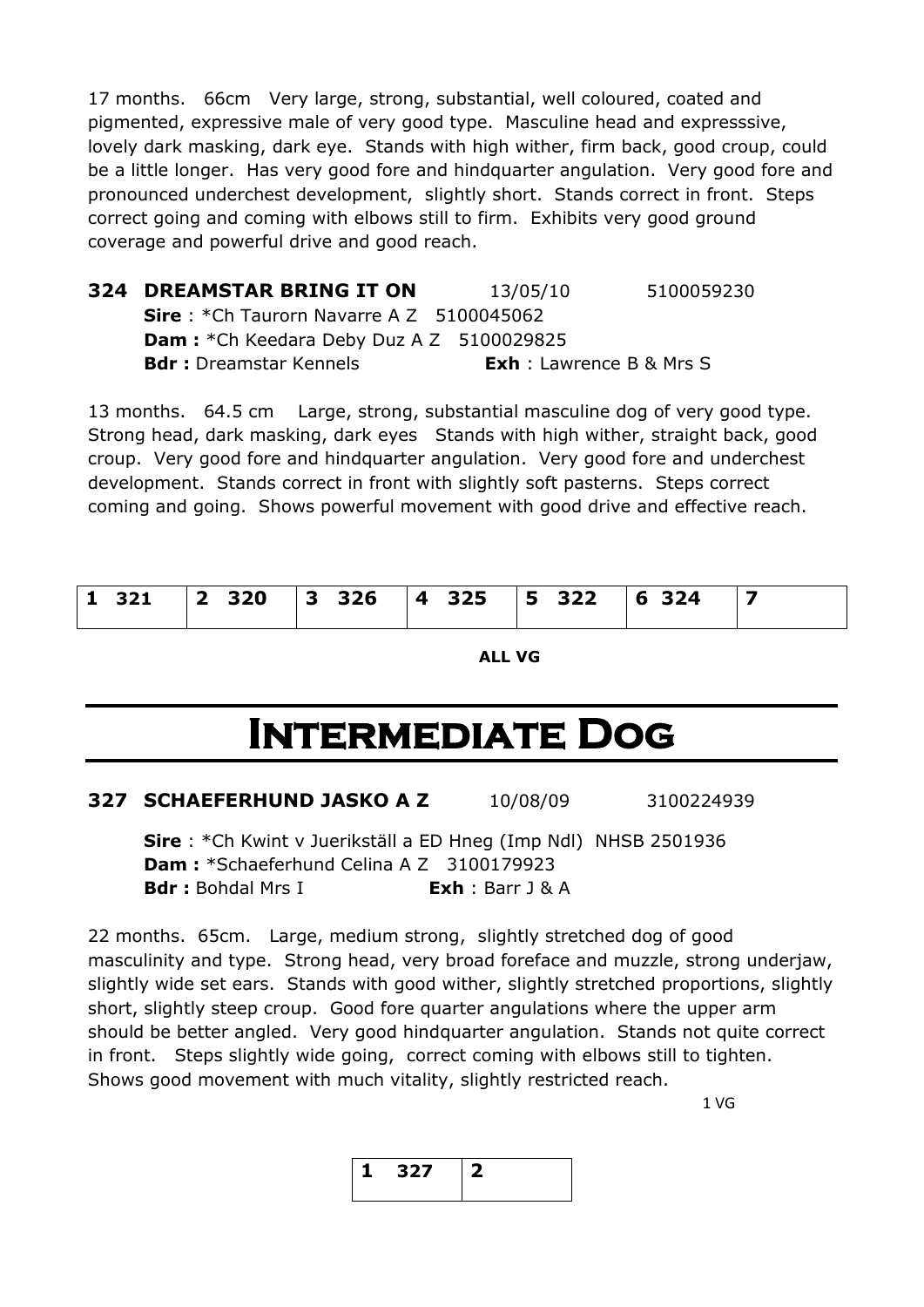17 months. 66cm Very large, strong, substantial, well coloured, coated and pigmented, expressive male of very good type. Masculine head and expresssive, lovely dark masking, dark eye. Stands with high wither, firm back, good croup, could be a little longer. Has very good fore and hindquarter angulation. Very good fore and pronounced underchest development, slightly short. Stands correct in front. Steps correct going and coming with elbows still to firm. Exhibits very good ground coverage and powerful drive and good reach.

**324 DREAMSTAR BRING IT ON** 13/05/10 5100059230

**Sire** : *Ch Taurorn Navarre A Z 5100045062
**Dam :** *Ch Keedara Deby Duz A Z 5100029825
**Bdr :** Dreamstar Kennels **Exh** : Lawrence B & Mrs S

13 months. 64.5 cm Large, strong, substantial masculine dog of very good type. Strong head, dark masking, dark eyes Stands with high wither, straight back, good croup. Very good fore and hindquarter angulation. Very good fore and underchest development. Stands correct in front with slightly soft pasterns. Steps correct coming and going. Shows powerful movement with good drive and effective reach.

| 1 321 | 2 320 | 3 326 | 4 325 | 5 322 | 6 324 | 7 |
|---|---|---|---|---|---|---|

**ALL VG**

# Intermediate Dog

**327 SCHAEFERHUND JASKO A Z** 10/08/09 3100224939

**Sire** : *Ch Kwint v Juerikställ a ED Hneg (Imp Ndl) NHSB 2501936
**Dam :** *Schaeferhund Celina A Z 3100179923
**Bdr :** Bohdal Mrs I **Exh** : Barr J & A

22 months. 65cm. Large, medium strong, slightly stretched dog of good masculinity and type. Strong head, very broad foreface and muzzle, strong underjaw, slightly wide set ears. Stands with good wither, slightly stretched proportions, slightly short, slightly steep croup. Good fore quarter angulations where the upper arm should be better angled. Very good hindquarter angulation. Stands not quite correct in front. Steps slightly wide going, correct coming with elbows still to tighten. Shows good movement with much vitality, slightly restricted reach.

1 VG

| 1 327 | 2 |
|---|---|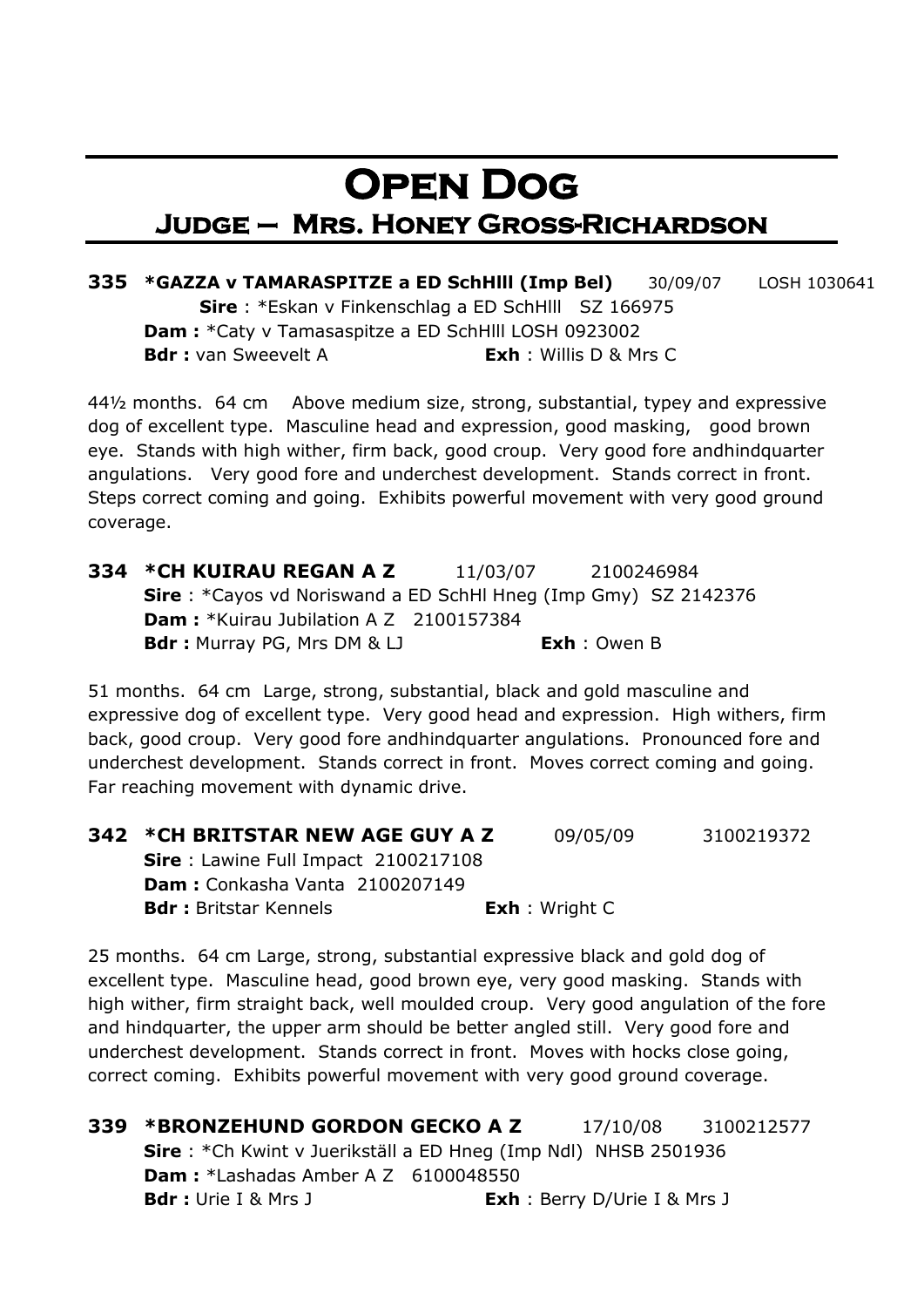# Open Dog

## Judge – Mrs. Honey Gross-Richardson

**335 *GAZZA v TAMARASPITZE a ED SchHlll (Imp Bel)** 30/09/07 LOSH 1030641
**Sire** : *Eskan v Finkenschlag a ED SchHlll SZ 166975
**Dam :** *Caty v Tamasaspitze a ED SchHlll LOSH 0923002
**Bdr :** van Sweevelt A **Exh** : Willis D & Mrs C

44½ months. 64 cm Above medium size, strong, substantial, typey and expressive dog of excellent type. Masculine head and expression, good masking, good brown eye. Stands with high wither, firm back, good croup. Very good fore andhindquarter angulations. Very good fore and underchest development. Stands correct in front. Steps correct coming and going. Exhibits powerful movement with very good ground coverage.

**334 *CH KUIRAU REGAN A Z** 11/03/07 2100246984
**Sire** : *Cayos vd Noriswand a ED SchHl Hneg (Imp Gmy) SZ 2142376
**Dam :** *Kuirau Jubilation A Z 2100157384
**Bdr :** Murray PG, Mrs DM & LJ **Exh** : Owen B

51 months. 64 cm Large, strong, substantial, black and gold masculine and expressive dog of excellent type. Very good head and expression. High withers, firm back, good croup. Very good fore andhindquarter angulations. Pronounced fore and underchest development. Stands correct in front. Moves correct coming and going. Far reaching movement with dynamic drive.

**342 *CH BRITSTAR NEW AGE GUY A Z** 09/05/09 3100219372
**Sire** : Lawine Full Impact 2100217108
**Dam :** Conkasha Vanta 2100207149
**Bdr :** Britstar Kennels **Exh** : Wright C

25 months. 64 cm Large, strong, substantial expressive black and gold dog of excellent type. Masculine head, good brown eye, very good masking. Stands with high wither, firm straight back, well moulded croup. Very good angulation of the fore and hindquarter, the upper arm should be better angled still. Very good fore and underchest development. Stands correct in front. Moves with hocks close going, correct coming. Exhibits powerful movement with very good ground coverage.

**339 *BRONZEHUND GORDON GECKO A Z** 17/10/08 3100212577
**Sire** : *Ch Kwint v Juerikställ a ED Hneg (Imp Ndl) NHSB 2501936
**Dam :** *Lashadas Amber A Z 6100048550
**Bdr :** Urie I & Mrs J **Exh** : Berry D/Urie I & Mrs J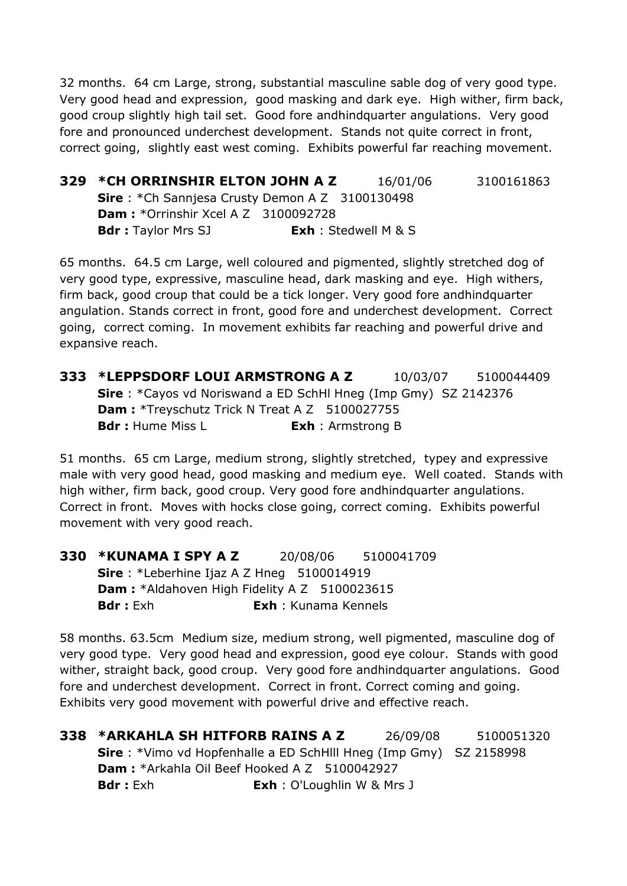32 months. 64 cm Large, strong, substantial masculine sable dog of very good type. Very good head and expression, good masking and dark eye. High wither, firm back, good croup slightly high tail set. Good fore andhindquarter angulations. Very good fore and pronounced underchest development. Stands not quite correct in front, correct going, slightly east west coming. Exhibits powerful far reaching movement.

**329 *CH ORRINSHIR ELTON JOHN A Z** 16/01/06 3100161863
**Sire** : *Ch Sannjesa Crusty Demon A Z 3100130498
**Dam :** *Orrinshir Xcel A Z 3100092728
**Bdr :** Taylor Mrs SJ **Exh** : Stedwell M & S

65 months. 64.5 cm Large, well coloured and pigmented, slightly stretched dog of very good type, expressive, masculine head, dark masking and eye. High withers, firm back, good croup that could be a tick longer. Very good fore andhindquarter angulation. Stands correct in front, good fore and underchest development. Correct going, correct coming. In movement exhibits far reaching and powerful drive and expansive reach.

**333 *LEPPSDORF LOUI ARMSTRONG A Z** 10/03/07 5100044409
**Sire** : *Cayos vd Noriswand a ED SchHl Hneg (Imp Gmy) SZ 2142376
**Dam :** *Treyschutz Trick N Treat A Z 5100027755
**Bdr :** Hume Miss L **Exh** : Armstrong B

51 months. 65 cm Large, medium strong, slightly stretched, typey and expressive male with very good head, good masking and medium eye. Well coated. Stands with high wither, firm back, good croup. Very good fore andhindquarter angulations. Correct in front. Moves with hocks close going, correct coming. Exhibits powerful movement with very good reach.

**330 *KUNAMA I SPY A Z** 20/08/06 5100041709
**Sire** : *Leberhine Ijaz A Z Hneg 5100014919
**Dam :** *Aldahoven High Fidelity A Z 5100023615
**Bdr :** Exh **Exh** : Kunama Kennels

58 months. 63.5cm Medium size, medium strong, well pigmented, masculine dog of very good type. Very good head and expression, good eye colour. Stands with good wither, straight back, good croup. Very good fore andhindquarter angulations. Good fore and underchest development. Correct in front. Correct coming and going. Exhibits very good movement with powerful drive and effective reach.

**338 *ARKAHLA SH HITFORB RAINS A Z** 26/09/08 5100051320
**Sire** : *Vimo vd Hopfenhalle a ED SchHlll Hneg (Imp Gmy) SZ 2158998
**Dam :** *Arkahla Oil Beef Hooked A Z 5100042927
**Bdr :** Exh **Exh** : O'Loughlin W & Mrs J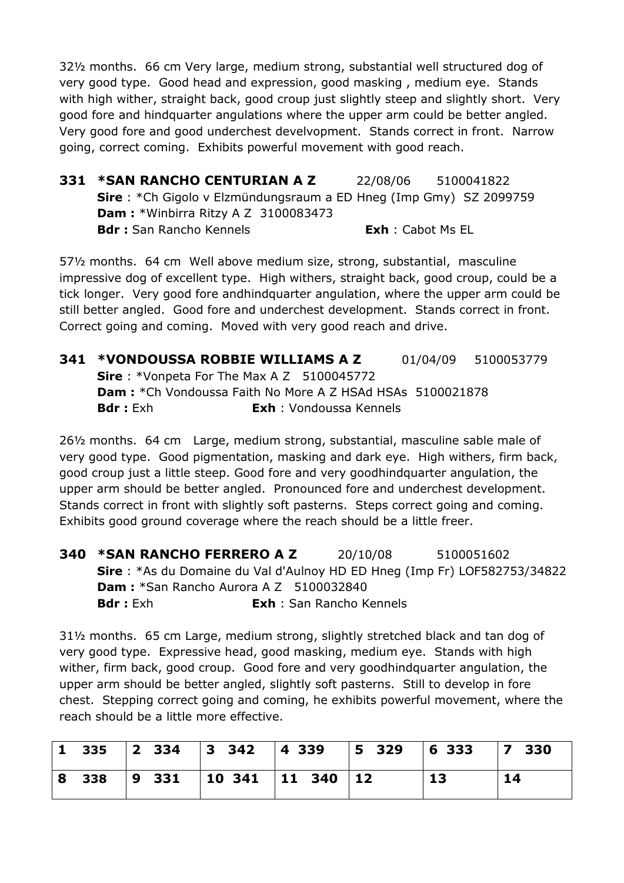32½ months. 66 cm Very large, medium strong, substantial well structured dog of very good type. Good head and expression, good masking , medium eye. Stands with high wither, straight back, good croup just slightly steep and slightly short. Very good fore and hindquarter angulations where the upper arm could be better angled. Very good fore and good underchest develvopment. Stands correct in front. Narrow going, correct coming. Exhibits powerful movement with good reach.

**331 *SAN RANCHO CENTURIAN A Z** 22/08/06 5100041822
**Sire** : *Ch Gigolo v Elzmündungsraum a ED Hneg (Imp Gmy) SZ 2099759
**Dam :** *Winbirra Ritzy A Z 3100083473
**Bdr :** San Rancho Kennels **Exh** : Cabot Ms EL

57½ months. 64 cm Well above medium size, strong, substantial, masculine impressive dog of excellent type. High withers, straight back, good croup, could be a tick longer. Very good fore andhindquarter angulation, where the upper arm could be still better angled. Good fore and underchest development. Stands correct in front. Correct going and coming. Moved with very good reach and drive.

**341 *VONDOUSSA ROBBIE WILLIAMS A Z** 01/04/09 5100053779
**Sire** : *Vonpeta For The Max A Z 5100045772
**Dam :** *Ch Vondoussa Faith No More A Z HSAd HSAs 5100021878
**Bdr :** Exh **Exh** : Vondoussa Kennels

26½ months. 64 cm Large, medium strong, substantial, masculine sable male of very good type. Good pigmentation, masking and dark eye. High withers, firm back, good croup just a little steep. Good fore and very goodhindquarter angulation, the upper arm should be better angled. Pronounced fore and underchest development. Stands correct in front with slightly soft pasterns. Steps correct going and coming. Exhibits good ground coverage where the reach should be a little freer.

**340 *SAN RANCHO FERRERO A Z** 20/10/08 5100051602
**Sire** : *As du Domaine du Val d'Aulnoy HD ED Hneg (Imp Fr) LOF582753/34822
**Dam :** *San Rancho Aurora A Z 5100032840
**Bdr :** Exh **Exh** : San Rancho Kennels

31½ months. 65 cm Large, medium strong, slightly stretched black and tan dog of very good type. Expressive head, good masking, medium eye. Stands with high wither, firm back, good croup. Good fore and very goodhindquarter angulation, the upper arm should be better angled, slightly soft pasterns. Still to develop in fore chest. Stepping correct going and coming, he exhibits powerful movement, where the reach should be a little more effective.

| 1 335 | 2 334 | 3 342 | 4 339 | 5 329 | 6 333 | 7 330 |
|---|---|---|---|---|---|---|
| 8 338 | 9 331 | 10 341 | 11 340 | 12 | 13 | 14 |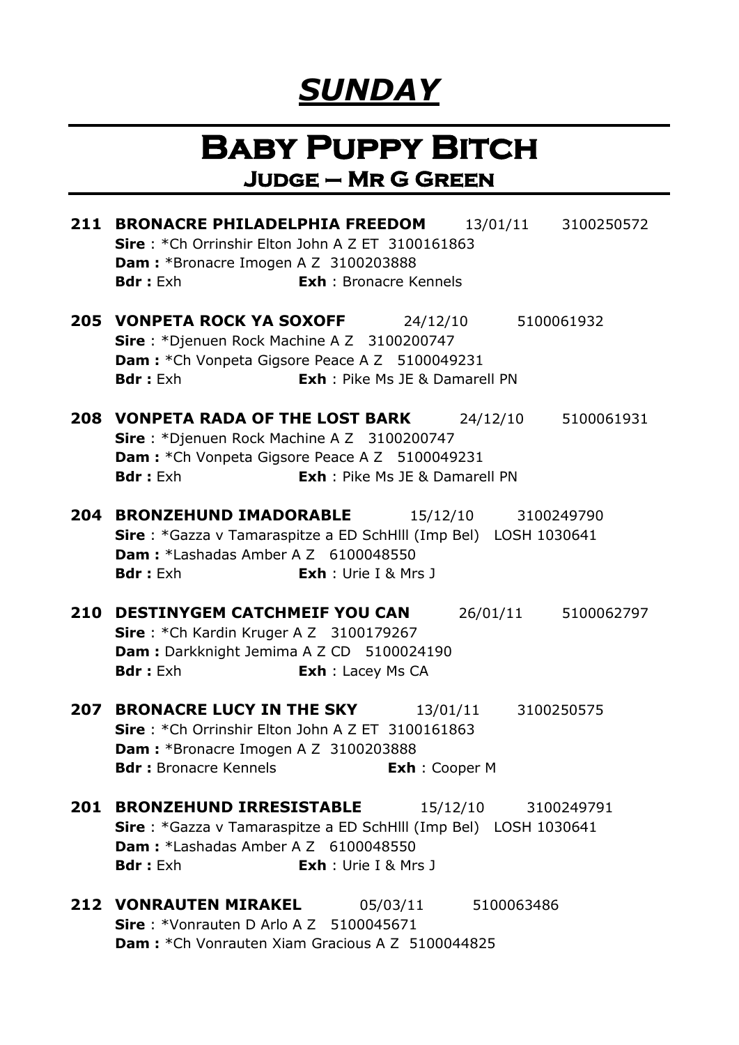# ***SUNDAY***

## Baby Puppy Bitch

### Judge – Mr G Green

**211 BRONACRE PHILADELPHIA FREEDOM** 13/01/11 3100250572
**Sire** : *Ch Orrinshir Elton John A Z ET 3100161863
**Dam :** *Bronacre Imogen A Z 3100203888
**Bdr :** Exh **Exh** : Bronacre Kennels

**205 VONPETA ROCK YA SOXOFF** 24/12/10 5100061932
**Sire** : *Djenuen Rock Machine A Z 3100200747
**Dam :** *Ch Vonpeta Gigsore Peace A Z 5100049231
**Bdr :** Exh **Exh** : Pike Ms JE & Damarell PN

**208 VONPETA RADA OF THE LOST BARK** 24/12/10 5100061931
**Sire** : *Djenuen Rock Machine A Z 3100200747
**Dam :** *Ch Vonpeta Gigsore Peace A Z 5100049231
**Bdr :** Exh **Exh** : Pike Ms JE & Damarell PN

**204 BRONZEHUND IMADORABLE** 15/12/10 3100249790
**Sire** : *Gazza v Tamaraspitze a ED SchHlll (Imp Bel) LOSH 1030641
**Dam :** *Lashadas Amber A Z 6100048550
**Bdr :** Exh **Exh** : Urie I & Mrs J

**210 DESTINYGEM CATCHMEIF YOU CAN** 26/01/11 5100062797
**Sire** : *Ch Kardin Kruger A Z 3100179267
**Dam :** Darkknight Jemima A Z CD 5100024190
**Bdr :** Exh **Exh** : Lacey Ms CA

**207 BRONACRE LUCY IN THE SKY** 13/01/11 3100250575
**Sire** : *Ch Orrinshir Elton John A Z ET 3100161863
**Dam :** *Bronacre Imogen A Z 3100203888
**Bdr :** Bronacre Kennels **Exh** : Cooper M

**201 BRONZEHUND IRRESISTABLE** 15/12/10 3100249791
**Sire** : *Gazza v Tamaraspitze a ED SchHlll (Imp Bel) LOSH 1030641
**Dam :** *Lashadas Amber A Z 6100048550
**Bdr :** Exh **Exh** : Urie I & Mrs J

**212 VONRAUTEN MIRAKEL** 05/03/11 5100063486
**Sire** : *Vonrauten D Arlo A Z 5100045671
**Dam :** *Ch Vonrauten Xiam Gracious A Z 5100044825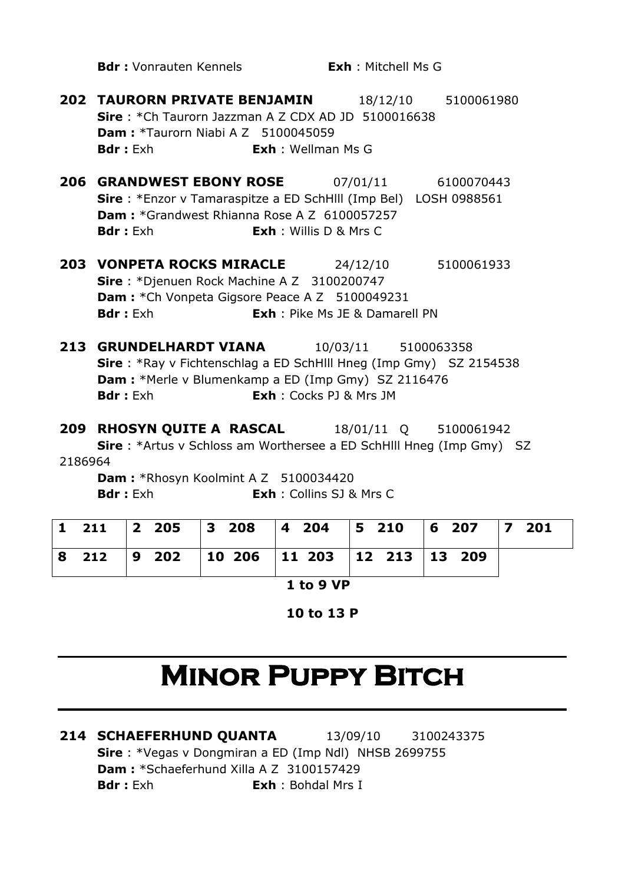**Bdr :** Vonrauten Kennels **Exh** : Mitchell Ms G

**202 TAURORN PRIVATE BENJAMIN** 18/12/10 5100061980
**Sire** : *Ch Taurorn Jazzman A Z CDX AD JD 5100016638
**Dam :** *Taurorn Niabi A Z 5100045059
**Bdr :** Exh **Exh** : Wellman Ms G

**206 GRANDWEST EBONY ROSE** 07/01/11 6100070443
**Sire** : *Enzor v Tamaraspitze a ED SchHlll (Imp Bel) LOSH 0988561
**Dam :** *Grandwest Rhianna Rose A Z 6100057257
**Bdr :** Exh **Exh** : Willis D & Mrs C

**203 VONPETA ROCKS MIRACLE** 24/12/10 5100061933
**Sire** : *Djenuen Rock Machine A Z 3100200747
**Dam :** *Ch Vonpeta Gigsore Peace A Z 5100049231
**Bdr :** Exh **Exh** : Pike Ms JE & Damarell PN

**213 GRUNDELHARDT VIANA** 10/03/11 5100063358
**Sire** : *Ray v Fichtenschlag a ED SchHlll Hneg (Imp Gmy) SZ 2154538
**Dam :** *Merle v Blumenkamp a ED (Imp Gmy) SZ 2116476
**Bdr :** Exh **Exh** : Cocks PJ & Mrs JM

**209 RHOSYN QUITE A RASCAL** 18/01/11 Q 5100061942
**Sire** : *Artus v Schloss am Worthersee a ED SchHlll Hneg (Imp Gmy) SZ 2186964
**Dam :** *Rhosyn Koolmint A Z 5100034420
**Bdr :** Exh **Exh** : Collins SJ & Mrs C

| | | | | | | |
|---|---|---|---|---|---|---|
| **1 211** | **2 205** | **3 208** | **4 204** | **5 210** | **6 207** | **7 201** |
| **8 212** | **9 202** | **10 206** | **11 203** | **12 213** | **13 209** | |

**1 to 9 VP**

**10 to 13 P**

# MINOR PUPPY BITCH

**214 SCHAEFERHUND QUANTA** 13/09/10 3100243375
**Sire** : *Vegas v Dongmiran a ED (Imp Ndl) NHSB 2699755
**Dam :** *Schaeferhund Xilla A Z 3100157429
**Bdr :** Exh **Exh** : Bohdal Mrs I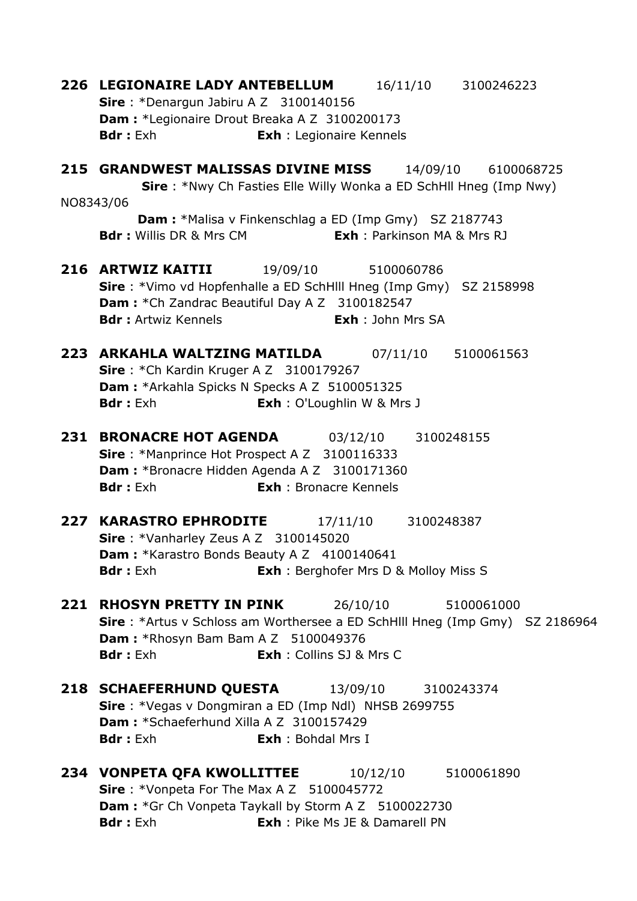**226 LEGIONAIRE LADY ANTEBELLUM** 16/11/10 3100246223
**Sire** : *Denargun Jabiru A Z 3100140156
**Dam :** *Legionaire Drout Breaka A Z 3100200173
**Bdr :** Exh **Exh** : Legionaire Kennels

**215 GRANDWEST MALISSAS DIVINE MISS** 14/09/10 6100068725
**Sire** : *Nwy Ch Fasties Elle Willy Wonka a ED SchHll Hneg (Imp Nwy) NO8343/06
**Dam :** *Malisa v Finkenschlag a ED (Imp Gmy) SZ 2187743
**Bdr :** Willis DR & Mrs CM **Exh** : Parkinson MA & Mrs RJ

**216 ARTWIZ KAITII** 19/09/10 5100060786
**Sire** : *Vimo vd Hopfenhalle a ED SchHlll Hneg (Imp Gmy) SZ 2158998
**Dam :** *Ch Zandrac Beautiful Day A Z 3100182547
**Bdr :** Artwiz Kennels **Exh** : John Mrs SA

**223 ARKAHLA WALTZING MATILDA** 07/11/10 5100061563
**Sire** : *Ch Kardin Kruger A Z 3100179267
**Dam :** *Arkahla Spicks N Specks A Z 5100051325
**Bdr :** Exh **Exh** : O'Loughlin W & Mrs J

**231 BRONACRE HOT AGENDA** 03/12/10 3100248155
**Sire** : *Manprince Hot Prospect A Z 3100116333
**Dam :** *Bronacre Hidden Agenda A Z 3100171360
**Bdr :** Exh **Exh** : Bronacre Kennels

**227 KARASTRO EPHRODITE** 17/11/10 3100248387
**Sire** : *Vanharley Zeus A Z 3100145020
**Dam :** *Karastro Bonds Beauty A Z 4100140641
**Bdr :** Exh **Exh** : Berghofer Mrs D & Molloy Miss S

**221 RHOSYN PRETTY IN PINK** 26/10/10 5100061000
**Sire** : *Artus v Schloss am Worthersee a ED SchHlll Hneg (Imp Gmy) SZ 2186964
**Dam :** *Rhosyn Bam Bam A Z 5100049376
**Bdr :** Exh **Exh** : Collins SJ & Mrs C

**218 SCHAEFERHUND QUESTA** 13/09/10 3100243374
**Sire** : *Vegas v Dongmiran a ED (Imp Ndl) NHSB 2699755
**Dam :** *Schaeferhund Xilla A Z 3100157429
**Bdr :** Exh **Exh** : Bohdal Mrs I

**234 VONPETA QFA KWOLLITTEE** 10/12/10 5100061890
**Sire** : *Vonpeta For The Max A Z 5100045772
**Dam :** *Gr Ch Vonpeta Taykall by Storm A Z 5100022730
**Bdr :** Exh **Exh** : Pike Ms JE & Damarell PN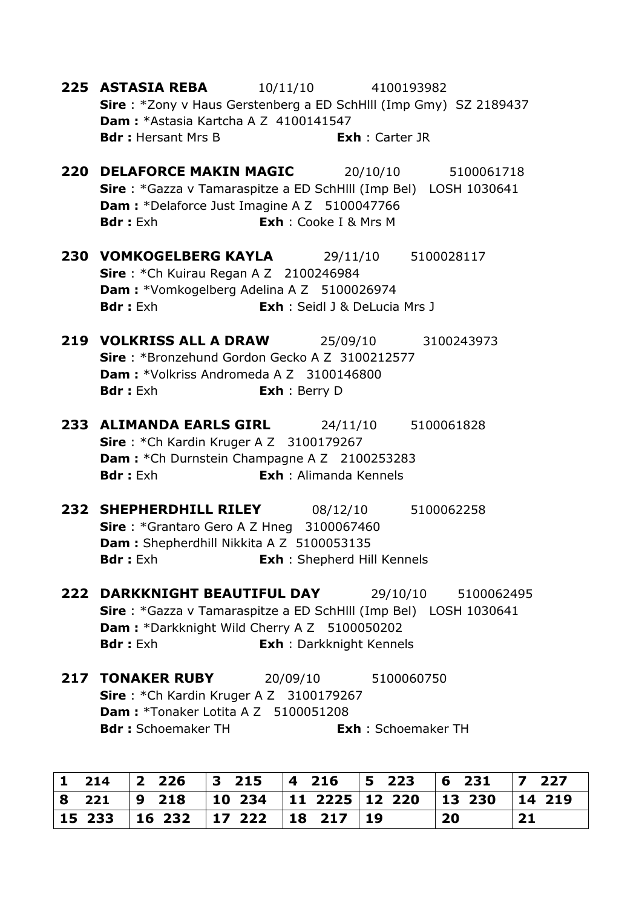**225 ASTASIA REBA** 10/11/10 4100193982
**Sire** : *Zony v Haus Gerstenberg a ED SchHlll (Imp Gmy) SZ 2189437
**Dam :** *Astasia Kartcha A Z 4100141547
**Bdr :** Hersant Mrs B **Exh** : Carter JR

**220 DELAFORCE MAKIN MAGIC** 20/10/10 5100061718
**Sire** : *Gazza v Tamaraspitze a ED SchHlll (Imp Bel) LOSH 1030641
**Dam :** *Delaforce Just Imagine A Z 5100047766
**Bdr :** Exh **Exh** : Cooke I & Mrs M

**230 VOMKOGELBERG KAYLA** 29/11/10 5100028117
**Sire** : *Ch Kuirau Regan A Z 2100246984
**Dam :** *Vomkogelberg Adelina A Z 5100026974
**Bdr :** Exh **Exh** : Seidl J & DeLucia Mrs J

**219 VOLKRISS ALL A DRAW** 25/09/10 3100243973
**Sire** : *Bronzehund Gordon Gecko A Z 3100212577
**Dam :** *Volkriss Andromeda A Z 3100146800
**Bdr :** Exh **Exh** : Berry D

**233 ALIMANDA EARLS GIRL** 24/11/10 5100061828
**Sire** : *Ch Kardin Kruger A Z 3100179267
**Dam :** *Ch Durnstein Champagne A Z 2100253283
**Bdr :** Exh **Exh** : Alimanda Kennels

**232 SHEPHERDHILL RILEY** 08/12/10 5100062258
**Sire** : *Grantaro Gero A Z Hneg 3100067460
**Dam :** Shepherdhill Nikkita A Z 5100053135
**Bdr :** Exh **Exh** : Shepherd Hill Kennels

**222 DARKKNIGHT BEAUTIFUL DAY** 29/10/10 5100062495
**Sire** : *Gazza v Tamaraspitze a ED SchHlll (Imp Bel) LOSH 1030641
**Dam :** *Darkknight Wild Cherry A Z 5100050202
**Bdr :** Exh **Exh** : Darkknight Kennels

**217 TONAKER RUBY** 20/09/10 5100060750
**Sire** : *Ch Kardin Kruger A Z 3100179267
**Dam :** *Tonaker Lotita A Z 5100051208
**Bdr :** Schoemaker TH **Exh** : Schoemaker TH

| 1 214 | 2 226 | 3 215 | 4 216 | 5 223 | 6 231 | 7 227 |
|---|---|---|---|---|---|---|
| 8 221 | 9 218 | 10 234 | 11 2225 | 12 220 | 13 230 | 14 219 |
| 15 233 | 16 232 | 17 222 | 18 217 | 19 | 20 | 21 |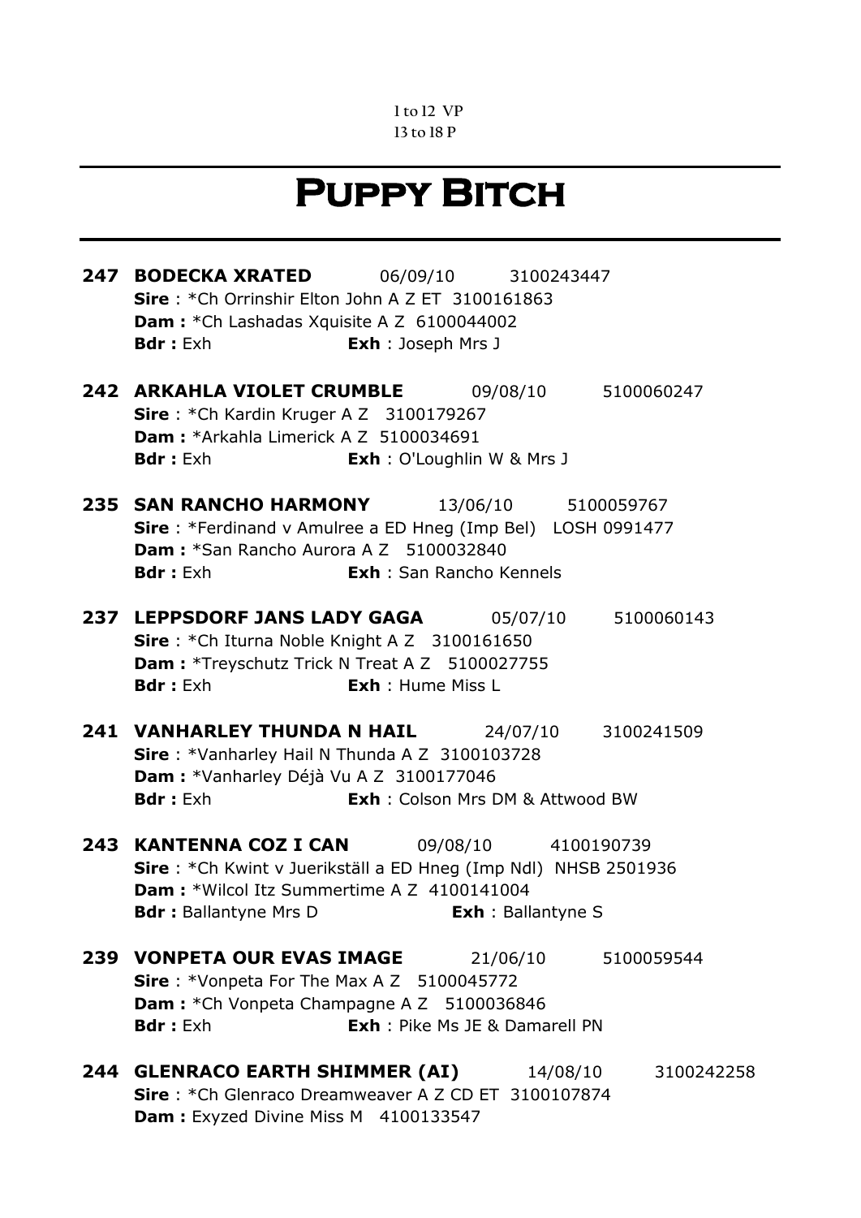1 to 12 VP
13 to 18 P

# Puppy Bitch

**247 BODECKA XRATED** 06/09/10 3100243447
**Sire** : *Ch Orrinshir Elton John A Z ET 3100161863
**Dam :** *Ch Lashadas Xquisite A Z 6100044002
**Bdr :** Exh **Exh** : Joseph Mrs J

**242 ARKAHLA VIOLET CRUMBLE** 09/08/10 5100060247
**Sire** : *Ch Kardin Kruger A Z 3100179267
**Dam :** *Arkahla Limerick A Z 5100034691
**Bdr :** Exh **Exh** : O'Loughlin W & Mrs J

**235 SAN RANCHO HARMONY** 13/06/10 5100059767
**Sire** : *Ferdinand v Amulree a ED Hneg (Imp Bel) LOSH 0991477
**Dam :** *San Rancho Aurora A Z 5100032840
**Bdr :** Exh **Exh** : San Rancho Kennels

**237 LEPPSDORF JANS LADY GAGA** 05/07/10 5100060143
**Sire** : *Ch Iturna Noble Knight A Z 3100161650
**Dam :** *Treyschutz Trick N Treat A Z 5100027755
**Bdr :** Exh **Exh** : Hume Miss L

**241 VANHARLEY THUNDA N HAIL** 24/07/10 3100241509
**Sire** : *Vanharley Hail N Thunda A Z 3100103728
**Dam :** *Vanharley Déjà Vu A Z 3100177046
**Bdr :** Exh **Exh** : Colson Mrs DM & Attwood BW

**243 KANTENNA COZ I CAN** 09/08/10 4100190739
**Sire** : *Ch Kwint v Juerikställ a ED Hneg (Imp Ndl) NHSB 2501936
**Dam :** *Wilcol Itz Summertime A Z 4100141004
**Bdr :** Ballantyne Mrs D **Exh** : Ballantyne S

**239 VONPETA OUR EVAS IMAGE** 21/06/10 5100059544
**Sire** : *Vonpeta For The Max A Z 5100045772
**Dam :** *Ch Vonpeta Champagne A Z 5100036846
**Bdr :** Exh **Exh** : Pike Ms JE & Damarell PN

**244 GLENRACO EARTH SHIMMER (AI)** 14/08/10 3100242258
**Sire** : *Ch Glenraco Dreamweaver A Z CD ET 3100107874
**Dam :** Exyzed Divine Miss M 4100133547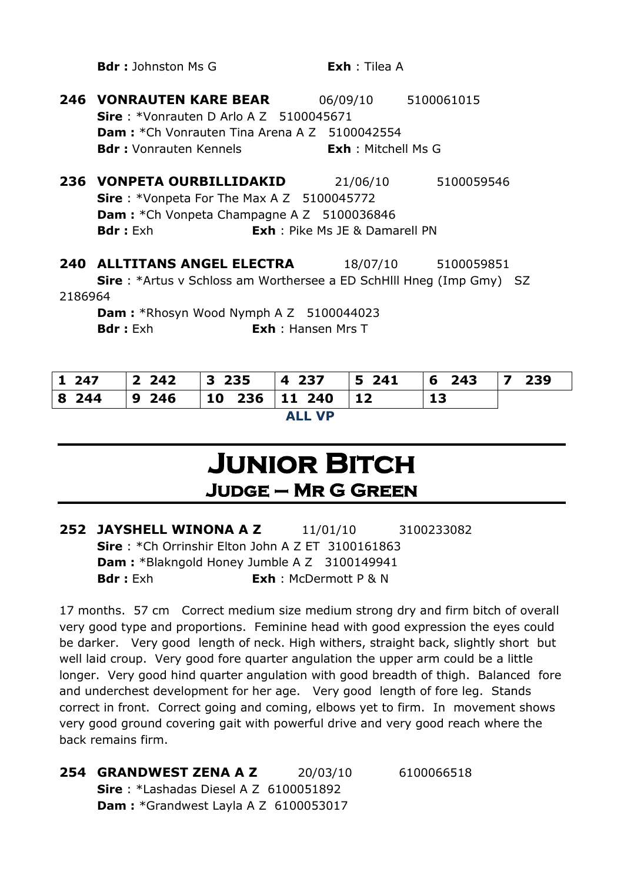**Bdr :** Johnston Ms G **Exh** : Tilea A

**246 VONRAUTEN KARE BEAR** 06/09/10 5100061015
**Sire** : *Vonrauten D Arlo A Z 5100045671
**Dam :** *Ch Vonrauten Tina Arena A Z 5100042554
**Bdr :** Vonrauten Kennels **Exh** : Mitchell Ms G

**236 VONPETA OURBILLIDAKID** 21/06/10 5100059546
**Sire** : *Vonpeta For The Max A Z 5100045772
**Dam :** *Ch Vonpeta Champagne A Z 5100036846
**Bdr :** Exh **Exh** : Pike Ms JE & Damarell PN

**240 ALLTITANS ANGEL ELECTRA** 18/07/10 5100059851
**Sire** : *Artus v Schloss am Worthersee a ED SchHlll Hneg (Imp Gmy) SZ 2186964
**Dam :** *Rhosyn Wood Nymph A Z 5100044023
**Bdr :** Exh **Exh** : Hansen Mrs T

| 1 247 | 2 242 | 3 235 | 4 237 | 5 241 | 6 243 | 7 239 |
|---|---|---|---|---|---|---|
| 8 244 | 9 246 | 10 236 | 11 240 | 12 | 13 | |

**ALL VP**

# Junior Bitch

## Judge – Mr G Green

**252 JAYSHELL WINONA A Z** 11/01/10 3100233082
**Sire** : *Ch Orrinshir Elton John A Z ET 3100161863
**Dam :** *Blakngold Honey Jumble A Z 3100149941
**Bdr :** Exh **Exh** : McDermott P & N

17 months. 57 cm Correct medium size medium strong dry and firm bitch of overall very good type and proportions. Feminine head with good expression the eyes could be darker. Very good length of neck. High withers, straight back, slightly short but well laid croup. Very good fore quarter angulation the upper arm could be a little longer. Very good hind quarter angulation with good breadth of thigh. Balanced fore and underchest development for her age. Very good length of fore leg. Stands correct in front. Correct going and coming, elbows yet to firm. In movement shows very good ground covering gait with powerful drive and very good reach where the back remains firm.

**254 GRANDWEST ZENA A Z** 20/03/10 6100066518
**Sire** : *Lashadas Diesel A Z 6100051892
**Dam :** *Grandwest Layla A Z 6100053017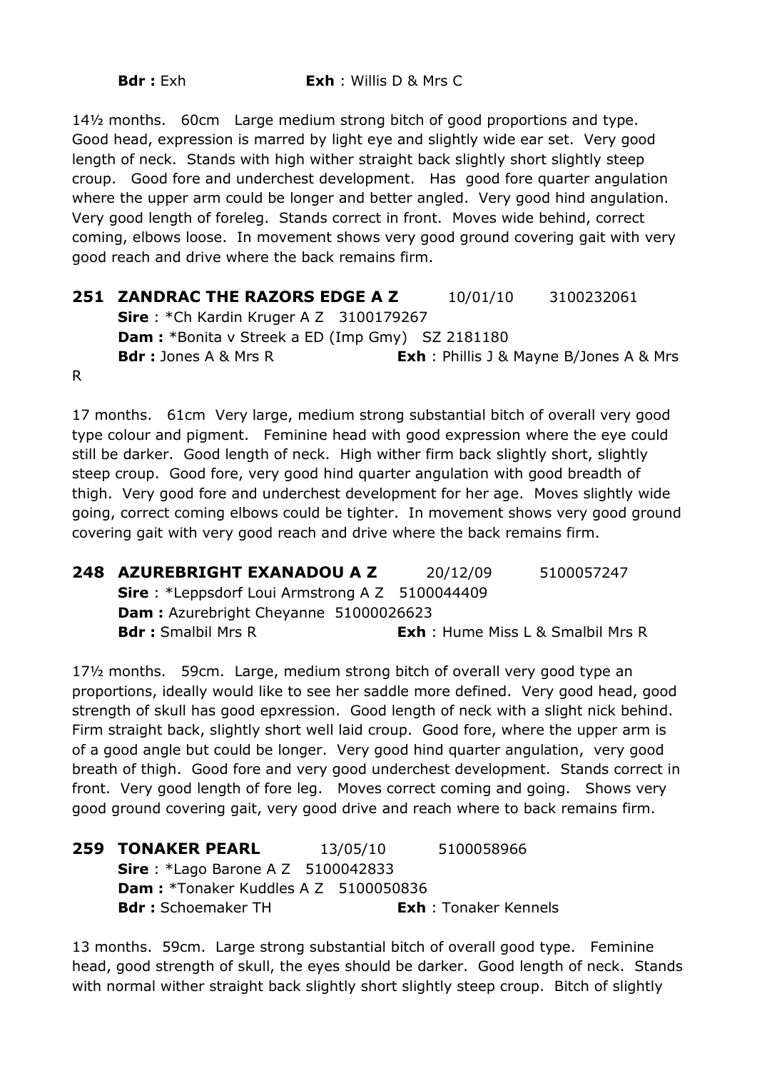**Bdr :** Exh **Exh** : Willis D & Mrs C

14½ months. 60cm Large medium strong bitch of good proportions and type. Good head, expression is marred by light eye and slightly wide ear set. Very good length of neck. Stands with high wither straight back slightly short slightly steep croup. Good fore and underchest development. Has good fore quarter angulation where the upper arm could be longer and better angled. Very good hind angulation. Very good length of foreleg. Stands correct in front. Moves wide behind, correct coming, elbows loose. In movement shows very good ground covering gait with very good reach and drive where the back remains firm.

**251 ZANDRAC THE RAZORS EDGE A Z** 10/01/10 3100232061
**Sire** : *Ch Kardin Kruger A Z 3100179267
**Dam :** *Bonita v Streek a ED (Imp Gmy) SZ 2181180
**Bdr :** Jones A & Mrs R **Exh** : Phillis J & Mayne B/Jones A & Mrs R

17 months. 61cm Very large, medium strong substantial bitch of overall very good type colour and pigment. Feminine head with good expression where the eye could still be darker. Good length of neck. High wither firm back slightly short, slightly steep croup. Good fore, very good hind quarter angulation with good breadth of thigh. Very good fore and underchest development for her age. Moves slightly wide going, correct coming elbows could be tighter. In movement shows very good ground covering gait with very good reach and drive where the back remains firm.

**248 AZUREBRIGHT EXANADOU A Z** 20/12/09 5100057247
**Sire** : *Leppsdorf Loui Armstrong A Z 5100044409
**Dam :** Azurebright Cheyanne 51000026623
**Bdr :** Smalbil Mrs R **Exh** : Hume Miss L & Smalbil Mrs R

17½ months. 59cm. Large, medium strong bitch of overall very good type an proportions, ideally would like to see her saddle more defined. Very good head, good strength of skull has good epxression. Good length of neck with a slight nick behind. Firm straight back, slightly short well laid croup. Good fore, where the upper arm is of a good angle but could be longer. Very good hind quarter angulation, very good breath of thigh. Good fore and very good underchest development. Stands correct in front. Very good length of fore leg. Moves correct coming and going. Shows very good ground covering gait, very good drive and reach where to back remains firm.

**259 TONAKER PEARL** 13/05/10 5100058966
**Sire** : *Lago Barone A Z 5100042833
**Dam :** *Tonaker Kuddles A Z 5100050836
**Bdr :** Schoemaker TH **Exh** : Tonaker Kennels

13 months. 59cm. Large strong substantial bitch of overall good type. Feminine head, good strength of skull, the eyes should be darker. Good length of neck. Stands with normal wither straight back slightly short slightly steep croup. Bitch of slightly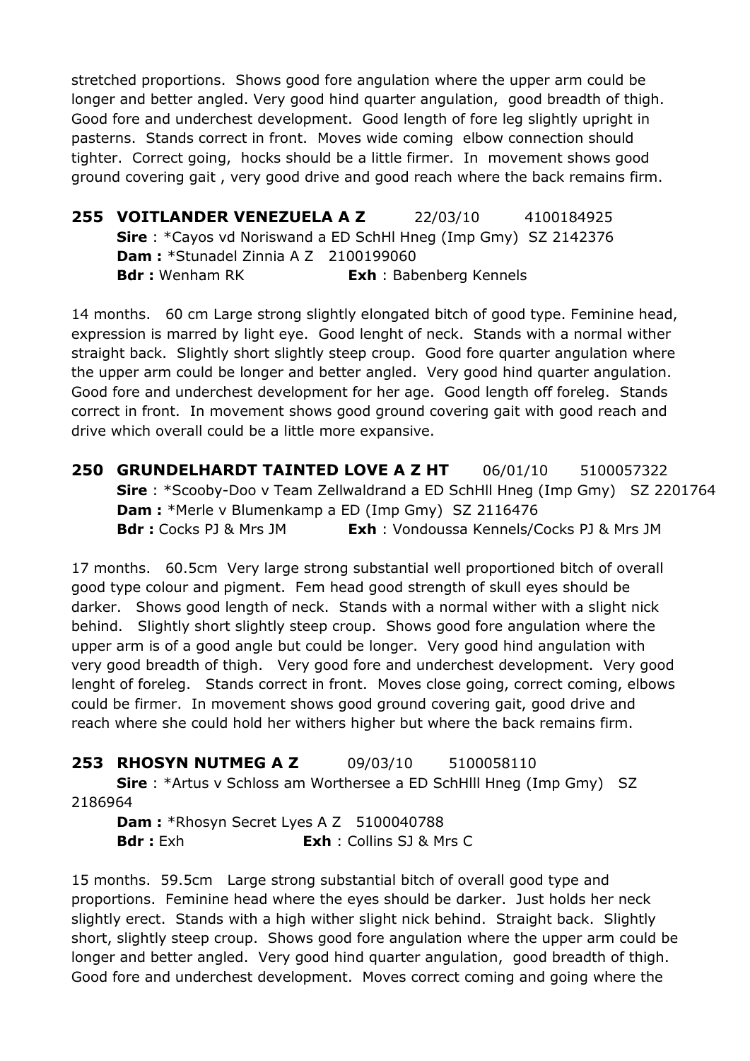stretched proportions. Shows good fore angulation where the upper arm could be longer and better angled. Very good hind quarter angulation, good breadth of thigh. Good fore and underchest development. Good length of fore leg slightly upright in pasterns. Stands correct in front. Moves wide coming elbow connection should tighter. Correct going, hocks should be a little firmer. In movement shows good ground covering gait , very good drive and good reach where the back remains firm.

**255 VOITLANDER VENEZUELA A Z** 22/03/10 4100184925
**Sire** : *Cayos vd Noriswand a ED SchHl Hneg (Imp Gmy) SZ 2142376
**Dam :** *Stunadel Zinnia A Z 2100199060
**Bdr :** Wenham RK **Exh** : Babenberg Kennels

14 months. 60 cm Large strong slightly elongated bitch of good type. Feminine head, expression is marred by light eye. Good lenght of neck. Stands with a normal wither straight back. Slightly short slightly steep croup. Good fore quarter angulation where the upper arm could be longer and better angled. Very good hind quarter angulation. Good fore and underchest development for her age. Good length off foreleg. Stands correct in front. In movement shows good ground covering gait with good reach and drive which overall could be a little more expansive.

**250 GRUNDELHARDT TAINTED LOVE A Z HT** 06/01/10 5100057322
**Sire** : *Scooby-Doo v Team Zellwaldrand a ED SchHll Hneg (Imp Gmy) SZ 2201764
**Dam :** *Merle v Blumenkamp a ED (Imp Gmy) SZ 2116476
**Bdr :** Cocks PJ & Mrs JM **Exh** : Vondoussa Kennels/Cocks PJ & Mrs JM

17 months. 60.5cm Very large strong substantial well proportioned bitch of overall good type colour and pigment. Fem head good strength of skull eyes should be darker. Shows good length of neck. Stands with a normal wither with a slight nick behind. Slightly short slightly steep croup. Shows good fore angulation where the upper arm is of a good angle but could be longer. Very good hind angulation with very good breadth of thigh. Very good fore and underchest development. Very good lenght of foreleg. Stands correct in front. Moves close going, correct coming, elbows could be firmer. In movement shows good ground covering gait, good drive and reach where she could hold her withers higher but where the back remains firm.

**253 RHOSYN NUTMEG A Z** 09/03/10 5100058110
**Sire** : *Artus v Schloss am Worthersee a ED SchHlll Hneg (Imp Gmy) SZ 2186964
**Dam :** *Rhosyn Secret Lyes A Z 5100040788
**Bdr :** Exh **Exh** : Collins SJ & Mrs C

15 months. 59.5cm Large strong substantial bitch of overall good type and proportions. Feminine head where the eyes should be darker. Just holds her neck slightly erect. Stands with a high wither slight nick behind. Straight back. Slightly short, slightly steep croup. Shows good fore angulation where the upper arm could be longer and better angled. Very good hind quarter angulation, good breadth of thigh. Good fore and underchest development. Moves correct coming and going where the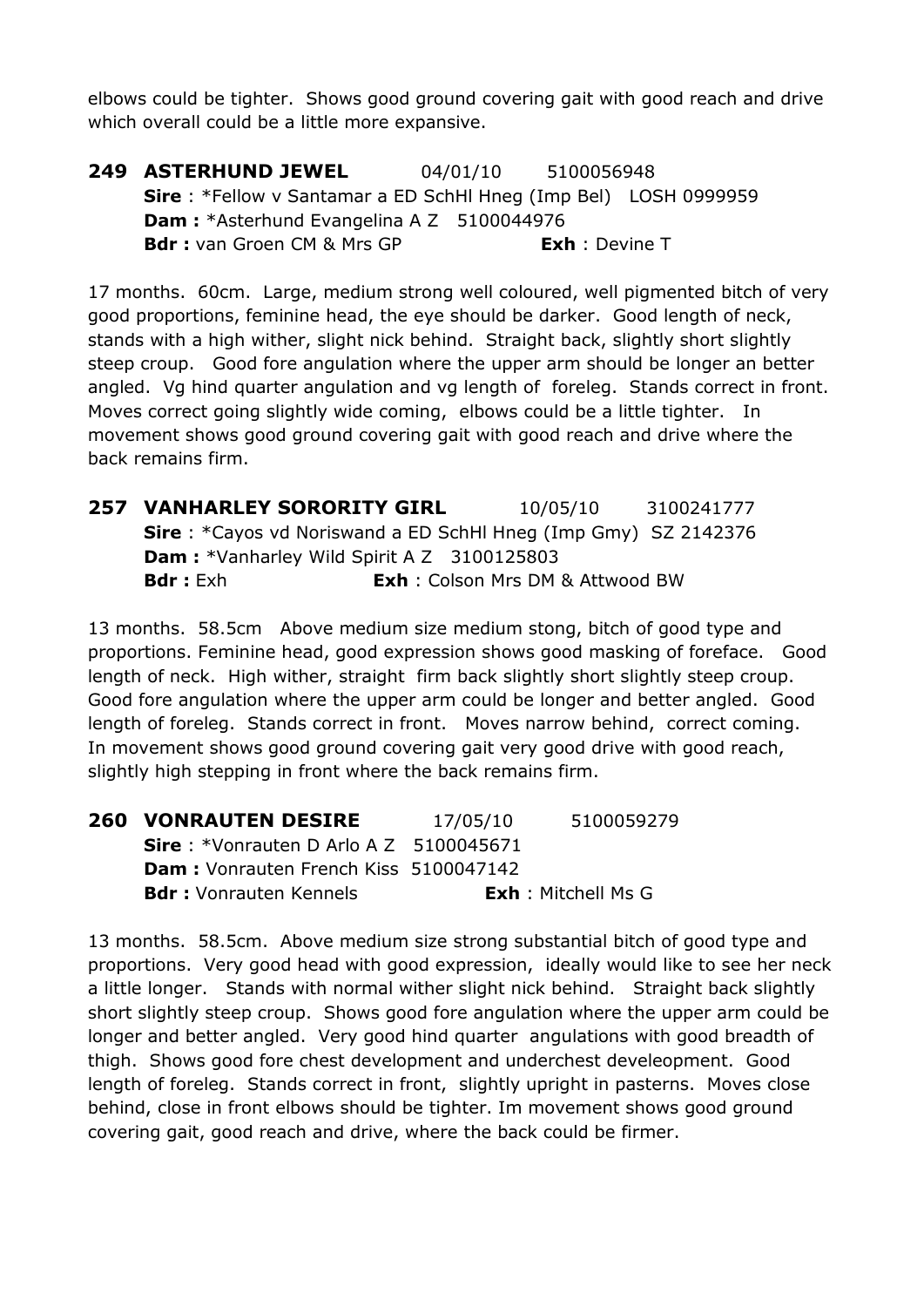elbows could be tighter. Shows good ground covering gait with good reach and drive which overall could be a little more expansive.

**249 ASTERHUND JEWEL** 04/01/10 5100056948
**Sire** : *Fellow v Santamar a ED SchHl Hneg (Imp Bel) LOSH 0999959
**Dam :** *Asterhund Evangelina A Z 5100044976
**Bdr :** van Groen CM & Mrs GP **Exh** : Devine T

17 months. 60cm. Large, medium strong well coloured, well pigmented bitch of very good proportions, feminine head, the eye should be darker. Good length of neck, stands with a high wither, slight nick behind. Straight back, slightly short slightly steep croup. Good fore angulation where the upper arm should be longer an better angled. Vg hind quarter angulation and vg length of foreleg. Stands correct in front. Moves correct going slightly wide coming, elbows could be a little tighter. In movement shows good ground covering gait with good reach and drive where the back remains firm.

**257 VANHARLEY SORORITY GIRL** 10/05/10 3100241777
**Sire** : *Cayos vd Noriswand a ED SchHl Hneg (Imp Gmy) SZ 2142376
**Dam :** *Vanharley Wild Spirit A Z 3100125803
**Bdr :** Exh **Exh** : Colson Mrs DM & Attwood BW

13 months. 58.5cm Above medium size medium stong, bitch of good type and proportions. Feminine head, good expression shows good masking of foreface. Good length of neck. High wither, straight firm back slightly short slightly steep croup. Good fore angulation where the upper arm could be longer and better angled. Good length of foreleg. Stands correct in front. Moves narrow behind, correct coming. In movement shows good ground covering gait very good drive with good reach, slightly high stepping in front where the back remains firm.

**260 VONRAUTEN DESIRE** 17/05/10 5100059279
**Sire** : *Vonrauten D Arlo A Z 5100045671
**Dam :** Vonrauten French Kiss 5100047142
**Bdr :** Vonrauten Kennels **Exh** : Mitchell Ms G

13 months. 58.5cm. Above medium size strong substantial bitch of good type and proportions. Very good head with good expression, ideally would like to see her neck a little longer. Stands with normal wither slight nick behind. Straight back slightly short slightly steep croup. Shows good fore angulation where the upper arm could be longer and better angled. Very good hind quarter angulations with good breadth of thigh. Shows good fore chest development and underchest develeopment. Good length of foreleg. Stands correct in front, slightly upright in pasterns. Moves close behind, close in front elbows should be tighter. Im movement shows good ground covering gait, good reach and drive, where the back could be firmer.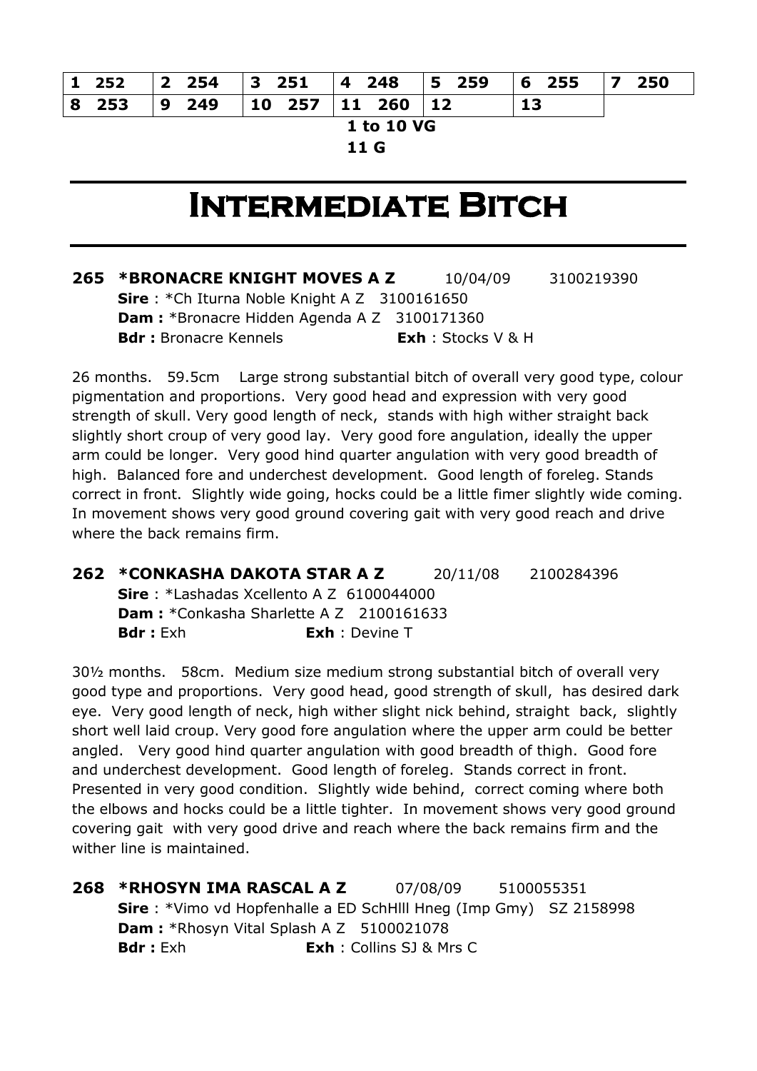| 1 252 | 2 254 | 3 251 | 4 248 | 5 259 | 6 255 | 7 250 |
|---|---|---|---|---|---|---|
| 8 253 | 9 249 | 10 257 | 11 260 | 12 | 13 | |

**1 to 10 VG**

**11 G**

# Intermediate Bitch

**265 \*BRONACRE KNIGHT MOVES A Z** 10/04/09 3100219390
**Sire** : \*Ch Iturna Noble Knight A Z 3100161650
**Dam :** \*Bronacre Hidden Agenda A Z 3100171360
**Bdr :** Bronacre Kennels **Exh** : Stocks V & H

26 months. 59.5cm Large strong substantial bitch of overall very good type, colour pigmentation and proportions. Very good head and expression with very good strength of skull. Very good length of neck, stands with high wither straight back slightly short croup of very good lay. Very good fore angulation, ideally the upper arm could be longer. Very good hind quarter angulation with very good breadth of high. Balanced fore and underchest development. Good length of foreleg. Stands correct in front. Slightly wide going, hocks could be a little fimer slightly wide coming. In movement shows very good ground covering gait with very good reach and drive where the back remains firm.

**262 \*CONKASHA DAKOTA STAR A Z** 20/11/08 2100284396
**Sire** : \*Lashadas Xcellento A Z 6100044000
**Dam :** \*Conkasha Sharlette A Z 2100161633
**Bdr :** Exh **Exh** : Devine T

30½ months. 58cm. Medium size medium strong substantial bitch of overall very good type and proportions. Very good head, good strength of skull, has desired dark eye. Very good length of neck, high wither slight nick behind, straight back, slightly short well laid croup. Very good fore angulation where the upper arm could be better angled. Very good hind quarter angulation with good breadth of thigh. Good fore and underchest development. Good length of foreleg. Stands correct in front. Presented in very good condition. Slightly wide behind, correct coming where both the elbows and hocks could be a little tighter. In movement shows very good ground covering gait with very good drive and reach where the back remains firm and the wither line is maintained.

**268 \*RHOSYN IMA RASCAL A Z** 07/08/09 5100055351
**Sire** : \*Vimo vd Hopfenhalle a ED SchHlll Hneg (Imp Gmy) SZ 2158998
**Dam :** \*Rhosyn Vital Splash A Z 5100021078
**Bdr :** Exh **Exh** : Collins SJ & Mrs C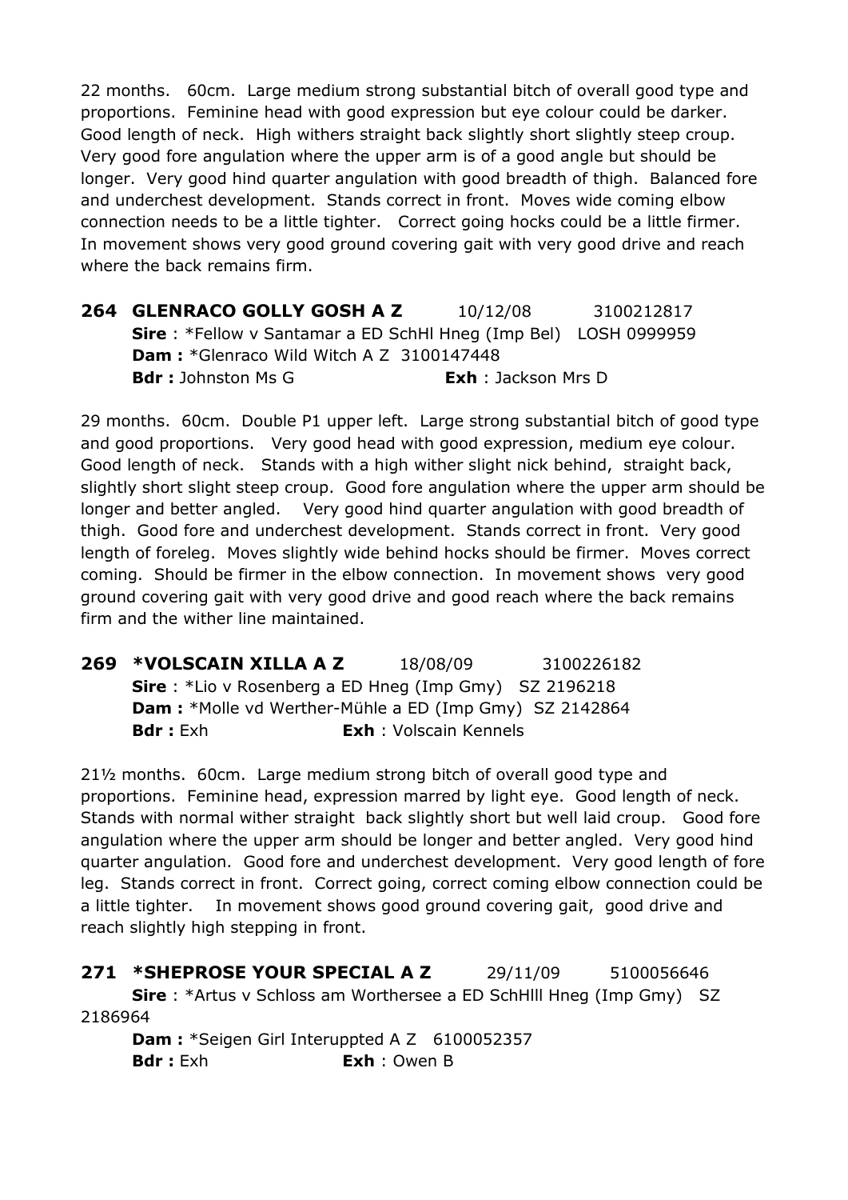22 months. 60cm. Large medium strong substantial bitch of overall good type and proportions. Feminine head with good expression but eye colour could be darker. Good length of neck. High withers straight back slightly short slightly steep croup. Very good fore angulation where the upper arm is of a good angle but should be longer. Very good hind quarter angulation with good breadth of thigh. Balanced fore and underchest development. Stands correct in front. Moves wide coming elbow connection needs to be a little tighter. Correct going hocks could be a little firmer. In movement shows very good ground covering gait with very good drive and reach where the back remains firm.

**264 GLENRACO GOLLY GOSH A Z** 10/12/08 3100212817
**Sire** : *Fellow v Santamar a ED SchHl Hneg (Imp Bel) LOSH 0999959
**Dam :** *Glenraco Wild Witch A Z 3100147448
**Bdr :** Johnston Ms G **Exh** : Jackson Mrs D

29 months. 60cm. Double P1 upper left. Large strong substantial bitch of good type and good proportions. Very good head with good expression, medium eye colour. Good length of neck. Stands with a high wither slight nick behind, straight back, slightly short slight steep croup. Good fore angulation where the upper arm should be longer and better angled. Very good hind quarter angulation with good breadth of thigh. Good fore and underchest development. Stands correct in front. Very good length of foreleg. Moves slightly wide behind hocks should be firmer. Moves correct coming. Should be firmer in the elbow connection. In movement shows very good ground covering gait with very good drive and good reach where the back remains firm and the wither line maintained.

**269 *VOLSCAIN XILLA A Z** 18/08/09 3100226182
**Sire** : *Lio v Rosenberg a ED Hneg (Imp Gmy) SZ 2196218
**Dam :** *Molle vd Werther-Mühle a ED (Imp Gmy) SZ 2142864
**Bdr :** Exh **Exh** : Volscain Kennels

21½ months. 60cm. Large medium strong bitch of overall good type and proportions. Feminine head, expression marred by light eye. Good length of neck. Stands with normal wither straight back slightly short but well laid croup. Good fore angulation where the upper arm should be longer and better angled. Very good hind quarter angulation. Good fore and underchest development. Very good length of fore leg. Stands correct in front. Correct going, correct coming elbow connection could be a little tighter. In movement shows good ground covering gait, good drive and reach slightly high stepping in front.

**271 *SHEPROSE YOUR SPECIAL A Z** 29/11/09 5100056646
**Sire** : *Artus v Schloss am Worthersee a ED SchHlll Hneg (Imp Gmy) SZ 2186964
**Dam :** *Seigen Girl Interuppted A Z 6100052357
**Bdr :** Exh **Exh** : Owen B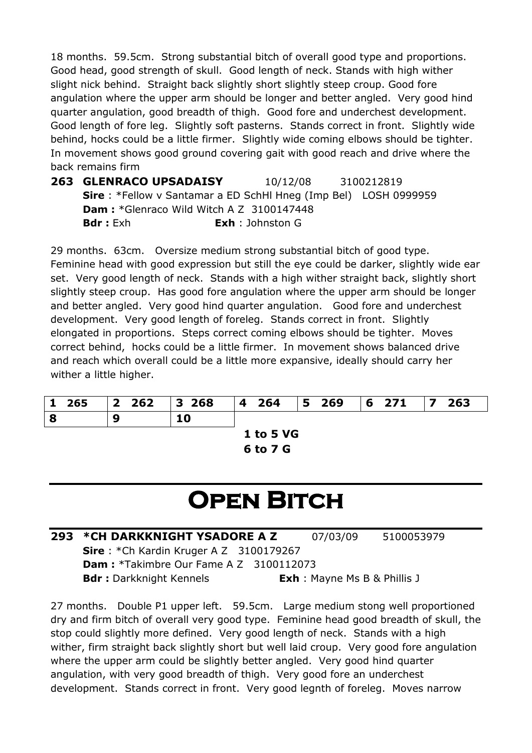18 months. 59.5cm. Strong substantial bitch of overall good type and proportions. Good head, good strength of skull. Good length of neck. Stands with high wither slight nick behind. Straight back slightly short slightly steep croup. Good fore angulation where the upper arm should be longer and better angled. Very good hind quarter angulation, good breadth of thigh. Good fore and underchest development. Good length of fore leg. Slightly soft pasterns. Stands correct in front. Slightly wide behind, hocks could be a little firmer. Slightly wide coming elbows should be tighter. In movement shows good ground covering gait with good reach and drive where the back remains firm

**263 GLENRACO UPSADAISY** 10/12/08 3100212819
**Sire** : *Fellow v Santamar a ED SchHl Hneg (Imp Bel) LOSH 0999959
**Dam :** *Glenraco Wild Witch A Z 3100147448
**Bdr :** Exh **Exh** : Johnston G

29 months. 63cm. Oversize medium strong substantial bitch of good type. Feminine head with good expression but still the eye could be darker, slightly wide ear set. Very good length of neck. Stands with a high wither straight back, slightly short slightly steep croup. Has good fore angulation where the upper arm should be longer and better angled. Very good hind quarter angulation. Good fore and underchest development. Very good length of foreleg. Stands correct in front. Slightly elongated in proportions. Steps correct coming elbows should be tighter. Moves correct behind, hocks could be a little firmer. In movement shows balanced drive and reach which overall could be a little more expansive, ideally should carry her wither a little higher.

| 1 265 | 2 262 | 3 268 | 4 264 | 5 269 | 6 271 | 7 263 |
|---|---|---|---|---|---|---|
| 8 | 9 | 10 | | | | |

**1 to 5 VG**
**6 to 7 G**

# Open Bitch

**293 *CH DARKKNIGHT YSADORE A Z** 07/03/09 5100053979
**Sire** : *Ch Kardin Kruger A Z 3100179267
**Dam :** *Takimbre Our Fame A Z 3100112073
**Bdr :** Darkknight Kennels **Exh** : Mayne Ms B & Phillis J

27 months. Double P1 upper left. 59.5cm. Large medium stong well proportioned dry and firm bitch of overall very good type. Feminine head good breadth of skull, the stop could slightly more defined. Very good length of neck. Stands with a high wither, firm straight back slightly short but well laid croup. Very good fore angulation where the upper arm could be slightly better angled. Very good hind quarter angulation, with very good breadth of thigh. Very good fore an underchest development. Stands correct in front. Very good legnth of foreleg. Moves narrow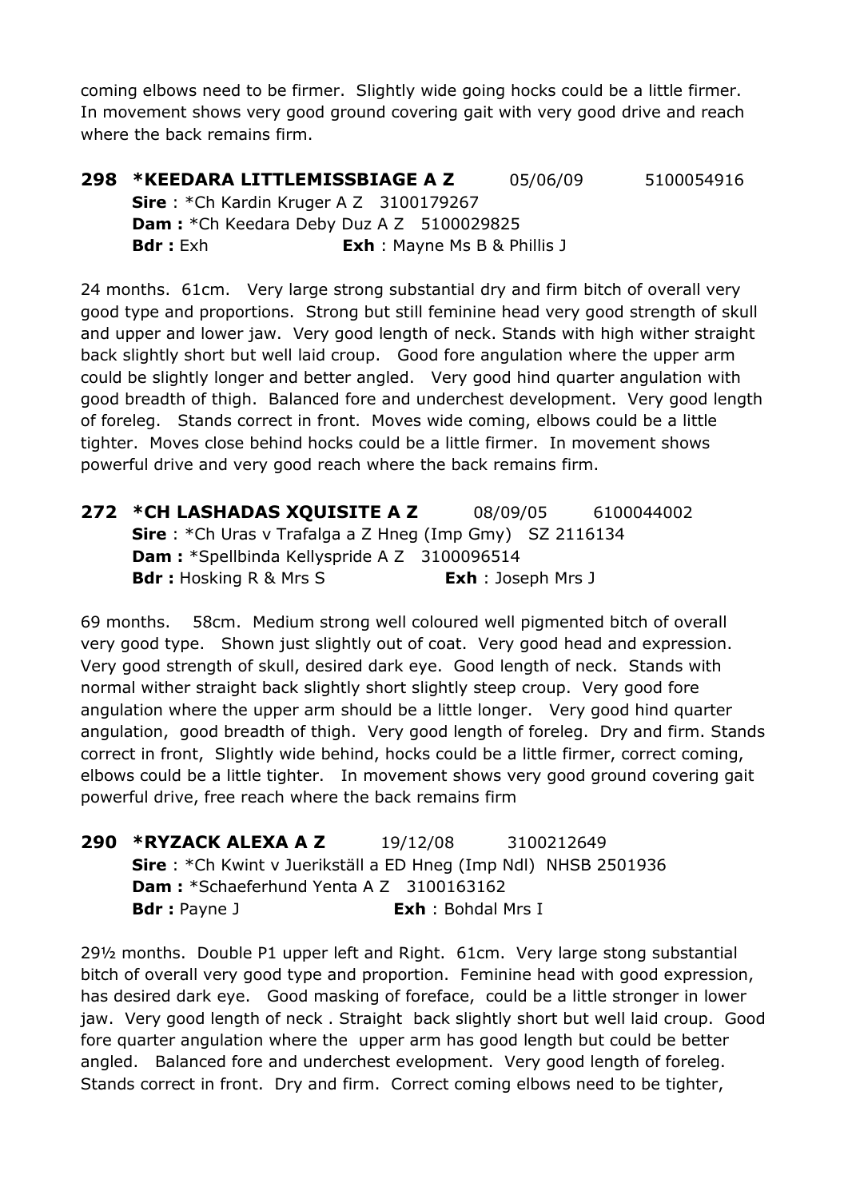coming elbows need to be firmer. Slightly wide going hocks could be a little firmer. In movement shows very good ground covering gait with very good drive and reach where the back remains firm.

### 298 *KEEDARA LITTLEMISSBIAGE A Z 05/06/09 5100054916

**Sire** : *Ch Kardin Kruger A Z 3100179267
**Dam :** *Ch Keedara Deby Duz A Z 5100029825
**Bdr :** Exh **Exh** : Mayne Ms B & Phillis J

24 months. 61cm. Very large strong substantial dry and firm bitch of overall very good type and proportions. Strong but still feminine head very good strength of skull and upper and lower jaw. Very good length of neck. Stands with high wither straight back slightly short but well laid croup. Good fore angulation where the upper arm could be slightly longer and better angled. Very good hind quarter angulation with good breadth of thigh. Balanced fore and underchest development. Very good length of foreleg. Stands correct in front. Moves wide coming, elbows could be a little tighter. Moves close behind hocks could be a little firmer. In movement shows powerful drive and very good reach where the back remains firm.

### 272 *CH LASHADAS XQUISITE A Z 08/09/05 6100044002

**Sire** : *Ch Uras v Trafalga a Z Hneg (Imp Gmy) SZ 2116134
**Dam :** *Spellbinda Kellyspride A Z 3100096514
**Bdr :** Hosking R & Mrs S **Exh** : Joseph Mrs J

69 months. 58cm. Medium strong well coloured well pigmented bitch of overall very good type. Shown just slightly out of coat. Very good head and expression. Very good strength of skull, desired dark eye. Good length of neck. Stands with normal wither straight back slightly short slightly steep croup. Very good fore angulation where the upper arm should be a little longer. Very good hind quarter angulation, good breadth of thigh. Very good length of foreleg. Dry and firm. Stands correct in front, Slightly wide behind, hocks could be a little firmer, correct coming, elbows could be a little tighter. In movement shows very good ground covering gait powerful drive, free reach where the back remains firm

### 290 *RYZACK ALEXA A Z 19/12/08 3100212649

**Sire** : *Ch Kwint v Juerikställ a ED Hneg (Imp Ndl) NHSB 2501936
**Dam :** *Schaeferhund Yenta A Z 3100163162
**Bdr :** Payne J **Exh** : Bohdal Mrs I

29½ months. Double P1 upper left and Right. 61cm. Very large stong substantial bitch of overall very good type and proportion. Feminine head with good expression, has desired dark eye. Good masking of foreface, could be a little stronger in lower jaw. Very good length of neck . Straight back slightly short but well laid croup. Good fore quarter angulation where the upper arm has good length but could be better angled. Balanced fore and underchest evelopment. Very good length of foreleg. Stands correct in front. Dry and firm. Correct coming elbows need to be tighter,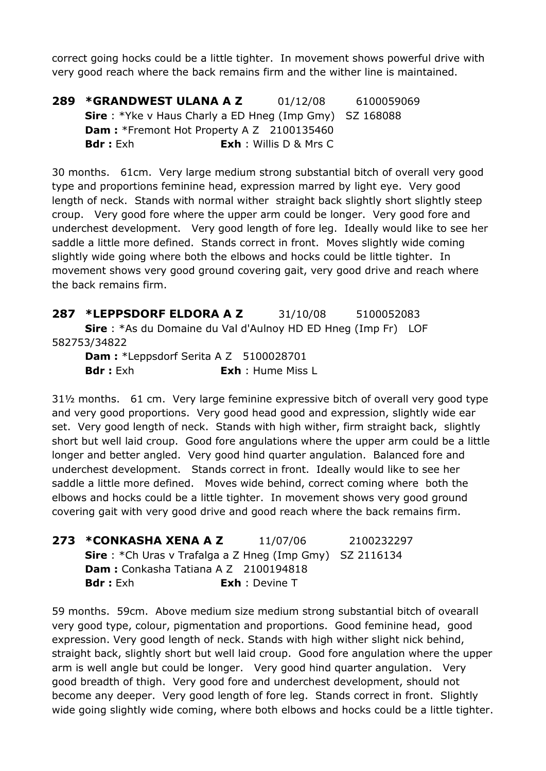correct going hocks could be a little tighter. In movement shows powerful drive with very good reach where the back remains firm and the wither line is maintained.

**289 *GRANDWEST ULANA A Z** 01/12/08 6100059069
**Sire** : *Yke v Haus Charly a ED Hneg (Imp Gmy) SZ 168088
**Dam :** *Fremont Hot Property A Z 2100135460
**Bdr :** Exh **Exh** : Willis D & Mrs C

30 months. 61cm. Very large medium strong substantial bitch of overall very good type and proportions feminine head, expression marred by light eye. Very good length of neck. Stands with normal wither straight back slightly short slightly steep croup. Very good fore where the upper arm could be longer. Very good fore and underchest development. Very good length of fore leg. Ideally would like to see her saddle a little more defined. Stands correct in front. Moves slightly wide coming slightly wide going where both the elbows and hocks could be little tighter. In movement shows very good ground covering gait, very good drive and reach where the back remains firm.

**287 *LEPPSDORF ELDORA A Z** 31/10/08 5100052083
**Sire** : *As du Domaine du Val d'Aulnoy HD ED Hneg (Imp Fr) LOF 582753/34822
**Dam :** *Leppsdorf Serita A Z 5100028701
**Bdr :** Exh **Exh** : Hume Miss L

31½ months. 61 cm. Very large feminine expressive bitch of overall very good type and very good proportions. Very good head good and expression, slightly wide ear set. Very good length of neck. Stands with high wither, firm straight back, slightly short but well laid croup. Good fore angulations where the upper arm could be a little longer and better angled. Very good hind quarter angulation. Balanced fore and underchest development. Stands correct in front. Ideally would like to see her saddle a little more defined. Moves wide behind, correct coming where both the elbows and hocks could be a little tighter. In movement shows very good ground covering gait with very good drive and good reach where the back remains firm.

**273 *CONKASHA XENA A Z** 11/07/06 2100232297
**Sire** : *Ch Uras v Trafalga a Z Hneg (Imp Gmy) SZ 2116134
**Dam :** Conkasha Tatiana A Z 2100194818
**Bdr :** Exh **Exh** : Devine T

59 months. 59cm. Above medium size medium strong substantial bitch of ovearall very good type, colour, pigmentation and proportions. Good feminine head, good expression. Very good length of neck. Stands with high wither slight nick behind, straight back, slightly short but well laid croup. Good fore angulation where the upper arm is well angle but could be longer. Very good hind quarter angulation. Very good breadth of thigh. Very good fore and underchest development, should not become any deeper. Very good length of fore leg. Stands correct in front. Slightly wide going slightly wide coming, where both elbows and hocks could be a little tighter.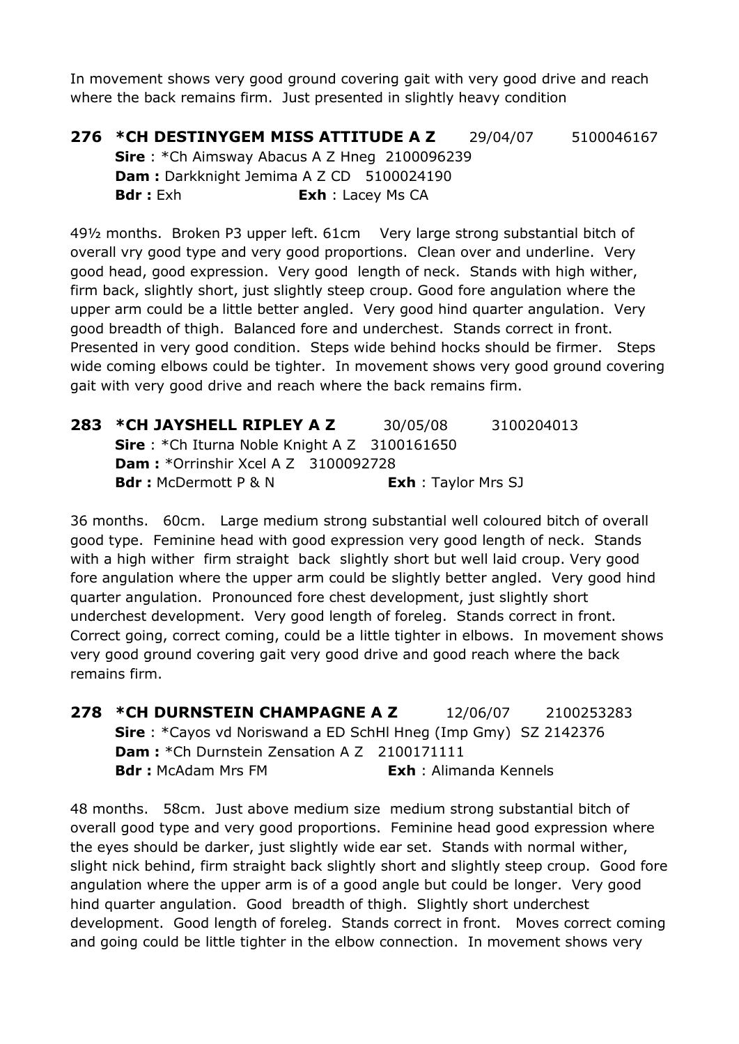In movement shows very good ground covering gait with very good drive and reach where the back remains firm. Just presented in slightly heavy condition

**276 *CH DESTINYGEM MISS ATTITUDE A Z** 29/04/07 5100046167
**Sire** : *Ch Aimsway Abacus A Z Hneg 2100096239
**Dam :** Darkknight Jemima A Z CD 5100024190
**Bdr :** Exh **Exh** : Lacey Ms CA

49½ months. Broken P3 upper left. 61cm Very large strong substantial bitch of overall vry good type and very good proportions. Clean over and underline. Very good head, good expression. Very good length of neck. Stands with high wither, firm back, slightly short, just slightly steep croup. Good fore angulation where the upper arm could be a little better angled. Very good hind quarter angulation. Very good breadth of thigh. Balanced fore and underchest. Stands correct in front. Presented in very good condition. Steps wide behind hocks should be firmer. Steps wide coming elbows could be tighter. In movement shows very good ground covering gait with very good drive and reach where the back remains firm.

**283 *CH JAYSHELL RIPLEY A Z** 30/05/08 3100204013
**Sire** : *Ch Iturna Noble Knight A Z 3100161650
**Dam :** *Orrinshir Xcel A Z 3100092728
**Bdr :** McDermott P & N **Exh** : Taylor Mrs SJ

36 months. 60cm. Large medium strong substantial well coloured bitch of overall good type. Feminine head with good expression very good length of neck. Stands with a high wither firm straight back slightly short but well laid croup. Very good fore angulation where the upper arm could be slightly better angled. Very good hind quarter angulation. Pronounced fore chest development, just slightly short underchest development. Very good length of foreleg. Stands correct in front. Correct going, correct coming, could be a little tighter in elbows. In movement shows very good ground covering gait very good drive and good reach where the back remains firm.

**278 *CH DURNSTEIN CHAMPAGNE A Z** 12/06/07 2100253283
**Sire** : *Cayos vd Noriswand a ED SchHl Hneg (Imp Gmy) SZ 2142376
**Dam :** *Ch Durnstein Zensation A Z 2100171111
**Bdr :** McAdam Mrs FM **Exh** : Alimanda Kennels

48 months. 58cm. Just above medium size medium strong substantial bitch of overall good type and very good proportions. Feminine head good expression where the eyes should be darker, just slightly wide ear set. Stands with normal wither, slight nick behind, firm straight back slightly short and slightly steep croup. Good fore angulation where the upper arm is of a good angle but could be longer. Very good hind quarter angulation. Good breadth of thigh. Slightly short underchest development. Good length of foreleg. Stands correct in front. Moves correct coming and going could be little tighter in the elbow connection. In movement shows very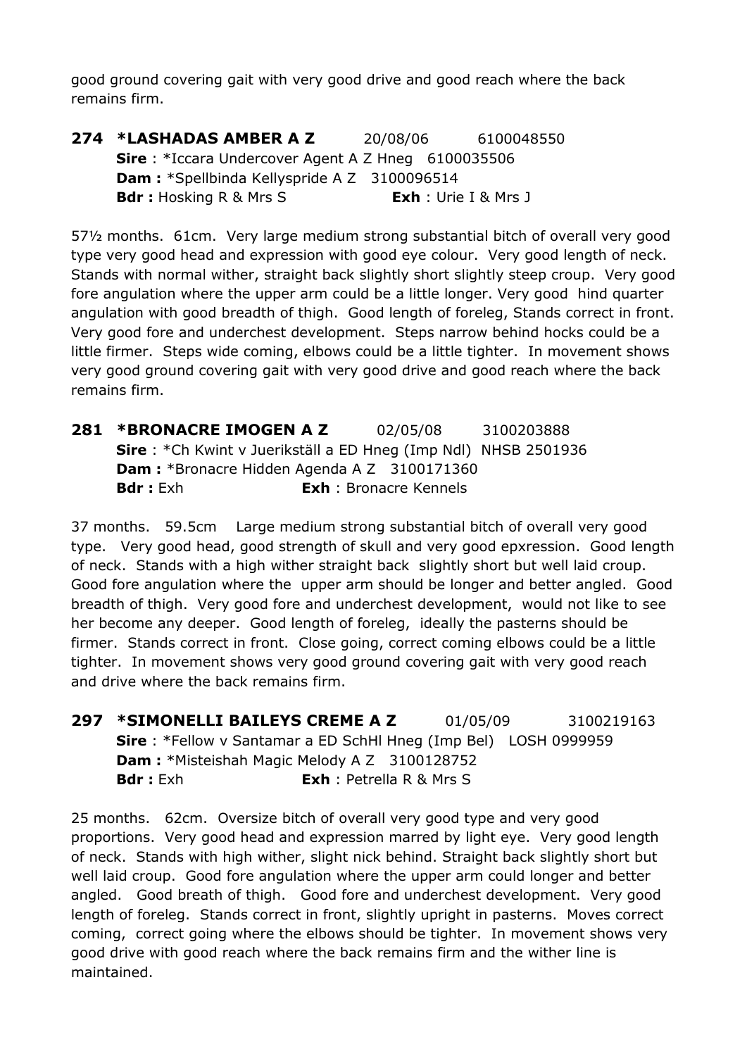good ground covering gait with very good drive and good reach where the back remains firm.

**274 \*LASHADAS AMBER A Z** 20/08/06 6100048550
**Sire** : \*Iccara Undercover Agent A Z Hneg 6100035506
**Dam :** \*Spellbinda Kellyspride A Z 3100096514
**Bdr :** Hosking R & Mrs S **Exh** : Urie I & Mrs J

57½ months. 61cm. Very large medium strong substantial bitch of overall very good type very good head and expression with good eye colour. Very good length of neck. Stands with normal wither, straight back slightly short slightly steep croup. Very good fore angulation where the upper arm could be a little longer. Very good hind quarter angulation with good breadth of thigh. Good length of foreleg, Stands correct in front. Very good fore and underchest development. Steps narrow behind hocks could be a little firmer. Steps wide coming, elbows could be a little tighter. In movement shows very good ground covering gait with very good drive and good reach where the back remains firm.

**281 \*BRONACRE IMOGEN A Z** 02/05/08 3100203888
**Sire** : \*Ch Kwint v Juerikställ a ED Hneg (Imp Ndl) NHSB 2501936
**Dam :** \*Bronacre Hidden Agenda A Z 3100171360
**Bdr :** Exh **Exh** : Bronacre Kennels

37 months. 59.5cm Large medium strong substantial bitch of overall very good type. Very good head, good strength of skull and very good epxression. Good length of neck. Stands with a high wither straight back slightly short but well laid croup. Good fore angulation where the upper arm should be longer and better angled. Good breadth of thigh. Very good fore and underchest development, would not like to see her become any deeper. Good length of foreleg, ideally the pasterns should be firmer. Stands correct in front. Close going, correct coming elbows could be a little tighter. In movement shows very good ground covering gait with very good reach and drive where the back remains firm.

**297 \*SIMONELLI BAILEYS CREME A Z** 01/05/09 3100219163
**Sire** : \*Fellow v Santamar a ED SchHl Hneg (Imp Bel) LOSH 0999959
**Dam :** \*Misteishah Magic Melody A Z 3100128752
**Bdr :** Exh **Exh** : Petrella R & Mrs S

25 months. 62cm. Oversize bitch of overall very good type and very good proportions. Very good head and expression marred by light eye. Very good length of neck. Stands with high wither, slight nick behind. Straight back slightly short but well laid croup. Good fore angulation where the upper arm could longer and better angled. Good breath of thigh. Good fore and underchest development. Very good length of foreleg. Stands correct in front, slightly upright in pasterns. Moves correct coming, correct going where the elbows should be tighter. In movement shows very good drive with good reach where the back remains firm and the wither line is maintained.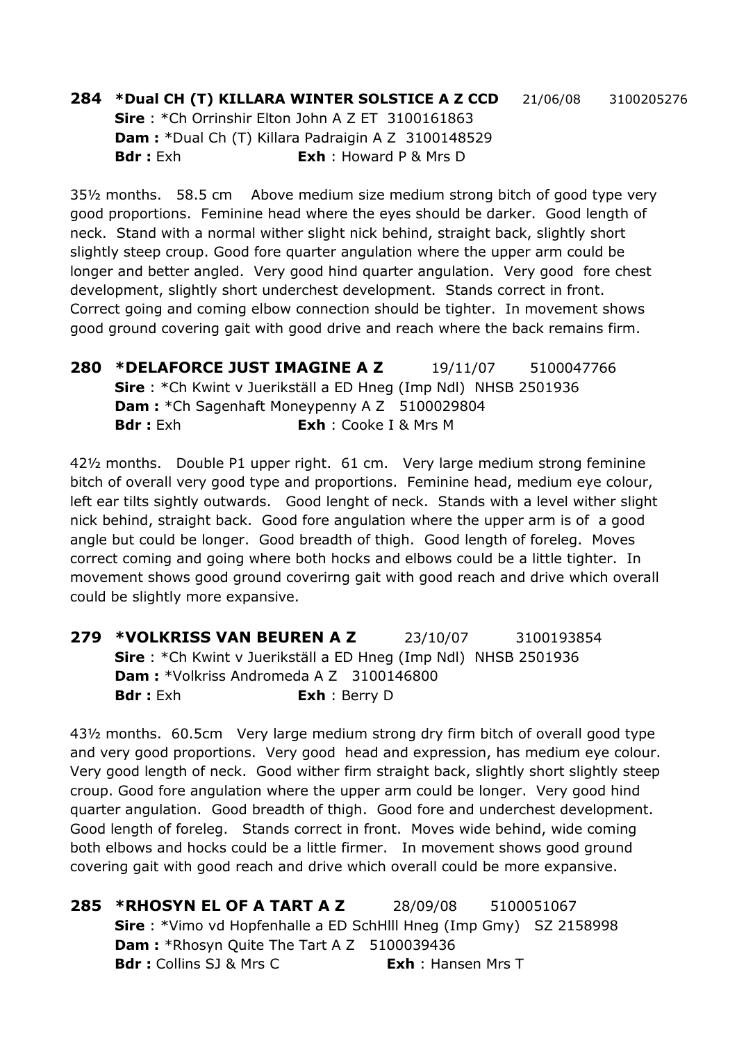**284 \*Dual CH (T) KILLARA WINTER SOLSTICE A Z CCD** 21/06/08 3100205276
**Sire** : \*Ch Orrinshir Elton John A Z ET 3100161863
**Dam :** \*Dual Ch (T) Killara Padraigin A Z 3100148529
**Bdr :** Exh **Exh** : Howard P & Mrs D

35½ months. 58.5 cm Above medium size medium strong bitch of good type very good proportions. Feminine head where the eyes should be darker. Good length of neck. Stand with a normal wither slight nick behind, straight back, slightly short slightly steep croup. Good fore quarter angulation where the upper arm could be longer and better angled. Very good hind quarter angulation. Very good fore chest development, slightly short underchest development. Stands correct in front. Correct going and coming elbow connection should be tighter. In movement shows good ground covering gait with good drive and reach where the back remains firm.

**280 \*DELAFORCE JUST IMAGINE A Z** 19/11/07 5100047766
**Sire** : \*Ch Kwint v Juerikställ a ED Hneg (Imp Ndl) NHSB 2501936
**Dam :** \*Ch Sagenhaft Moneypenny A Z 5100029804
**Bdr :** Exh **Exh** : Cooke I & Mrs M

42½ months. Double P1 upper right. 61 cm. Very large medium strong feminine bitch of overall very good type and proportions. Feminine head, medium eye colour, left ear tilts sightly outwards. Good lenght of neck. Stands with a level wither slight nick behind, straight back. Good fore angulation where the upper arm is of a good angle but could be longer. Good breadth of thigh. Good length of foreleg. Moves correct coming and going where both hocks and elbows could be a little tighter. In movement shows good ground coverirng gait with good reach and drive which overall could be slightly more expansive.

**279 \*VOLKRISS VAN BEUREN A Z** 23/10/07 3100193854
**Sire** : \*Ch Kwint v Juerikställ a ED Hneg (Imp Ndl) NHSB 2501936
**Dam :** \*Volkriss Andromeda A Z 3100146800
**Bdr :** Exh **Exh** : Berry D

43½ months. 60.5cm Very large medium strong dry firm bitch of overall good type and very good proportions. Very good head and expression, has medium eye colour. Very good length of neck. Good wither firm straight back, slightly short slightly steep croup. Good fore angulation where the upper arm could be longer. Very good hind quarter angulation. Good breadth of thigh. Good fore and underchest development. Good length of foreleg. Stands correct in front. Moves wide behind, wide coming both elbows and hocks could be a little firmer. In movement shows good ground covering gait with good reach and drive which overall could be more expansive.

**285 \*RHOSYN EL OF A TART A Z** 28/09/08 5100051067
**Sire** : \*Vimo vd Hopfenhalle a ED SchHIII Hneg (Imp Gmy) SZ 2158998
**Dam :** \*Rhosyn Quite The Tart A Z 5100039436
**Bdr :** Collins SJ & Mrs C **Exh** : Hansen Mrs T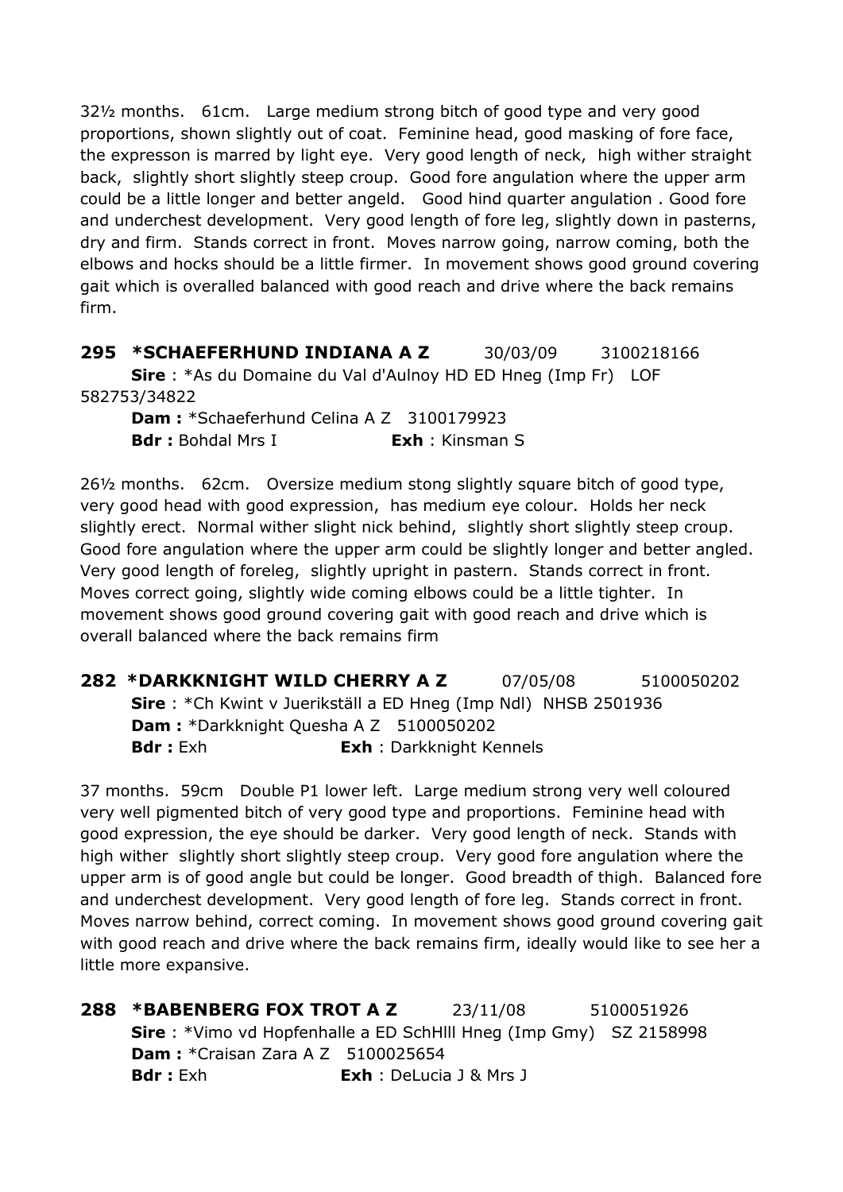32½ months. 61cm. Large medium strong bitch of good type and very good proportions, shown slightly out of coat. Feminine head, good masking of fore face, the expresson is marred by light eye. Very good length of neck, high wither straight back, slightly short slightly steep croup. Good fore angulation where the upper arm could be a little longer and better angeld. Good hind quarter angulation . Good fore and underchest development. Very good length of fore leg, slightly down in pasterns, dry and firm. Stands correct in front. Moves narrow going, narrow coming, both the elbows and hocks should be a little firmer. In movement shows good ground covering gait which is overalled balanced with good reach and drive where the back remains firm.

**295 *SCHAEFERHUND INDIANA A Z** 30/03/09 3100218166
**Sire** : *As du Domaine du Val d'Aulnoy HD ED Hneg (Imp Fr) LOF 582753/34822
**Dam :** *Schaeferhund Celina A Z 3100179923
**Bdr :** Bohdal Mrs I **Exh** : Kinsman S

26½ months. 62cm. Oversize medium stong slightly square bitch of good type, very good head with good expression, has medium eye colour. Holds her neck slightly erect. Normal wither slight nick behind, slightly short slightly steep croup. Good fore angulation where the upper arm could be slightly longer and better angled. Very good length of foreleg, slightly upright in pastern. Stands correct in front. Moves correct going, slightly wide coming elbows could be a little tighter. In movement shows good ground covering gait with good reach and drive which is overall balanced where the back remains firm

**282 *DARKKNIGHT WILD CHERRY A Z** 07/05/08 5100050202
**Sire** : *Ch Kwint v Juerikställ a ED Hneg (Imp Ndl) NHSB 2501936
**Dam :** *Darkknight Quesha A Z 5100050202
**Bdr :** Exh **Exh** : Darkknight Kennels

37 months. 59cm Double P1 lower left. Large medium strong very well coloured very well pigmented bitch of very good type and proportions. Feminine head with good expression, the eye should be darker. Very good length of neck. Stands with high wither slightly short slightly steep croup. Very good fore angulation where the upper arm is of good angle but could be longer. Good breadth of thigh. Balanced fore and underchest development. Very good length of fore leg. Stands correct in front. Moves narrow behind, correct coming. In movement shows good ground covering gait with good reach and drive where the back remains firm, ideally would like to see her a little more expansive.

**288 *BABENBERG FOX TROT A Z** 23/11/08 5100051926
**Sire** : *Vimo vd Hopfenhalle a ED SchHlll Hneg (Imp Gmy) SZ 2158998
**Dam :** *Craisan Zara A Z 5100025654
**Bdr :** Exh **Exh** : DeLucia J & Mrs J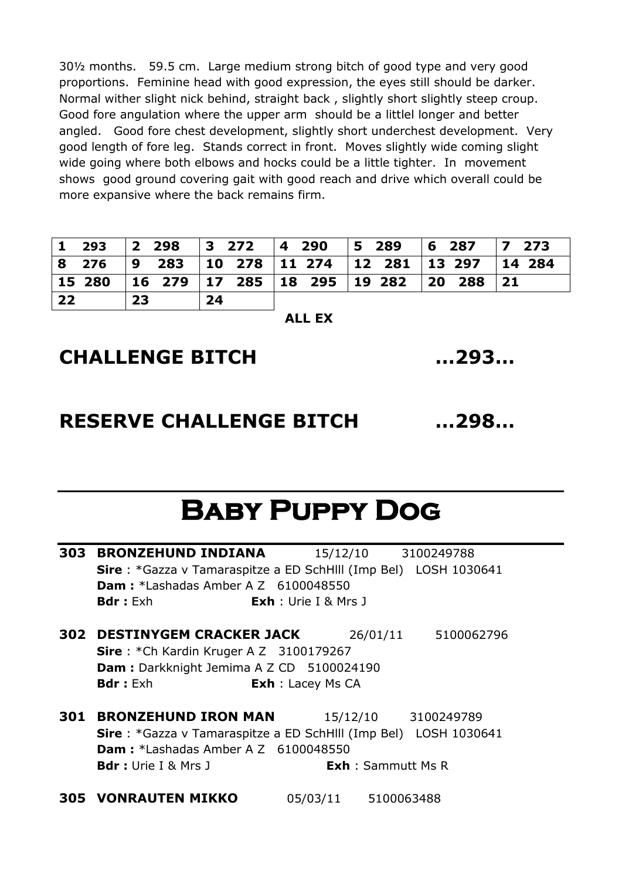30½ months. 59.5 cm. Large medium strong bitch of good type and very good proportions. Feminine head with good expression, the eyes still should be darker. Normal wither slight nick behind, straight back , slightly short slightly steep croup. Good fore angulation where the upper arm should be a littlel longer and better angled. Good fore chest development, slightly short underchest development. Very good length of fore leg. Stands correct in front. Moves slightly wide coming slight wide going where both elbows and hocks could be a little tighter. In movement shows good ground covering gait with good reach and drive which overall could be more expansive where the back remains firm.

| | | | | | | |
|---|---|---|---|---|---|---|
| **1 293** | **2 298** | **3 272** | **4 290** | **5 289** | **6 287** | **7 273** |
| **8 276** | **9 283** | **10 278** | **11 274** | **12 281** | **13 297** | **14 284** |
| **15 280** | **16 279** | **17 285** | **18 295** | **19 282** | **20 288** | **21** |
| **22** | **23** | **24** | | | | |

**ALL EX**

## CHALLENGE BITCH ...293...

## RESERVE CHALLENGE BITCH ...298...

# Baby Puppy Dog

**303 BRONZEHUND INDIANA** 15/12/10 3100249788
**Sire** : *Gazza v Tamaraspitze a ED SchHlll (Imp Bel) LOSH 1030641
**Dam :** *Lashadas Amber A Z 6100048550
**Bdr :** Exh **Exh** : Urie I & Mrs J

**302 DESTINYGEM CRACKER JACK** 26/01/11 5100062796
**Sire** : *Ch Kardin Kruger A Z 3100179267
**Dam :** Darkknight Jemima A Z CD 5100024190
**Bdr :** Exh **Exh** : Lacey Ms CA

**301 BRONZEHUND IRON MAN** 15/12/10 3100249789
**Sire** : *Gazza v Tamaraspitze a ED SchHlll (Imp Bel) LOSH 1030641
**Dam :** *Lashadas Amber A Z 6100048550
**Bdr :** Urie I & Mrs J **Exh** : Sammutt Ms R

**305 VONRAUTEN MIKKO** 05/03/11 5100063488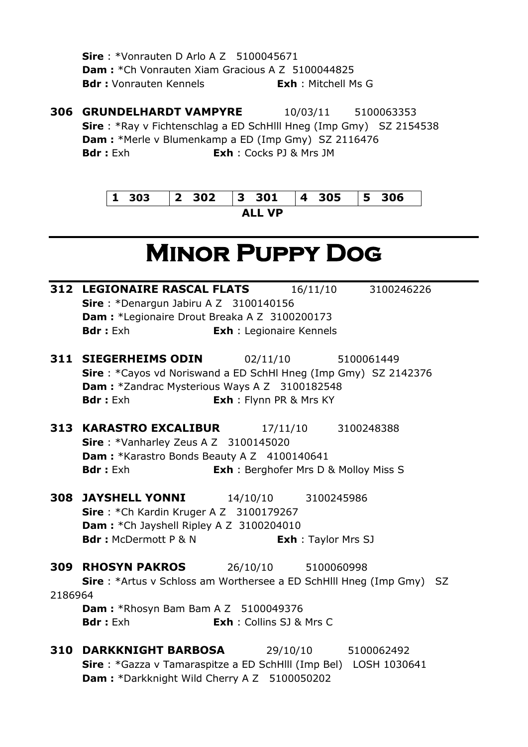**Sire** : *Vonrauten D Arlo A Z 5100045671
**Dam :** *Ch Vonrauten Xiam Gracious A Z 5100044825
**Bdr :** Vonrauten Kennels **Exh** : Mitchell Ms G

**306 GRUNDELHARDT VAMPYRE** 10/03/11 5100063353
**Sire** : *Ray v Fichtenschlag a ED SchHlll Hneg (Imp Gmy) SZ 2154538
**Dam :** *Merle v Blumenkamp a ED (Imp Gmy) SZ 2116476
**Bdr :** Exh **Exh** : Cocks PJ & Mrs JM

| 1 303 | 2 302 | 3 301 | 4 305 | 5 306 |
|---|---|---|---|---|

**ALL VP**

# Minor Puppy Dog

**312 LEGIONAIRE RASCAL FLATS** 16/11/10 3100246226
**Sire** : *Denargun Jabiru A Z 3100140156
**Dam :** *Legionaire Drout Breaka A Z 3100200173
**Bdr :** Exh **Exh** : Legionaire Kennels

**311 SIEGERHEIMS ODIN** 02/11/10 5100061449
**Sire** : *Cayos vd Noriswand a ED SchHl Hneg (Imp Gmy) SZ 2142376
**Dam :** *Zandrac Mysterious Ways A Z 3100182548
**Bdr :** Exh **Exh** : Flynn PR & Mrs KY

**313 KARASTRO EXCALIBUR** 17/11/10 3100248388
**Sire** : *Vanharley Zeus A Z 3100145020
**Dam :** *Karastro Bonds Beauty A Z 4100140641
**Bdr :** Exh **Exh** : Berghofer Mrs D & Molloy Miss S

**308 JAYSHELL YONNI** 14/10/10 3100245986
**Sire** : *Ch Kardin Kruger A Z 3100179267
**Dam :** *Ch Jayshell Ripley A Z 3100204010
**Bdr :** McDermott P & N **Exh** : Taylor Mrs SJ

**309 RHOSYN PAKROS** 26/10/10 5100060998
**Sire** : *Artus v Schloss am Worthersee a ED SchHlll Hneg (Imp Gmy) SZ 2186964
**Dam :** *Rhosyn Bam Bam A Z 5100049376
**Bdr :** Exh **Exh** : Collins SJ & Mrs C

**310 DARKKNIGHT BARBOSA** 29/10/10 5100062492
**Sire** : *Gazza v Tamaraspitze a ED SchHlll (Imp Bel) LOSH 1030641
**Dam :** *Darkknight Wild Cherry A Z 5100050202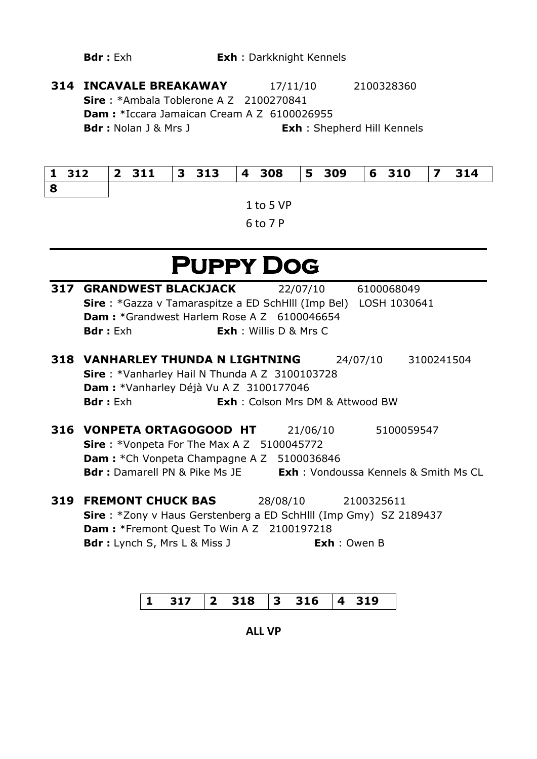**Bdr :** Exh **Exh** : Darkknight Kennels

**314 INCAVALE BREAKAWAY** 17/11/10 2100328360
**Sire** : *Ambala Toblerone A Z 2100270841
**Dam :** *Iccara Jamaican Cream A Z 6100026955
**Bdr :** Nolan J & Mrs J **Exh** : Shepherd Hill Kennels

| 1 312 | 2 311 | 3 313 | 4 308 | 5 309 | 6 310 | 7 314 |
|---|---|---|---|---|---|---|
| 8 | | | | | | |

1 to 5 VP

6 to 7 P

# PUPPY DOG

**317 GRANDWEST BLACKJACK** 22/07/10 6100068049
**Sire** : *Gazza v Tamaraspitze a ED SchHlll (Imp Bel) LOSH 1030641
**Dam :** *Grandwest Harlem Rose A Z 6100046654
**Bdr :** Exh **Exh** : Willis D & Mrs C

**318 VANHARLEY THUNDA N LIGHTNING** 24/07/10 3100241504
**Sire** : *Vanharley Hail N Thunda A Z 3100103728
**Dam :** *Vanharley Déjà Vu A Z 3100177046
**Bdr :** Exh **Exh** : Colson Mrs DM & Attwood BW

**316 VONPETA ORTAGOGOOD HT** 21/06/10 5100059547
**Sire** : *Vonpeta For The Max A Z 5100045772
**Dam :** *Ch Vonpeta Champagne A Z 5100036846
**Bdr :** Damarell PN & Pike Ms JE **Exh** : Vondoussa Kennels & Smith Ms CL

**319 FREMONT CHUCK BAS** 28/08/10 2100325611
**Sire** : *Zony v Haus Gerstenberg a ED SchHlll (Imp Gmy) SZ 2189437
**Dam :** *Fremont Quest To Win A Z 2100197218
**Bdr :** Lynch S, Mrs L & Miss J **Exh** : Owen B

| 1 317 | 2 318 | 3 316 | 4 319 |
|---|---|---|---|

**ALL VP**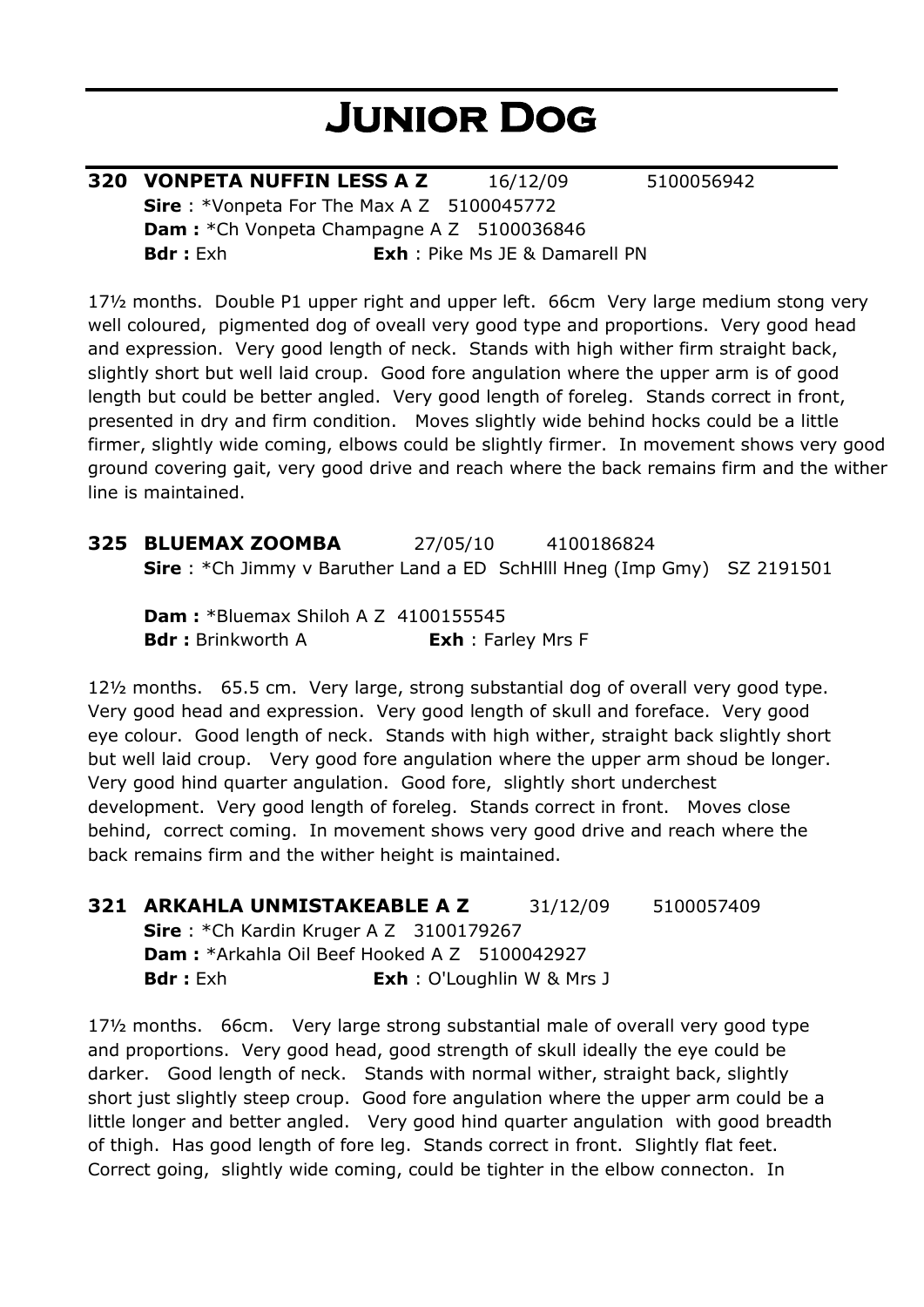# Junior Dog

**320 VONPETA NUFFIN LESS A Z** 16/12/09 5100056942
**Sire** : *Vonpeta For The Max A Z 5100045772
**Dam :** *Ch Vonpeta Champagne A Z 5100036846
**Bdr :** Exh **Exh** : Pike Ms JE & Damarell PN

17½ months. Double P1 upper right and upper left. 66cm Very large medium stong very well coloured, pigmented dog of oveall very good type and proportions. Very good head and expression. Very good length of neck. Stands with high wither firm straight back, slightly short but well laid croup. Good fore angulation where the upper arm is of good length but could be better angled. Very good length of foreleg. Stands correct in front, presented in dry and firm condition. Moves slightly wide behind hocks could be a little firmer, slightly wide coming, elbows could be slightly firmer. In movement shows very good ground covering gait, very good drive and reach where the back remains firm and the wither line is maintained.

**325 BLUEMAX ZOOMBA** 27/05/10 4100186824
**Sire** : *Ch Jimmy v Baruther Land a ED SchHlll Hneg (Imp Gmy) SZ 2191501

**Dam :** *Bluemax Shiloh A Z 4100155545
**Bdr :** Brinkworth A **Exh** : Farley Mrs F

12½ months. 65.5 cm. Very large, strong substantial dog of overall very good type. Very good head and expression. Very good length of skull and foreface. Very good eye colour. Good length of neck. Stands with high wither, straight back slightly short but well laid croup. Very good fore angulation where the upper arm shoud be longer. Very good hind quarter angulation. Good fore, slightly short underchest development. Very good length of foreleg. Stands correct in front. Moves close behind, correct coming. In movement shows very good drive and reach where the back remains firm and the wither height is maintained.

**321 ARKAHLA UNMISTAKEABLE A Z** 31/12/09 5100057409
**Sire** : *Ch Kardin Kruger A Z 3100179267
**Dam :** *Arkahla Oil Beef Hooked A Z 5100042927
**Bdr :** Exh **Exh** : O'Loughlin W & Mrs J

17½ months. 66cm. Very large strong substantial male of overall very good type and proportions. Very good head, good strength of skull ideally the eye could be darker. Good length of neck. Stands with normal wither, straight back, slightly short just slightly steep croup. Good fore angulation where the upper arm could be a little longer and better angled. Very good hind quarter angulation with good breadth of thigh. Has good length of fore leg. Stands correct in front. Slightly flat feet. Correct going, slightly wide coming, could be tighter in the elbow connecton. In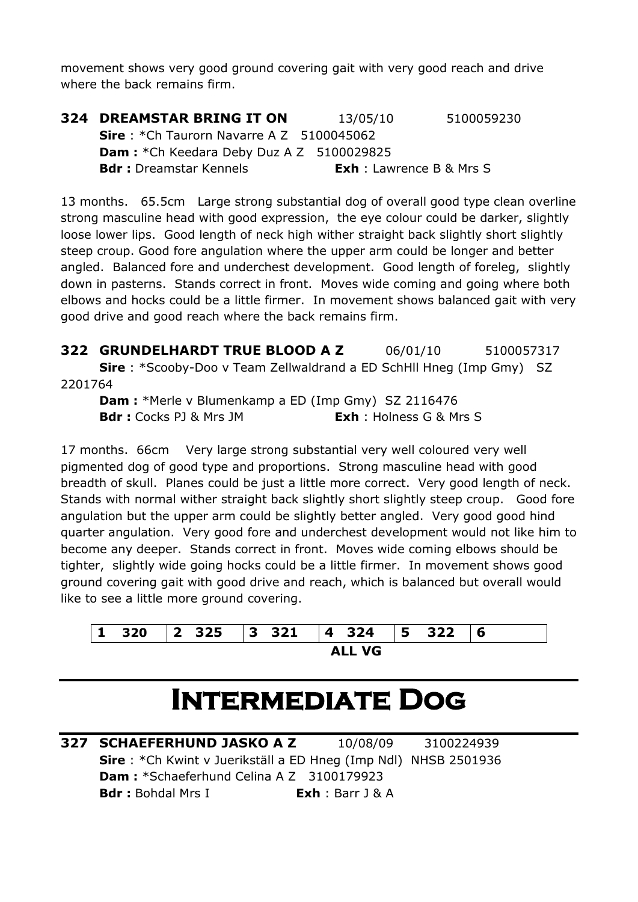movement shows very good ground covering gait with very good reach and drive where the back remains firm.

**324 DREAMSTAR BRING IT ON** 13/05/10 5100059230
**Sire** : *Ch Taurorn Navarre A Z 5100045062
**Dam :** *Ch Keedara Deby Duz A Z 5100029825
**Bdr :** Dreamstar Kennels **Exh** : Lawrence B & Mrs S

13 months. 65.5cm Large strong substantial dog of overall good type clean overline strong masculine head with good expression, the eye colour could be darker, slightly loose lower lips. Good length of neck high wither straight back slightly short slightly steep croup. Good fore angulation where the upper arm could be longer and better angled. Balanced fore and underchest development. Good length of foreleg, slightly down in pasterns. Stands correct in front. Moves wide coming and going where both elbows and hocks could be a little firmer. In movement shows balanced gait with very good drive and good reach where the back remains firm.

**322 GRUNDELHARDT TRUE BLOOD A Z** 06/01/10 5100057317
**Sire** : *Scooby-Doo v Team Zellwaldrand a ED SchHII Hneg (Imp Gmy) SZ 2201764
**Dam :** *Merle v Blumenkamp a ED (Imp Gmy) SZ 2116476
**Bdr :** Cocks PJ & Mrs JM **Exh** : Holness G & Mrs S

17 months. 66cm Very large strong substantial very well coloured very well pigmented dog of good type and proportions. Strong masculine head with good breadth of skull. Planes could be just a little more correct. Very good length of neck. Stands with normal wither straight back slightly short slightly steep croup. Good fore angulation but the upper arm could be slightly better angled. Very good good hind quarter angulation. Very good fore and underchest development would not like him to become any deeper. Stands correct in front. Moves wide coming elbows should be tighter, slightly wide going hocks could be a little firmer. In movement shows good ground covering gait with good drive and reach, which is balanced but overall would like to see a little more ground covering.

| 1 | 320 | 2 | 325 | 3 | 321 | 4 | 324 | 5 | 322 | 6 | |
|---|---|---|---|---|---|---|---|---|---|---|---|

**ALL VG**

# Intermediate Dog

**327 SCHAEFERHUND JASKO A Z** 10/08/09 3100224939
**Sire** : *Ch Kwint v Juerikställ a ED Hneg (Imp Ndl) NHSB 2501936
**Dam :** *Schaeferhund Celina A Z 3100179923
**Bdr :** Bohdal Mrs I **Exh** : Barr J & A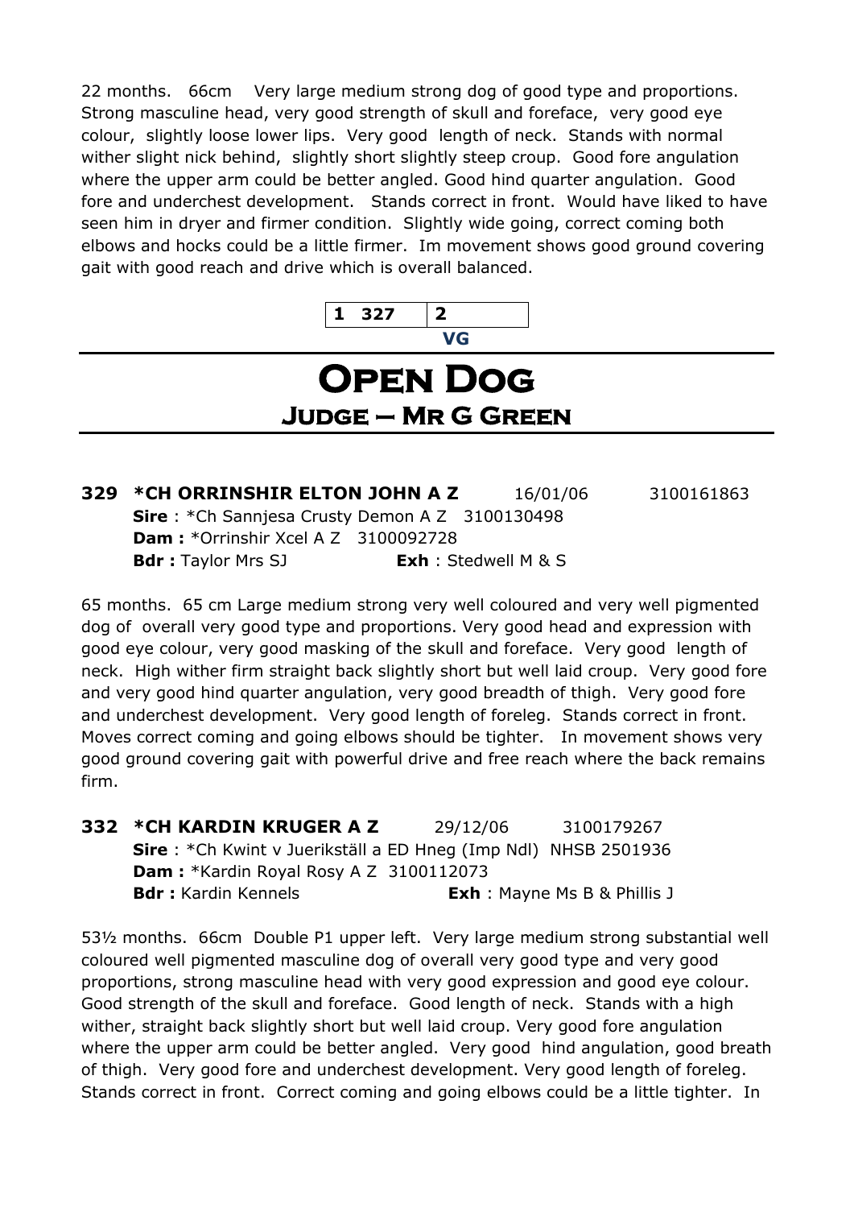22 months. 66cm Very large medium strong dog of good type and proportions. Strong masculine head, very good strength of skull and foreface, very good eye colour, slightly loose lower lips. Very good length of neck. Stands with normal wither slight nick behind, slightly short slightly steep croup. Good fore angulation where the upper arm could be better angled. Good hind quarter angulation. Good fore and underchest development. Stands correct in front. Would have liked to have seen him in dryer and firmer condition. Slightly wide going, correct coming both elbows and hocks could be a little firmer. Im movement shows good ground covering gait with good reach and drive which is overall balanced.

| 1 327 | 2 |
|---|---|
| | VG |

# Open Dog

## Judge – Mr G Green

**329 \*CH ORRINSHIR ELTON JOHN A Z** 16/01/06 3100161863
**Sire** : *Ch Sannjesa Crusty Demon A Z 3100130498
**Dam :** *Orrinshir Xcel A Z 3100092728
**Bdr :** Taylor Mrs SJ **Exh** : Stedwell M & S

65 months. 65 cm Large medium strong very well coloured and very well pigmented dog of overall very good type and proportions. Very good head and expression with good eye colour, very good masking of the skull and foreface. Very good length of neck. High wither firm straight back slightly short but well laid croup. Very good fore and very good hind quarter angulation, very good breadth of thigh. Very good fore and underchest development. Very good length of foreleg. Stands correct in front. Moves correct coming and going elbows should be tighter. In movement shows very good ground covering gait with powerful drive and free reach where the back remains firm.

**332 \*CH KARDIN KRUGER A Z** 29/12/06 3100179267
**Sire** : *Ch Kwint v Juerikställ a ED Hneg (Imp Ndl) NHSB 2501936
**Dam :** *Kardin Royal Rosy A Z 3100112073
**Bdr :** Kardin Kennels **Exh** : Mayne Ms B & Phillis J

53½ months. 66cm Double P1 upper left. Very large medium strong substantial well coloured well pigmented masculine dog of overall very good type and very good proportions, strong masculine head with very good expression and good eye colour. Good strength of the skull and foreface. Good length of neck. Stands with a high wither, straight back slightly short but well laid croup. Very good fore angulation where the upper arm could be better angled. Very good hind angulation, good breath of thigh. Very good fore and underchest development. Very good length of foreleg. Stands correct in front. Correct coming and going elbows could be a little tighter. In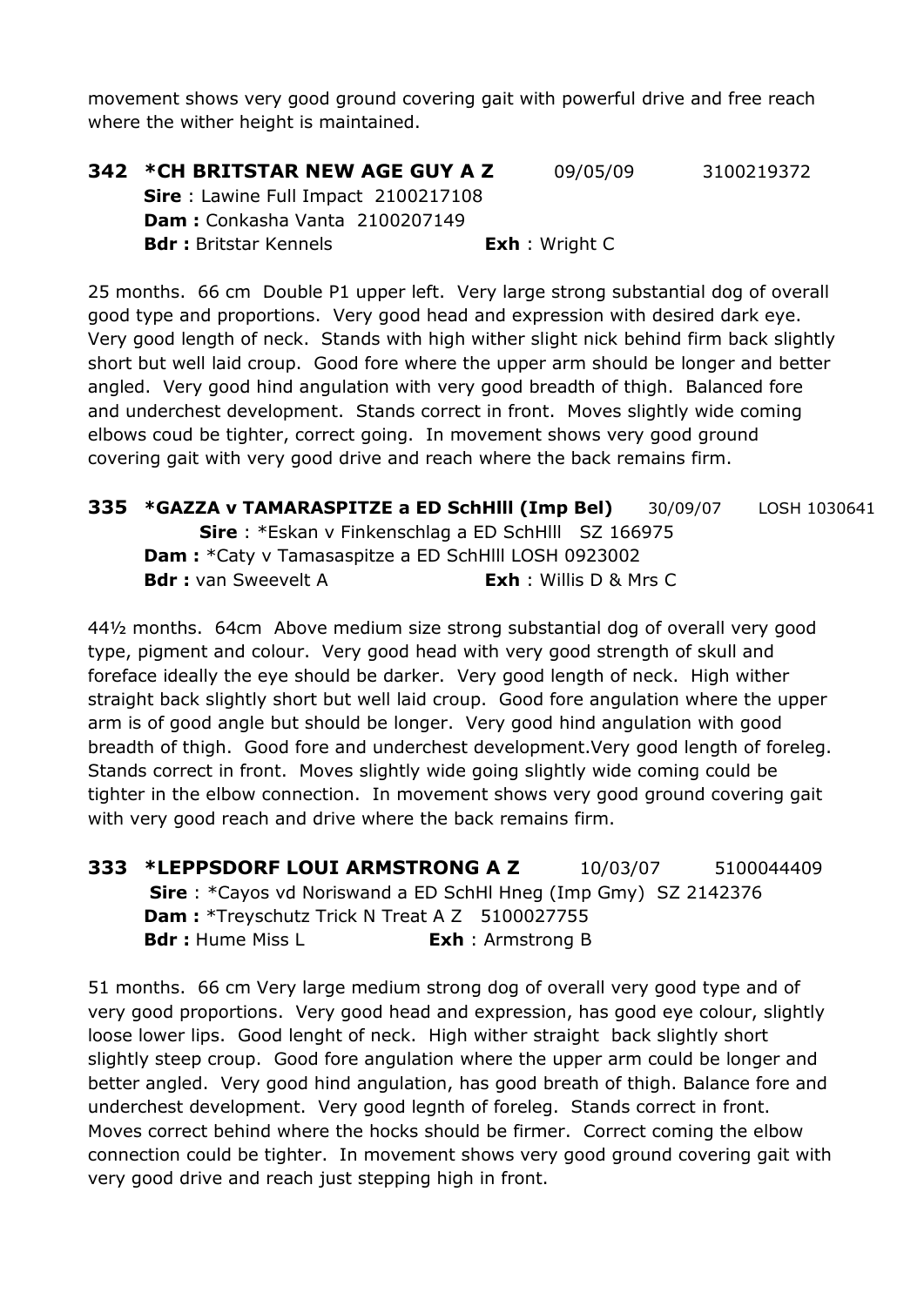movement shows very good ground covering gait with powerful drive and free reach where the wither height is maintained.

**342 *CH BRITSTAR NEW AGE GUY A Z** 09/05/09 3100219372
**Sire** : Lawine Full Impact 2100217108
**Dam :** Conkasha Vanta 2100207149
**Bdr :** Britstar Kennels **Exh** : Wright C

25 months. 66 cm Double P1 upper left. Very large strong substantial dog of overall good type and proportions. Very good head and expression with desired dark eye. Very good length of neck. Stands with high wither slight nick behind firm back slightly short but well laid croup. Good fore where the upper arm should be longer and better angled. Very good hind angulation with very good breadth of thigh. Balanced fore and underchest development. Stands correct in front. Moves slightly wide coming elbows coud be tighter, correct going. In movement shows very good ground covering gait with very good drive and reach where the back remains firm.

**335 *GAZZA v TAMARASPITZE a ED SchHlll (Imp Bel)** 30/09/07 LOSH 1030641
**Sire** : *Eskan v Finkenschlag a ED SchHlll SZ 166975
**Dam :** *Caty v Tamasaspitze a ED SchHlll LOSH 0923002
**Bdr :** van Sweevelt A **Exh** : Willis D & Mrs C

44½ months. 64cm Above medium size strong substantial dog of overall very good type, pigment and colour. Very good head with very good strength of skull and foreface ideally the eye should be darker. Very good length of neck. High wither straight back slightly short but well laid croup. Good fore angulation where the upper arm is of good angle but should be longer. Very good hind angulation with good breadth of thigh. Good fore and underchest development.Very good length of foreleg. Stands correct in front. Moves slightly wide going slightly wide coming could be tighter in the elbow connection. In movement shows very good ground covering gait with very good reach and drive where the back remains firm.

**333 *LEPPSDORF LOUI ARMSTRONG A Z** 10/03/07 5100044409
**Sire** : *Cayos vd Noriswand a ED SchHl Hneg (Imp Gmy) SZ 2142376
**Dam :** *Treyschutz Trick N Treat A Z 5100027755
**Bdr :** Hume Miss L **Exh** : Armstrong B

51 months. 66 cm Very large medium strong dog of overall very good type and of very good proportions. Very good head and expression, has good eye colour, slightly loose lower lips. Good lenght of neck. High wither straight back slightly short slightly steep croup. Good fore angulation where the upper arm could be longer and better angled. Very good hind angulation, has good breath of thigh. Balance fore and underchest development. Very good legnth of foreleg. Stands correct in front. Moves correct behind where the hocks should be firmer. Correct coming the elbow connection could be tighter. In movement shows very good ground covering gait with very good drive and reach just stepping high in front.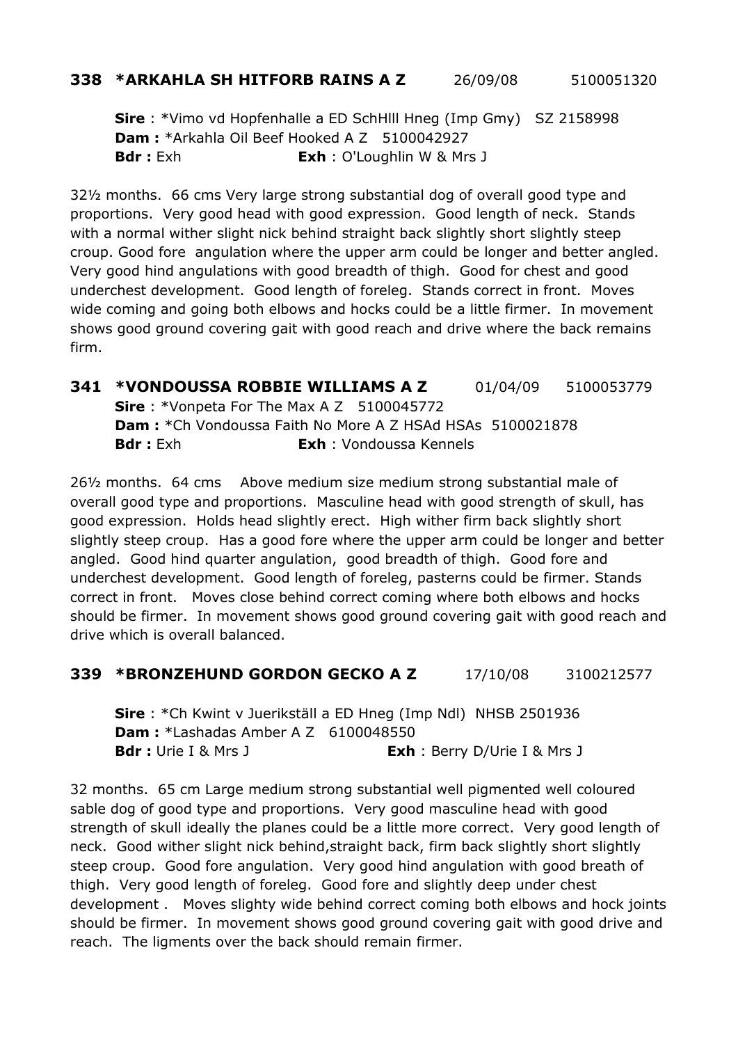### **338 \*ARKAHLA SH HITFORB RAINS A Z** 26/09/08 5100051320

**Sire** : \*Vimo vd Hopfenhalle a ED SchHlll Hneg (Imp Gmy) SZ 2158998
**Dam :** \*Arkahla Oil Beef Hooked A Z 5100042927
**Bdr :** Exh **Exh** : O'Loughlin W & Mrs J

32½ months. 66 cms Very large strong substantial dog of overall good type and proportions. Very good head with good expression. Good length of neck. Stands with a normal wither slight nick behind straight back slightly short slightly steep croup. Good fore angulation where the upper arm could be longer and better angled. Very good hind angulations with good breadth of thigh. Good for chest and good underchest development. Good length of foreleg. Stands correct in front. Moves wide coming and going both elbows and hocks could be a little firmer. In movement shows good ground covering gait with good reach and drive where the back remains firm.

### **341 \*VONDOUSSA ROBBIE WILLIAMS A Z** 01/04/09 5100053779

**Sire** : \*Vonpeta For The Max A Z 5100045772
**Dam :** \*Ch Vondoussa Faith No More A Z HSAd HSAs 5100021878
**Bdr :** Exh **Exh** : Vondoussa Kennels

26½ months. 64 cms Above medium size medium strong substantial male of overall good type and proportions. Masculine head with good strength of skull, has good expression. Holds head slightly erect. High wither firm back slightly short slightly steep croup. Has a good fore where the upper arm could be longer and better angled. Good hind quarter angulation, good breadth of thigh. Good fore and underchest development. Good length of foreleg, pasterns could be firmer. Stands correct in front. Moves close behind correct coming where both elbows and hocks should be firmer. In movement shows good ground covering gait with good reach and drive which is overall balanced.

### **339 \*BRONZEHUND GORDON GECKO A Z** 17/10/08 3100212577

**Sire** : \*Ch Kwint v Juerikställ a ED Hneg (Imp Ndl) NHSB 2501936
**Dam :** \*Lashadas Amber A Z 6100048550
**Bdr :** Urie I & Mrs J **Exh** : Berry D/Urie I & Mrs J

32 months. 65 cm Large medium strong substantial well pigmented well coloured sable dog of good type and proportions. Very good masculine head with good strength of skull ideally the planes could be a little more correct. Very good length of neck. Good wither slight nick behind,straight back, firm back slightly short slightly steep croup. Good fore angulation. Very good hind angulation with good breath of thigh. Very good length of foreleg. Good fore and slightly deep under chest development . Moves slighty wide behind correct coming both elbows and hock joints should be firmer. In movement shows good ground covering gait with good drive and reach. The ligments over the back should remain firmer.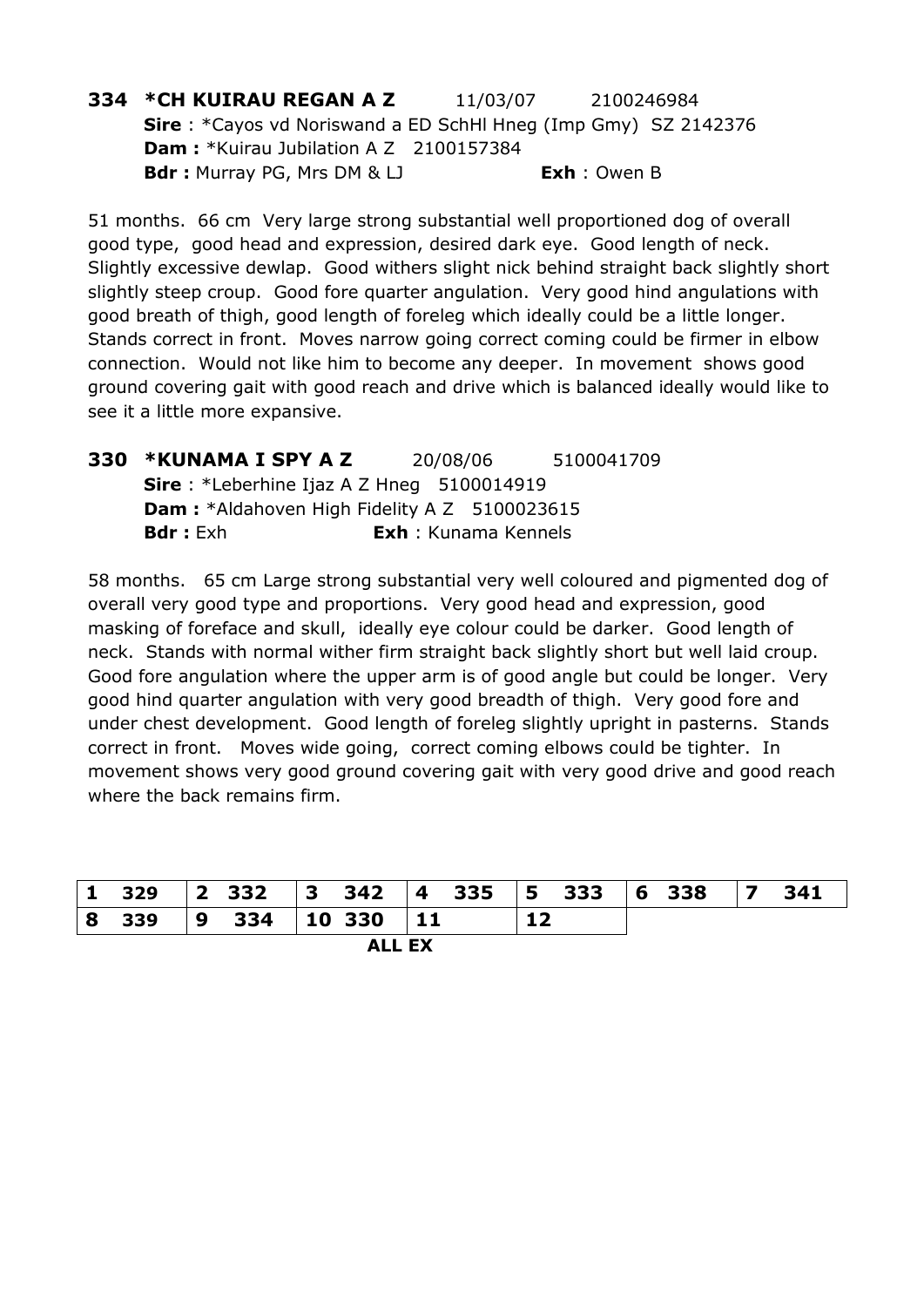**334 *CH KUIRAU REGAN A Z** 11/03/07 2100246984
**Sire** : *Cayos vd Noriswand a ED SchHl Hneg (Imp Gmy) SZ 2142376
**Dam :** *Kuirau Jubilation A Z 2100157384
**Bdr :** Murray PG, Mrs DM & LJ **Exh** : Owen B

51 months. 66 cm Very large strong substantial well proportioned dog of overall good type, good head and expression, desired dark eye. Good length of neck. Slightly excessive dewlap. Good withers slight nick behind straight back slightly short slightly steep croup. Good fore quarter angulation. Very good hind angulations with good breath of thigh, good length of foreleg which ideally could be a little longer. Stands correct in front. Moves narrow going correct coming could be firmer in elbow connection. Would not like him to become any deeper. In movement shows good ground covering gait with good reach and drive which is balanced ideally would like to see it a little more expansive.

**330 *KUNAMA I SPY A Z** 20/08/06 5100041709
**Sire** : *Leberhine Ijaz A Z Hneg 5100014919
**Dam :** *Aldahoven High Fidelity A Z 5100023615
**Bdr :** Exh **Exh** : Kunama Kennels

58 months. 65 cm Large strong substantial very well coloured and pigmented dog of overall very good type and proportions. Very good head and expression, good masking of foreface and skull, ideally eye colour could be darker. Good length of neck. Stands with normal wither firm straight back slightly short but well laid croup. Good fore angulation where the upper arm is of good angle but could be longer. Very good hind quarter angulation with very good breadth of thigh. Very good fore and under chest development. Good length of foreleg slightly upright in pasterns. Stands correct in front. Moves wide going, correct coming elbows could be tighter. In movement shows very good ground covering gait with very good drive and good reach where the back remains firm.

| | | | | | | |
|---|---|---|---|---|---|---|
| **1 329** | **2 332** | **3 342** | **4 335** | **5 333** | **6 338** | **7 341** |
| **8 339** | **9 334** | **10 330** | **11** | **12** | | |

**ALL EX**